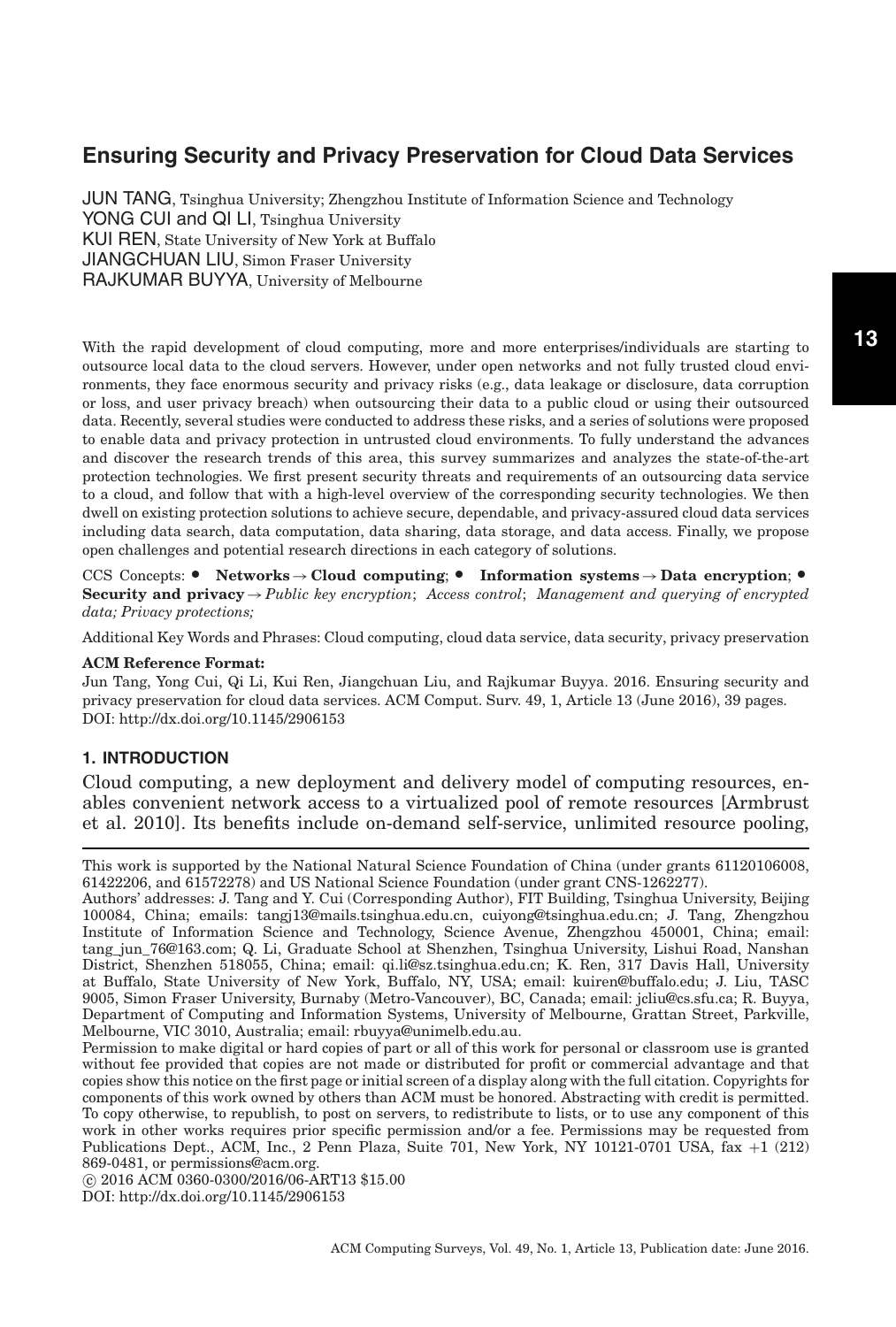# Ensuring Security and Privacy Preservation for Cloud Data Services

JUN TANG, Tsinghua University; Zhengzhou Institute of Information Science and Technology
YONG CUI and QI LI, Tsinghua University
KUI REN, State University of New York at Buffalo
JIANGCHUAN LIU, Simon Fraser University
RAJKUMAR BUYYA, University of Melbourne

With the rapid development of cloud computing, more and more enterprises/individuals are starting to outsource local data to the cloud servers. However, under open networks and not fully trusted cloud environments, they face enormous security and privacy risks (e.g., data leakage or disclosure, data corruption or loss, and user privacy breach) when outsourcing their data to a public cloud or using their outsourced data. Recently, several studies were conducted to address these risks, and a series of solutions were proposed to enable data and privacy protection in untrusted cloud environments. To fully understand the advances and discover the research trends of this area, this survey summarizes and analyzes the state-of-the-art protection technologies. We first present security threats and requirements of an outsourcing data service to a cloud, and follow that with a high-level overview of the corresponding security technologies. We then dwell on existing protection solutions to achieve secure, dependable, and privacy-assured cloud data services including data search, data computation, data sharing, data storage, and data access. Finally, we propose open challenges and potential research directions in each category of solutions.

CCS Concepts: • **Networks → Cloud computing**; • **Information systems → Data encryption**; • **Security and privacy →** *Public key encryption*; *Access control*; *Management and querying of encrypted data; Privacy protections;*

Additional Key Words and Phrases: Cloud computing, cloud data service, data security, privacy preservation

**ACM Reference Format:**
Jun Tang, Yong Cui, Qi Li, Kui Ren, Jiangchuan Liu, and Rajkumar Buyya. 2016. Ensuring security and privacy preservation for cloud data services. ACM Comput. Surv. 49, 1, Article 13 (June 2016), 39 pages.
DOI: http://dx.doi.org/10.1145/2906153

## 1. INTRODUCTION

Cloud computing, a new deployment and delivery model of computing resources, enables convenient network access to a virtualized pool of remote resources [Armbrust et al. 2010]. Its benefits include on-demand self-service, unlimited resource pooling,

---

This work is supported by the National Natural Science Foundation of China (under grants 61120106008, 61422206, and 61572278) and US National Science Foundation (under grant CNS-1262277).

Authors' addresses: J. Tang and Y. Cui (Corresponding Author), FIT Building, Tsinghua University, Beijing 100084, China; emails: tangj13@mails.tsinghua.edu.cn, cuiyong@tsinghua.edu.cn; J. Tang, Zhengzhou Institute of Information Science and Technology, Science Avenue, Zhengzhou 450001, China; email: tang_jun_76@163.com; Q. Li, Graduate School at Shenzhen, Tsinghua University, Lishui Road, Nanshan District, Shenzhen 518055, China; email: qi.li@sz.tsinghua.edu.cn; K. Ren, 317 Davis Hall, University at Buffalo, State University of New York, Buffalo, NY, USA; email: kuiren@buffalo.edu; J. Liu, TASC 9005, Simon Fraser University, Burnaby (Metro-Vancouver), BC, Canada; email: jcliu@cs.sfu.ca; R. Buyya, Department of Computing and Information Systems, University of Melbourne, Grattan Street, Parkville, Melbourne, VIC 3010, Australia; email: rbuyya@unimelb.edu.au.

Permission to make digital or hard copies of part or all of this work for personal or classroom use is granted without fee provided that copies are not made or distributed for profit or commercial advantage and that copies show this notice on the first page or initial screen of a display along with the full citation. Copyrights for components of this work owned by others than ACM must be honored. Abstracting with credit is permitted. To copy otherwise, to republish, to post on servers, to redistribute to lists, or to use any component of this work in other works requires prior specific permission and/or a fee. Permissions may be requested from Publications Dept., ACM, Inc., 2 Penn Plaza, Suite 701, New York, NY 10121-0701 USA, fax +1 (212) 869-0481, or permissions@acm.org.

© 2016 ACM 0360-0300/2016/06-ART13 $15.00
DOI: http://dx.doi.org/10.1145/2906153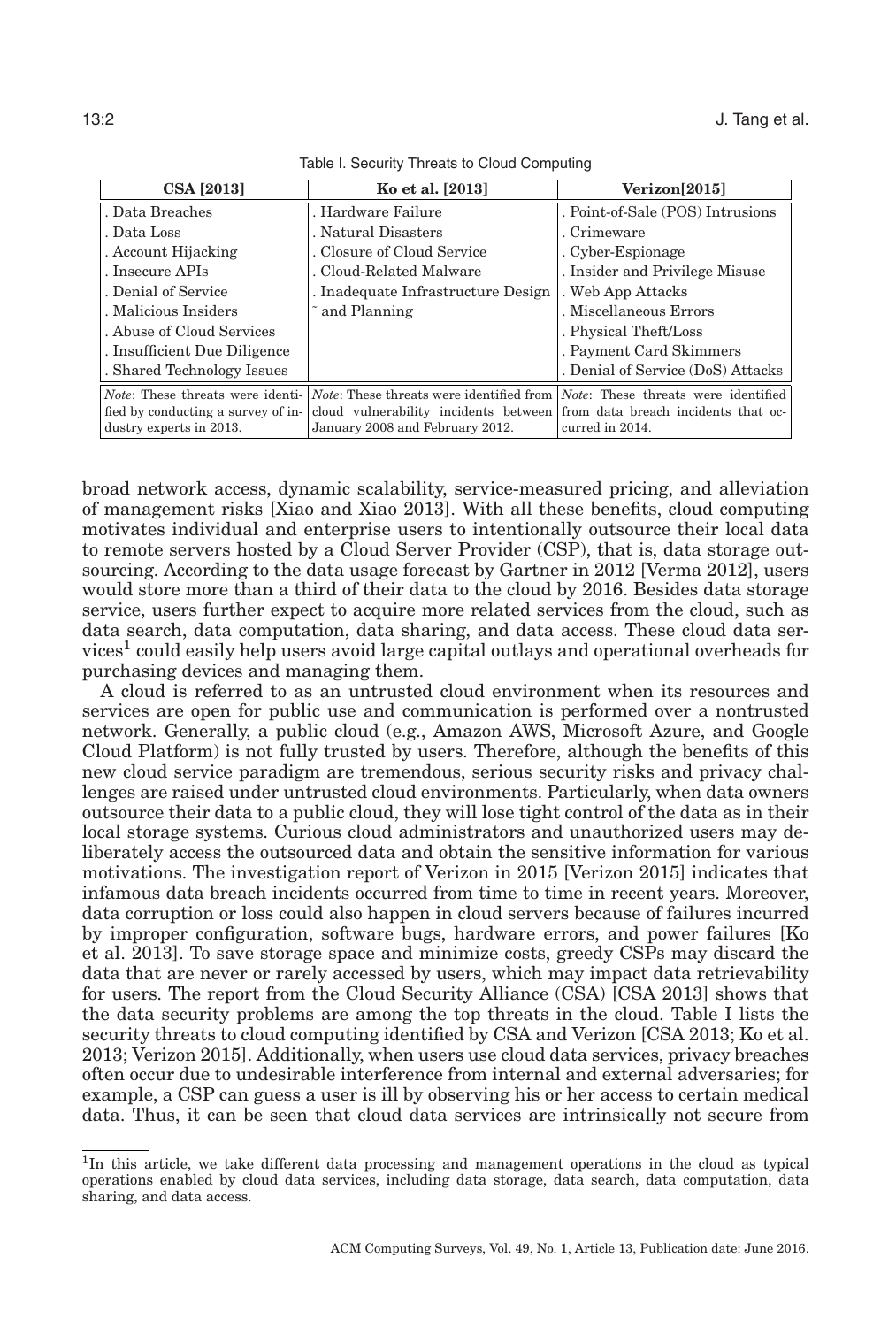Table I. Security Threats to Cloud Computing

| CSA [2013] | Ko et al. [2013] | Verizon[2015] |
|---|---|---|
| . Data Breaches | . Hardware Failure | . Point-of-Sale (POS) Intrusions |
| . Data Loss | . Natural Disasters | . Crimeware |
| . Account Hijacking | . Closure of Cloud Service | . Cyber-Espionage |
| . Insecure APIs | . Cloud-Related Malware | . Insider and Privilege Misuse |
| . Denial of Service | . Inadequate Infrastructure Design and Planning | . Web App Attacks |
| . Malicious Insiders | | . Miscellaneous Errors |
| . Abuse of Cloud Services | | . Physical Theft/Loss |
| . Insufficient Due Diligence | | . Payment Card Skimmers |
| . Shared Technology Issues | | . Denial of Service (DoS) Attacks |
| *Note*: These threats were identified by conducting a survey of industry experts in 2013. | *Note*: These threats were identified from cloud vulnerability incidents between January 2008 and February 2012. | *Note*: These threats were identified from data breach incidents that occurred in 2014. |

broad network access, dynamic scalability, service-measured pricing, and alleviation of management risks [Xiao and Xiao 2013]. With all these benefits, cloud computing motivates individual and enterprise users to intentionally outsource their local data to remote servers hosted by a Cloud Server Provider (CSP), that is, data storage outsourcing. According to the data usage forecast by Gartner in 2012 [Verma 2012], users would store more than a third of their data to the cloud by 2016. Besides data storage service, users further expect to acquire more related services from the cloud, such as data search, data computation, data sharing, and data access. These cloud data services[1] could easily help users avoid large capital outlays and operational overheads for purchasing devices and managing them.

A cloud is referred to as an untrusted cloud environment when its resources and services are open for public use and communication is performed over a nontrusted network. Generally, a public cloud (e.g., Amazon AWS, Microsoft Azure, and Google Cloud Platform) is not fully trusted by users. Therefore, although the benefits of this new cloud service paradigm are tremendous, serious security risks and privacy challenges are raised under untrusted cloud environments. Particularly, when data owners outsource their data to a public cloud, they will lose tight control of the data as in their local storage systems. Curious cloud administrators and unauthorized users may deliberately access the outsourced data and obtain the sensitive information for various motivations. The investigation report of Verizon in 2015 [Verizon 2015] indicates that infamous data breach incidents occurred from time to time in recent years. Moreover, data corruption or loss could also happen in cloud servers because of failures incurred by improper configuration, software bugs, hardware errors, and power failures [Ko et al. 2013]. To save storage space and minimize costs, greedy CSPs may discard the data that are never or rarely accessed by users, which may impact data retrievability for users. The report from the Cloud Security Alliance (CSA) [CSA 2013] shows that the data security problems are among the top threats in the cloud. Table I lists the security threats to cloud computing identified by CSA and Verizon [CSA 2013; Ko et al. 2013; Verizon 2015]. Additionally, when users use cloud data services, privacy breaches often occur due to undesirable interference from internal and external adversaries; for example, a CSP can guess a user is ill by observing his or her access to certain medical data. Thus, it can be seen that cloud data services are intrinsically not secure from

[1]In this article, we take different data processing and management operations in the cloud as typical operations enabled by cloud data services, including data storage, data search, data computation, data sharing, and data access.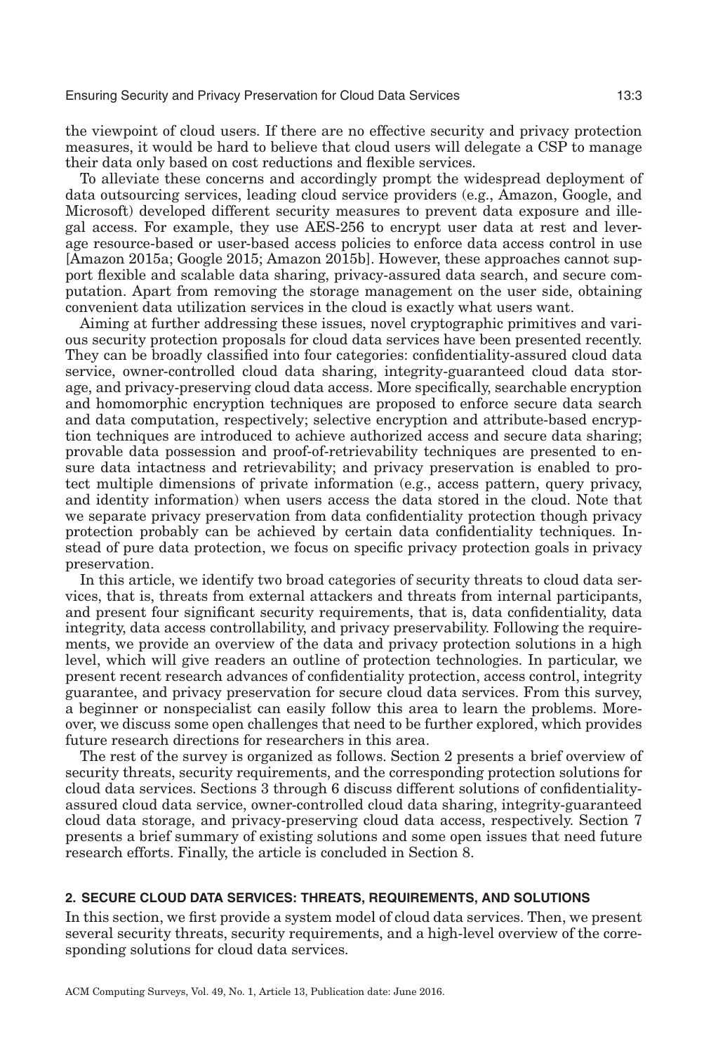the viewpoint of cloud users. If there are no effective security and privacy protection measures, it would be hard to believe that cloud users will delegate a CSP to manage their data only based on cost reductions and flexible services.

To alleviate these concerns and accordingly prompt the widespread deployment of data outsourcing services, leading cloud service providers (e.g., Amazon, Google, and Microsoft) developed different security measures to prevent data exposure and illegal access. For example, they use AES-256 to encrypt user data at rest and leverage resource-based or user-based access policies to enforce data access control in use [Amazon 2015a; Google 2015; Amazon 2015b]. However, these approaches cannot support flexible and scalable data sharing, privacy-assured data search, and secure computation. Apart from removing the storage management on the user side, obtaining convenient data utilization services in the cloud is exactly what users want.

Aiming at further addressing these issues, novel cryptographic primitives and various security protection proposals for cloud data services have been presented recently. They can be broadly classified into four categories: confidentiality-assured cloud data service, owner-controlled cloud data sharing, integrity-guaranteed cloud data storage, and privacy-preserving cloud data access. More specifically, searchable encryption and homomorphic encryption techniques are proposed to enforce secure data search and data computation, respectively; selective encryption and attribute-based encryption techniques are introduced to achieve authorized access and secure data sharing; provable data possession and proof-of-retrievability techniques are presented to ensure data intactness and retrievability; and privacy preservation is enabled to protect multiple dimensions of private information (e.g., access pattern, query privacy, and identity information) when users access the data stored in the cloud. Note that we separate privacy preservation from data confidentiality protection though privacy protection probably can be achieved by certain data confidentiality techniques. Instead of pure data protection, we focus on specific privacy protection goals in privacy preservation.

In this article, we identify two broad categories of security threats to cloud data services, that is, threats from external attackers and threats from internal participants, and present four significant security requirements, that is, data confidentiality, data integrity, data access controllability, and privacy preservability. Following the requirements, we provide an overview of the data and privacy protection solutions in a high level, which will give readers an outline of protection technologies. In particular, we present recent research advances of confidentiality protection, access control, integrity guarantee, and privacy preservation for secure cloud data services. From this survey, a beginner or nonspecialist can easily follow this area to learn the problems. Moreover, we discuss some open challenges that need to be further explored, which provides future research directions for researchers in this area.

The rest of the survey is organized as follows. Section 2 presents a brief overview of security threats, security requirements, and the corresponding protection solutions for cloud data services. Sections 3 through 6 discuss different solutions of confidentiality-assured cloud data service, owner-controlled cloud data sharing, integrity-guaranteed cloud data storage, and privacy-preserving cloud data access, respectively. Section 7 presents a brief summary of existing solutions and some open issues that need future research efforts. Finally, the article is concluded in Section 8.

## 2. SECURE CLOUD DATA SERVICES: THREATS, REQUIREMENTS, AND SOLUTIONS

In this section, we first provide a system model of cloud data services. Then, we present several security threats, security requirements, and a high-level overview of the corresponding solutions for cloud data services.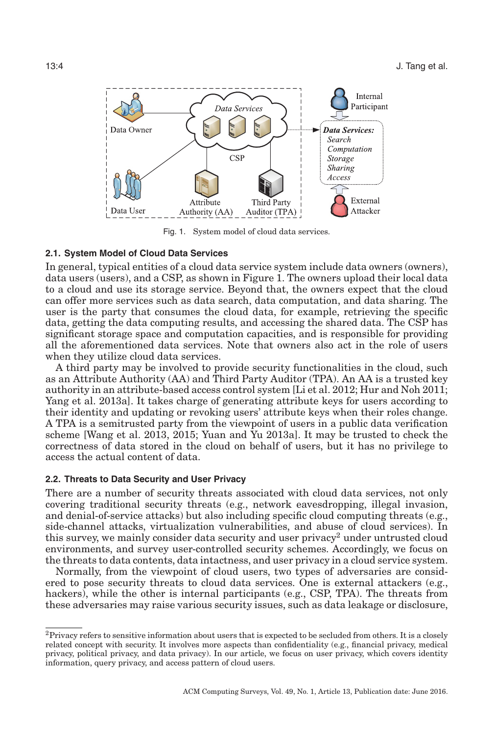Fig. 1. System model of cloud data services.

### 2.1. System Model of Cloud Data Services

In general, typical entities of a cloud data service system include data owners (owners), data users (users), and a CSP, as shown in Figure 1. The owners upload their local data to a cloud and use its storage service. Beyond that, the owners expect that the cloud can offer more services such as data search, data computation, and data sharing. The user is the party that consumes the cloud data, for example, retrieving the specific data, getting the data computing results, and accessing the shared data. The CSP has significant storage space and computation capacities, and is responsible for providing all the aforementioned data services. Note that owners also act in the role of users when they utilize cloud data services.

A third party may be involved to provide security functionalities in the cloud, such as an Attribute Authority (AA) and Third Party Auditor (TPA). An AA is a trusted key authority in an attribute-based access control system [Li et al. 2012; Hur and Noh 2011; Yang et al. 2013a]. It takes charge of generating attribute keys for users according to their identity and updating or revoking users' attribute keys when their roles change. A TPA is a semitrusted party from the viewpoint of users in a public data verification scheme [Wang et al. 2013, 2015; Yuan and Yu 2013a]. It may be trusted to check the correctness of data stored in the cloud on behalf of users, but it has no privilege to access the actual content of data.

### 2.2. Threats to Data Security and User Privacy

There are a number of security threats associated with cloud data services, not only covering traditional security threats (e.g., network eavesdropping, illegal invasion, and denial-of-service attacks) but also including specific cloud computing threats (e.g., side-channel attacks, virtualization vulnerabilities, and abuse of cloud services). In this survey, we mainly consider data security and user privacy[2] under untrusted cloud environments, and survey user-controlled security schemes. Accordingly, we focus on the threats to data contents, data intactness, and user privacy in a cloud service system.

Normally, from the viewpoint of cloud users, two types of adversaries are considered to pose security threats to cloud data services. One is external attackers (e.g., hackers), while the other is internal participants (e.g., CSP, TPA). The threats from these adversaries may raise various security issues, such as data leakage or disclosure,

[2]Privacy refers to sensitive information about users that is expected to be secluded from others. It is a closely related concept with security. It involves more aspects than confidentiality (e.g., financial privacy, medical privacy, political privacy, and data privacy). In our article, we focus on user privacy, which covers identity information, query privacy, and access pattern of cloud users.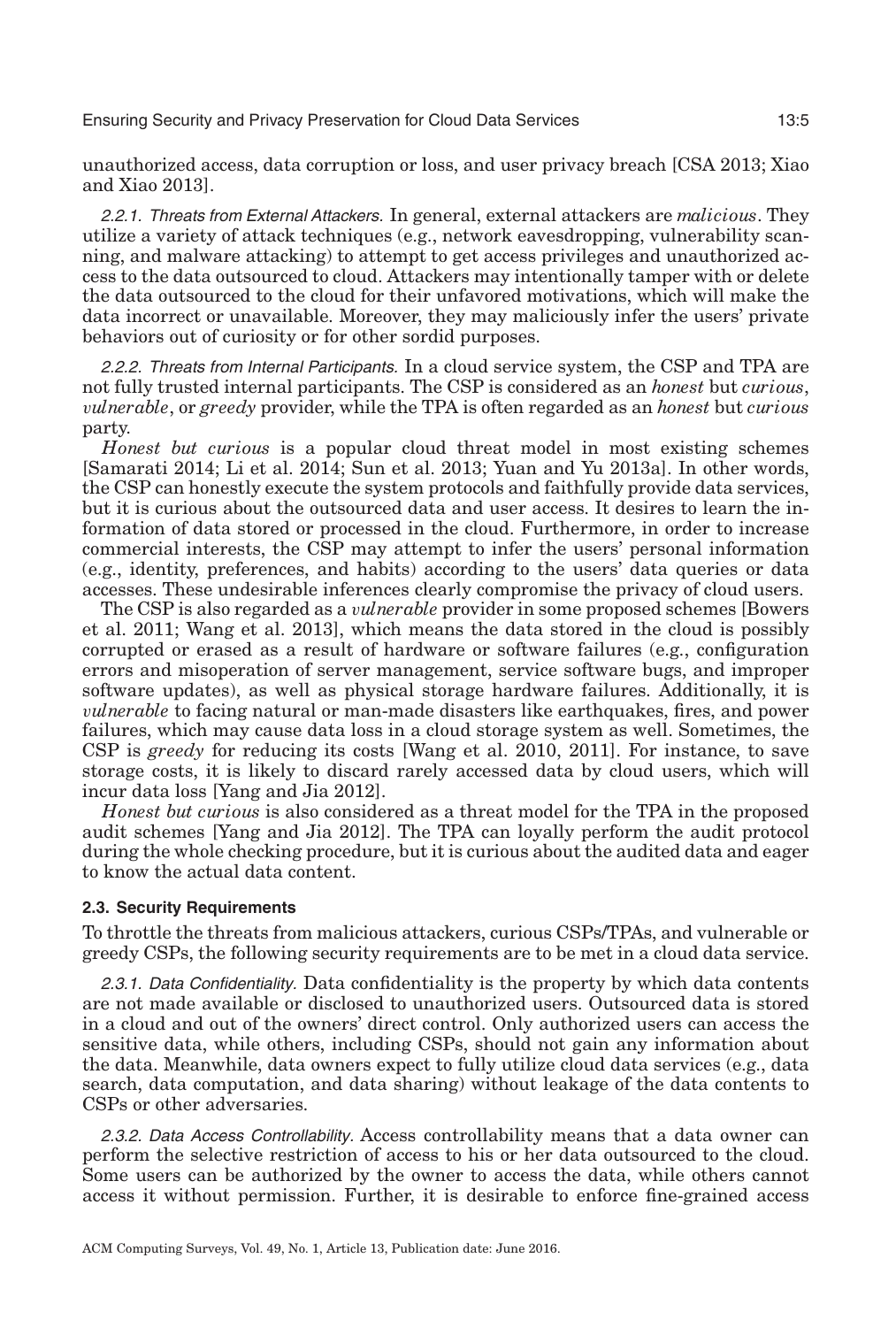unauthorized access, data corruption or loss, and user privacy breach [CSA 2013; Xiao and Xiao 2013].

*2.2.1. Threats from External Attackers.* In general, external attackers are *malicious*. They utilize a variety of attack techniques (e.g., network eavesdropping, vulnerability scanning, and malware attacking) to attempt to get access privileges and unauthorized access to the data outsourced to cloud. Attackers may intentionally tamper with or delete the data outsourced to the cloud for their unfavored motivations, which will make the data incorrect or unavailable. Moreover, they may maliciously infer the users' private behaviors out of curiosity or for other sordid purposes.

*2.2.2. Threats from Internal Participants.* In a cloud service system, the CSP and TPA are not fully trusted internal participants. The CSP is considered as an *honest* but *curious*, *vulnerable*, or *greedy* provider, while the TPA is often regarded as an *honest* but *curious* party.

*Honest but curious* is a popular cloud threat model in most existing schemes [Samarati 2014; Li et al. 2014; Sun et al. 2013; Yuan and Yu 2013a]. In other words, the CSP can honestly execute the system protocols and faithfully provide data services, but it is curious about the outsourced data and user access. It desires to learn the information of data stored or processed in the cloud. Furthermore, in order to increase commercial interests, the CSP may attempt to infer the users' personal information (e.g., identity, preferences, and habits) according to the users' data queries or data accesses. These undesirable inferences clearly compromise the privacy of cloud users.

The CSP is also regarded as a *vulnerable* provider in some proposed schemes [Bowers et al. 2011; Wang et al. 2013], which means the data stored in the cloud is possibly corrupted or erased as a result of hardware or software failures (e.g., configuration errors and misoperation of server management, service software bugs, and improper software updates), as well as physical storage hardware failures. Additionally, it is *vulnerable* to facing natural or man-made disasters like earthquakes, fires, and power failures, which may cause data loss in a cloud storage system as well. Sometimes, the CSP is *greedy* for reducing its costs [Wang et al. 2010, 2011]. For instance, to save storage costs, it is likely to discard rarely accessed data by cloud users, which will incur data loss [Yang and Jia 2012].

*Honest but curious* is also considered as a threat model for the TPA in the proposed audit schemes [Yang and Jia 2012]. The TPA can loyally perform the audit protocol during the whole checking procedure, but it is curious about the audited data and eager to know the actual data content.

### 2.3. Security Requirements

To throttle the threats from malicious attackers, curious CSPs/TPAs, and vulnerable or greedy CSPs, the following security requirements are to be met in a cloud data service.

*2.3.1. Data Confidentiality.* Data confidentiality is the property by which data contents are not made available or disclosed to unauthorized users. Outsourced data is stored in a cloud and out of the owners' direct control. Only authorized users can access the sensitive data, while others, including CSPs, should not gain any information about the data. Meanwhile, data owners expect to fully utilize cloud data services (e.g., data search, data computation, and data sharing) without leakage of the data contents to CSPs or other adversaries.

*2.3.2. Data Access Controllability.* Access controllability means that a data owner can perform the selective restriction of access to his or her data outsourced to the cloud. Some users can be authorized by the owner to access the data, while others cannot access it without permission. Further, it is desirable to enforce fine-grained access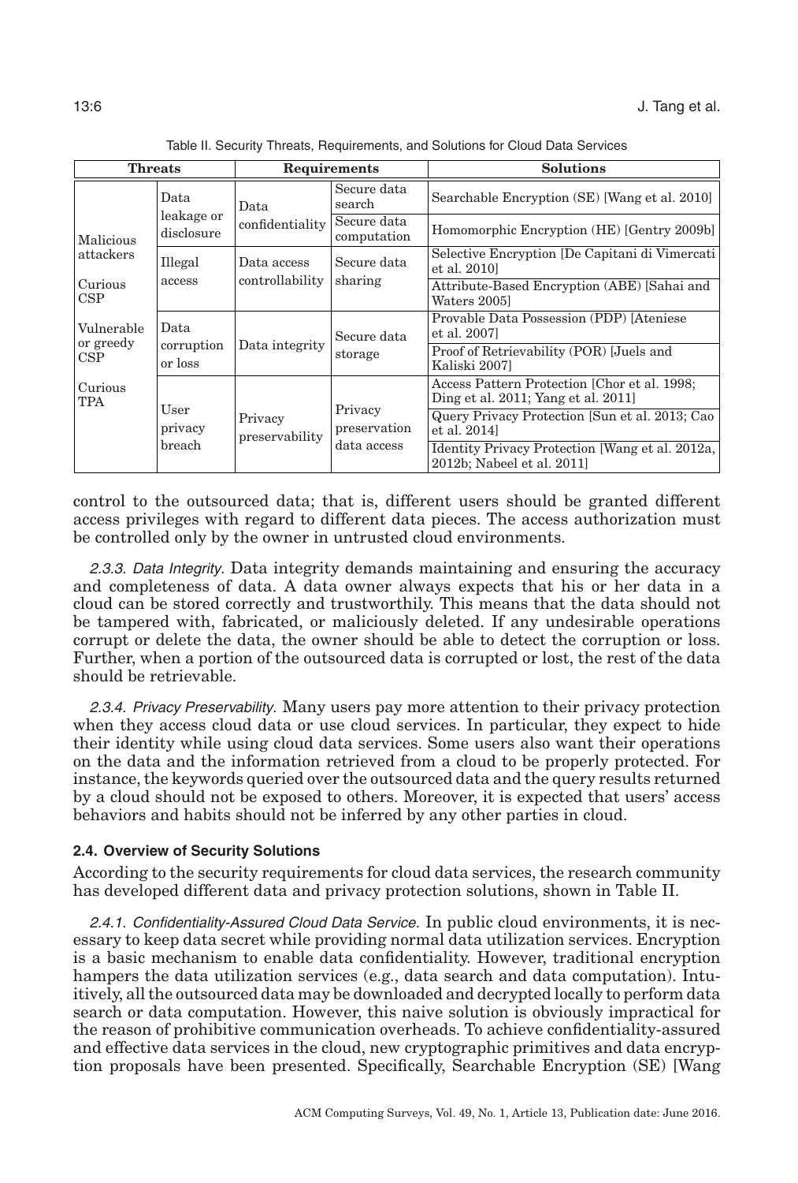Table II. Security Threats, Requirements, and Solutions for Cloud Data Services

| Threats | | Requirements | | Solutions |
|---|---|---|---|---|
| Malicious attackers; Curious CSP; Vulnerable or greedy CSP; Curious TPA | Data leakage or disclosure | Data confidentiality | Secure data search | Searchable Encryption (SE) [Wang et al. 2010] |
| | | | Secure data computation | Homomorphic Encryption (HE) [Gentry 2009b] |
| | Illegal access | Data access controllability | Secure data sharing | Selective Encryption [De Capitani di Vimercati et al. 2010] |
| | | | | Attribute-Based Encryption (ABE) [Sahai and Waters 2005] |
| | Data corruption or loss | Data integrity | Secure data storage | Provable Data Possession (PDP) [Ateniese et al. 2007] |
| | | | | Proof of Retrievability (POR) [Juels and Kaliski 2007] |
| | User privacy breach | Privacy preservability | Privacy preservation data access | Access Pattern Protection [Chor et al. 1998; Ding et al. 2011; Yang et al. 2011] |
| | | | | Query Privacy Protection [Sun et al. 2013; Cao et al. 2014] |
| | | | | Identity Privacy Protection [Wang et al. 2012a, 2012b; Nabeel et al. 2011] |

control to the outsourced data; that is, different users should be granted different access privileges with regard to different data pieces. The access authorization must be controlled only by the owner in untrusted cloud environments.

*2.3.3. Data Integrity.* Data integrity demands maintaining and ensuring the accuracy and completeness of data. A data owner always expects that his or her data in a cloud can be stored correctly and trustworthily. This means that the data should not be tampered with, fabricated, or maliciously deleted. If any undesirable operations corrupt or delete the data, the owner should be able to detect the corruption or loss. Further, when a portion of the outsourced data is corrupted or lost, the rest of the data should be retrievable.

*2.3.4. Privacy Preservability.* Many users pay more attention to their privacy protection when they access cloud data or use cloud services. In particular, they expect to hide their identity while using cloud data services. Some users also want their operations on the data and the information retrieved from a cloud to be properly protected. For instance, the keywords queried over the outsourced data and the query results returned by a cloud should not be exposed to others. Moreover, it is expected that users' access behaviors and habits should not be inferred by any other parties in cloud.

### 2.4. Overview of Security Solutions

According to the security requirements for cloud data services, the research community has developed different data and privacy protection solutions, shown in Table II.

*2.4.1. Confidentiality-Assured Cloud Data Service.* In public cloud environments, it is necessary to keep data secret while providing normal data utilization services. Encryption is a basic mechanism to enable data confidentiality. However, traditional encryption hampers the data utilization services (e.g., data search and data computation). Intuitively, all the outsourced data may be downloaded and decrypted locally to perform data search or data computation. However, this naive solution is obviously impractical for the reason of prohibitive communication overheads. To achieve confidentiality-assured and effective data services in the cloud, new cryptographic primitives and data encryption proposals have been presented. Specifically, Searchable Encryption (SE) [Wang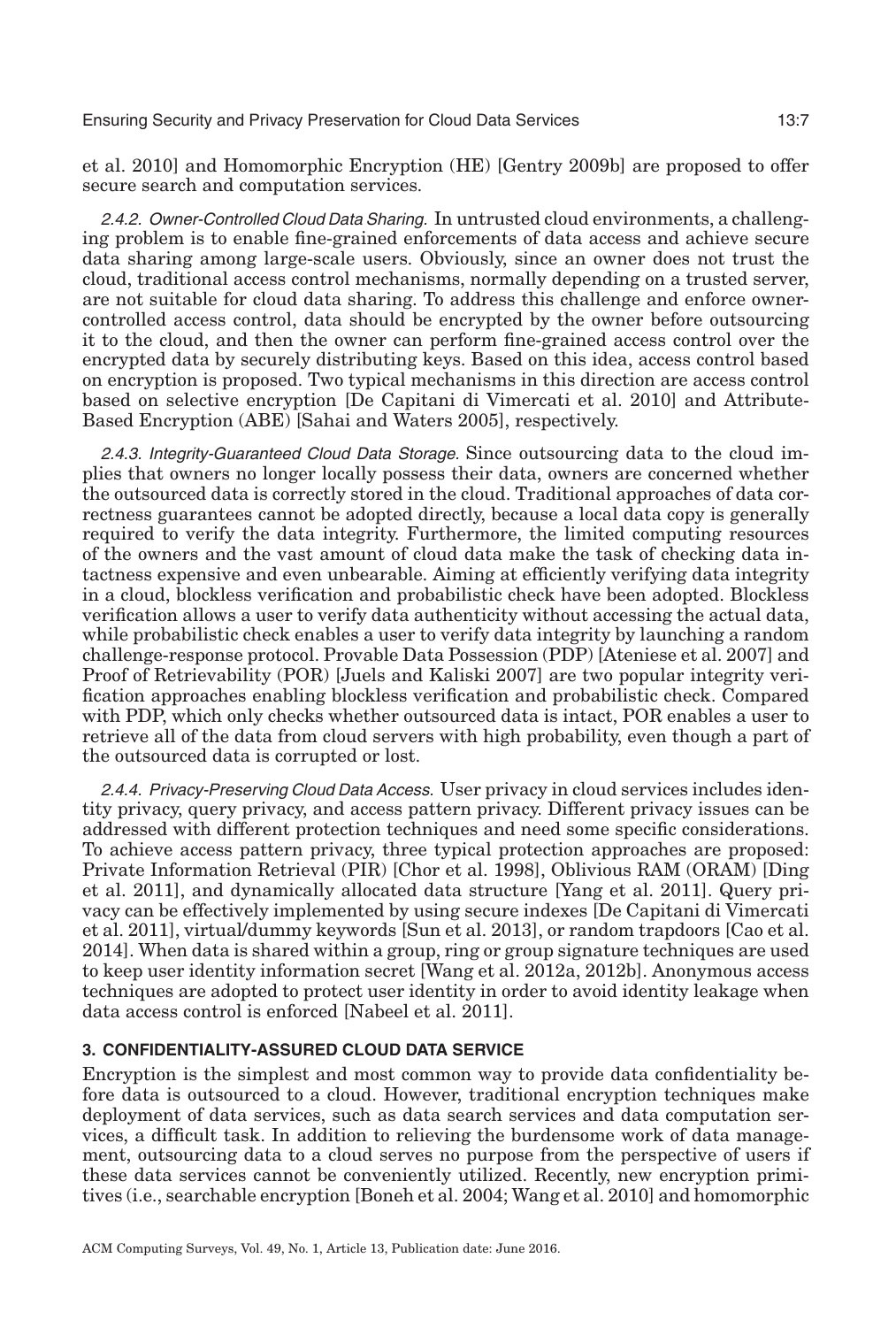et al. 2010] and Homomorphic Encryption (HE) [Gentry 2009b] are proposed to offer secure search and computation services.

*2.4.2. Owner-Controlled Cloud Data Sharing.* In untrusted cloud environments, a challenging problem is to enable fine-grained enforcements of data access and achieve secure data sharing among large-scale users. Obviously, since an owner does not trust the cloud, traditional access control mechanisms, normally depending on a trusted server, are not suitable for cloud data sharing. To address this challenge and enforce owner-controlled access control, data should be encrypted by the owner before outsourcing it to the cloud, and then the owner can perform fine-grained access control over the encrypted data by securely distributing keys. Based on this idea, access control based on encryption is proposed. Two typical mechanisms in this direction are access control based on selective encryption [De Capitani di Vimercati et al. 2010] and Attribute-Based Encryption (ABE) [Sahai and Waters 2005], respectively.

*2.4.3. Integrity-Guaranteed Cloud Data Storage.* Since outsourcing data to the cloud implies that owners no longer locally possess their data, owners are concerned whether the outsourced data is correctly stored in the cloud. Traditional approaches of data correctness guarantees cannot be adopted directly, because a local data copy is generally required to verify the data integrity. Furthermore, the limited computing resources of the owners and the vast amount of cloud data make the task of checking data intactness expensive and even unbearable. Aiming at efficiently verifying data integrity in a cloud, blockless verification and probabilistic check have been adopted. Blockless verification allows a user to verify data authenticity without accessing the actual data, while probabilistic check enables a user to verify data integrity by launching a random challenge-response protocol. Provable Data Possession (PDP) [Ateniese et al. 2007] and Proof of Retrievability (POR) [Juels and Kaliski 2007] are two popular integrity verification approaches enabling blockless verification and probabilistic check. Compared with PDP, which only checks whether outsourced data is intact, POR enables a user to retrieve all of the data from cloud servers with high probability, even though a part of the outsourced data is corrupted or lost.

*2.4.4. Privacy-Preserving Cloud Data Access.* User privacy in cloud services includes identity privacy, query privacy, and access pattern privacy. Different privacy issues can be addressed with different protection techniques and need some specific considerations. To achieve access pattern privacy, three typical protection approaches are proposed: Private Information Retrieval (PIR) [Chor et al. 1998], Oblivious RAM (ORAM) [Ding et al. 2011], and dynamically allocated data structure [Yang et al. 2011]. Query privacy can be effectively implemented by using secure indexes [De Capitani di Vimercati et al. 2011], virtual/dummy keywords [Sun et al. 2013], or random trapdoors [Cao et al. 2014]. When data is shared within a group, ring or group signature techniques are used to keep user identity information secret [Wang et al. 2012a, 2012b]. Anonymous access techniques are adopted to protect user identity in order to avoid identity leakage when data access control is enforced [Nabeel et al. 2011].

## 3. CONFIDENTIALITY-ASSURED CLOUD DATA SERVICE

Encryption is the simplest and most common way to provide data confidentiality before data is outsourced to a cloud. However, traditional encryption techniques make deployment of data services, such as data search services and data computation services, a difficult task. In addition to relieving the burdensome work of data management, outsourcing data to a cloud serves no purpose from the perspective of users if these data services cannot be conveniently utilized. Recently, new encryption primitives (i.e., searchable encryption [Boneh et al. 2004; Wang et al. 2010] and homomorphic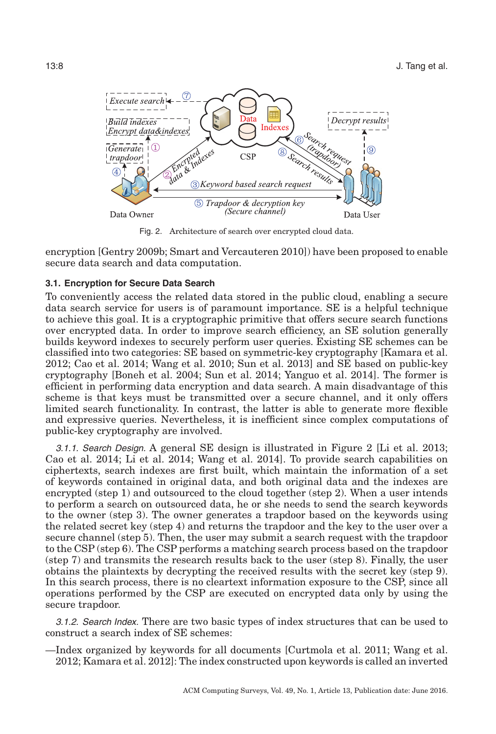Fig. 2. Architecture of search over encrypted cloud data.

encryption [Gentry 2009b; Smart and Vercauteren 2010]) have been proposed to enable secure data search and data computation.

### 3.1. Encryption for Secure Data Search

To conveniently access the related data stored in the public cloud, enabling a secure data search service for users is of paramount importance. SE is a helpful technique to achieve this goal. It is a cryptographic primitive that offers secure search functions over encrypted data. In order to improve search efficiency, an SE solution generally builds keyword indexes to securely perform user queries. Existing SE schemes can be classified into two categories: SE based on symmetric-key cryptography [Kamara et al. 2012; Cao et al. 2014; Wang et al. 2010; Sun et al. 2013] and SE based on public-key cryptography [Boneh et al. 2004; Sun et al. 2014; Yanguo et al. 2014]. The former is efficient in performing data encryption and data search. A main disadvantage of this scheme is that keys must be transmitted over a secure channel, and it only offers limited search functionality. In contrast, the latter is able to generate more flexible and expressive queries. Nevertheless, it is inefficient since complex computations of public-key cryptography are involved.

*3.1.1. Search Design.* A general SE design is illustrated in Figure 2 [Li et al. 2013; Cao et al. 2014; Li et al. 2014; Wang et al. 2014]. To provide search capabilities on ciphertexts, search indexes are first built, which maintain the information of a set of keywords contained in original data, and both original data and the indexes are encrypted (step 1) and outsourced to the cloud together (step 2). When a user intends to perform a search on outsourced data, he or she needs to send the search keywords to the owner (step 3). The owner generates a trapdoor based on the keywords using the related secret key (step 4) and returns the trapdoor and the key to the user over a secure channel (step 5). Then, the user may submit a search request with the trapdoor to the CSP (step 6). The CSP performs a matching search process based on the trapdoor (step 7) and transmits the research results back to the user (step 8). Finally, the user obtains the plaintexts by decrypting the received results with the secret key (step 9). In this search process, there is no cleartext information exposure to the CSP, since all operations performed by the CSP are executed on encrypted data only by using the secure trapdoor.

*3.1.2. Search Index.* There are two basic types of index structures that can be used to construct a search index of SE schemes:

—Index organized by keywords for all documents [Curtmola et al. 2011; Wang et al. 2012; Kamara et al. 2012]: The index constructed upon keywords is called an inverted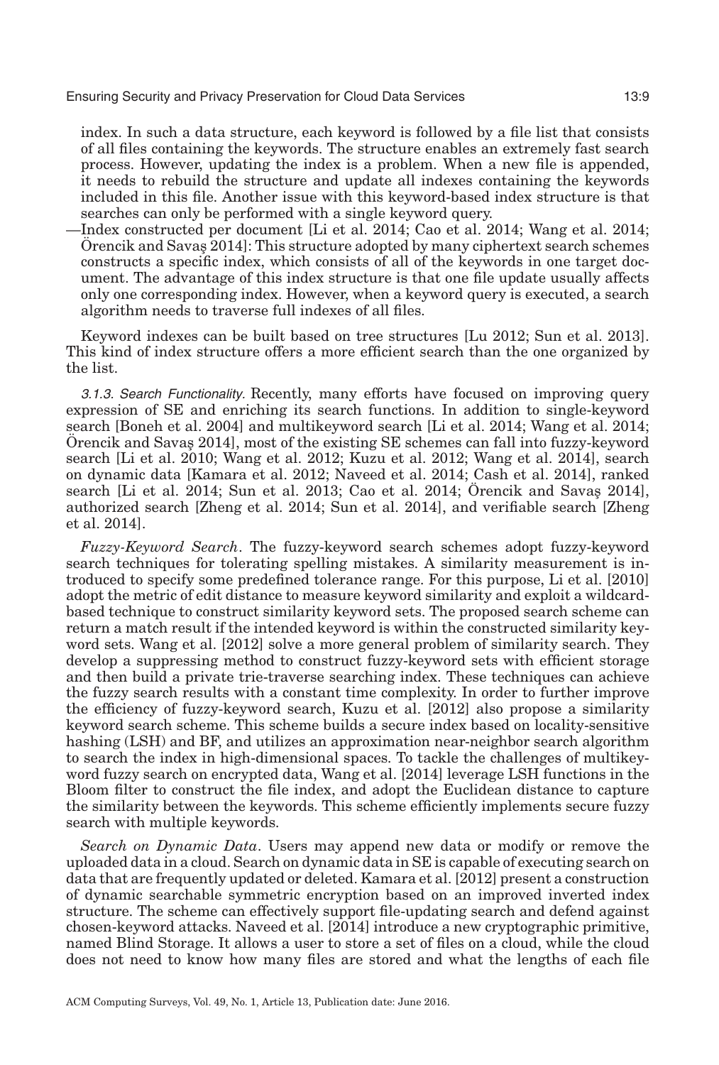index. In such a data structure, each keyword is followed by a file list that consists of all files containing the keywords. The structure enables an extremely fast search process. However, updating the index is a problem. When a new file is appended, it needs to rebuild the structure and update all indexes containing the keywords included in this file. Another issue with this keyword-based index structure is that searches can only be performed with a single keyword query.

—Index constructed per document [Li et al. 2014; Cao et al. 2014; Wang et al. 2014; Örencik and Savaş 2014]: This structure adopted by many ciphertext search schemes constructs a specific index, which consists of all of the keywords in one target document. The advantage of this index structure is that one file update usually affects only one corresponding index. However, when a keyword query is executed, a search algorithm needs to traverse full indexes of all files.

Keyword indexes can be built based on tree structures [Lu 2012; Sun et al. 2013]. This kind of index structure offers a more efficient search than the one organized by the list.

*3.1.3. Search Functionality.* Recently, many efforts have focused on improving query expression of SE and enriching its search functions. In addition to single-keyword search [Boneh et al. 2004] and multikeyword search [Li et al. 2014; Wang et al. 2014; Örencik and Savaş 2014], most of the existing SE schemes can fall into fuzzy-keyword search [Li et al. 2010; Wang et al. 2012; Kuzu et al. 2012; Wang et al. 2014], search on dynamic data [Kamara et al. 2012; Naveed et al. 2014; Cash et al. 2014], ranked search [Li et al. 2014; Sun et al. 2013; Cao et al. 2014; Örencik and Savaş 2014], authorized search [Zheng et al. 2014; Sun et al. 2014], and verifiable search [Zheng et al. 2014].

*Fuzzy-Keyword Search*. The fuzzy-keyword search schemes adopt fuzzy-keyword search techniques for tolerating spelling mistakes. A similarity measurement is introduced to specify some predefined tolerance range. For this purpose, Li et al. [2010] adopt the metric of edit distance to measure keyword similarity and exploit a wildcard-based technique to construct similarity keyword sets. The proposed search scheme can return a match result if the intended keyword is within the constructed similarity keyword sets. Wang et al. [2012] solve a more general problem of similarity search. They develop a suppressing method to construct fuzzy-keyword sets with efficient storage and then build a private trie-traverse searching index. These techniques can achieve the fuzzy search results with a constant time complexity. In order to further improve the efficiency of fuzzy-keyword search, Kuzu et al. [2012] also propose a similarity keyword search scheme. This scheme builds a secure index based on locality-sensitive hashing (LSH) and BF, and utilizes an approximation near-neighbor search algorithm to search the index in high-dimensional spaces. To tackle the challenges of multikeyword fuzzy search on encrypted data, Wang et al. [2014] leverage LSH functions in the Bloom filter to construct the file index, and adopt the Euclidean distance to capture the similarity between the keywords. This scheme efficiently implements secure fuzzy search with multiple keywords.

*Search on Dynamic Data*. Users may append new data or modify or remove the uploaded data in a cloud. Search on dynamic data in SE is capable of executing search on data that are frequently updated or deleted. Kamara et al. [2012] present a construction of dynamic searchable symmetric encryption based on an improved inverted index structure. The scheme can effectively support file-updating search and defend against chosen-keyword attacks. Naveed et al. [2014] introduce a new cryptographic primitive, named Blind Storage. It allows a user to store a set of files on a cloud, while the cloud does not need to know how many files are stored and what the lengths of each file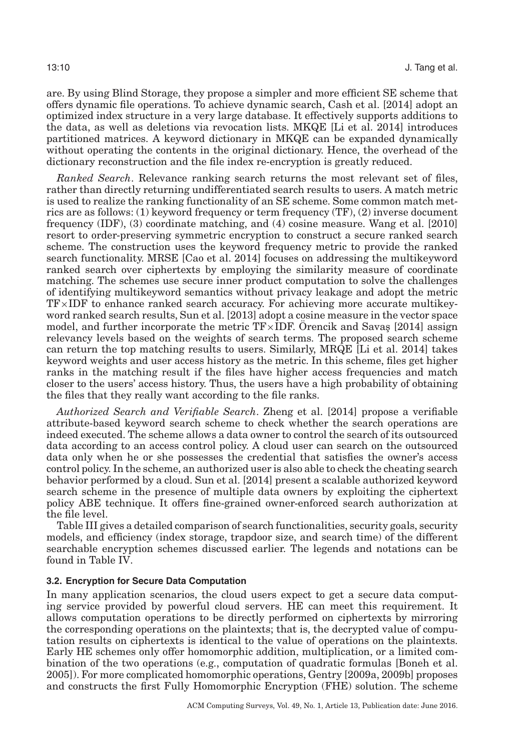are. By using Blind Storage, they propose a simpler and more efficient SE scheme that offers dynamic file operations. To achieve dynamic search, Cash et al. [2014] adopt an optimized index structure in a very large database. It effectively supports additions to the data, as well as deletions via revocation lists. MKQE [Li et al. 2014] introduces partitioned matrices. A keyword dictionary in MKQE can be expanded dynamically without operating the contents in the original dictionary. Hence, the overhead of the dictionary reconstruction and the file index re-encryption is greatly reduced.

*Ranked Search*. Relevance ranking search returns the most relevant set of files, rather than directly returning undifferentiated search results to users. A match metric is used to realize the ranking functionality of an SE scheme. Some common match metrics are as follows: (1) keyword frequency or term frequency (TF), (2) inverse document frequency (IDF), (3) coordinate matching, and (4) cosine measure. Wang et al. [2010] resort to order-preserving symmetric encryption to construct a secure ranked search scheme. The construction uses the keyword frequency metric to provide the ranked search functionality. MRSE [Cao et al. 2014] focuses on addressing the multikeyword ranked search over ciphertexts by employing the similarity measure of coordinate matching. The schemes use secure inner product computation to solve the challenges of identifying multikeyword semantics without privacy leakage and adopt the metric TF×IDF to enhance ranked search accuracy. For achieving more accurate multikeyword ranked search results, Sun et al. [2013] adopt a cosine measure in the vector space model, and further incorporate the metric TF×IDF. Örencik and Savaş [2014] assign relevancy levels based on the weights of search terms. The proposed search scheme can return the top matching results to users. Similarly, MRQE [Li et al. 2014] takes keyword weights and user access history as the metric. In this scheme, files get higher ranks in the matching result if the files have higher access frequencies and match closer to the users' access history. Thus, the users have a high probability of obtaining the files that they really want according to the file ranks.

*Authorized Search and Verifiable Search*. Zheng et al. [2014] propose a verifiable attribute-based keyword search scheme to check whether the search operations are indeed executed. The scheme allows a data owner to control the search of its outsourced data according to an access control policy. A cloud user can search on the outsourced data only when he or she possesses the credential that satisfies the owner's access control policy. In the scheme, an authorized user is also able to check the cheating search behavior performed by a cloud. Sun et al. [2014] present a scalable authorized keyword search scheme in the presence of multiple data owners by exploiting the ciphertext policy ABE technique. It offers fine-grained owner-enforced search authorization at the file level.

Table III gives a detailed comparison of search functionalities, security goals, security models, and efficiency (index storage, trapdoor size, and search time) of the different searchable encryption schemes discussed earlier. The legends and notations can be found in Table IV.

### 3.2. Encryption for Secure Data Computation

In many application scenarios, the cloud users expect to get a secure data computing service provided by powerful cloud servers. HE can meet this requirement. It allows computation operations to be directly performed on ciphertexts by mirroring the corresponding operations on the plaintexts; that is, the decrypted value of computation results on ciphertexts is identical to the value of operations on the plaintexts. Early HE schemes only offer homomorphic addition, multiplication, or a limited combination of the two operations (e.g., computation of quadratic formulas [Boneh et al. 2005]). For more complicated homomorphic operations, Gentry [2009a, 2009b] proposes and constructs the first Fully Homomorphic Encryption (FHE) solution. The scheme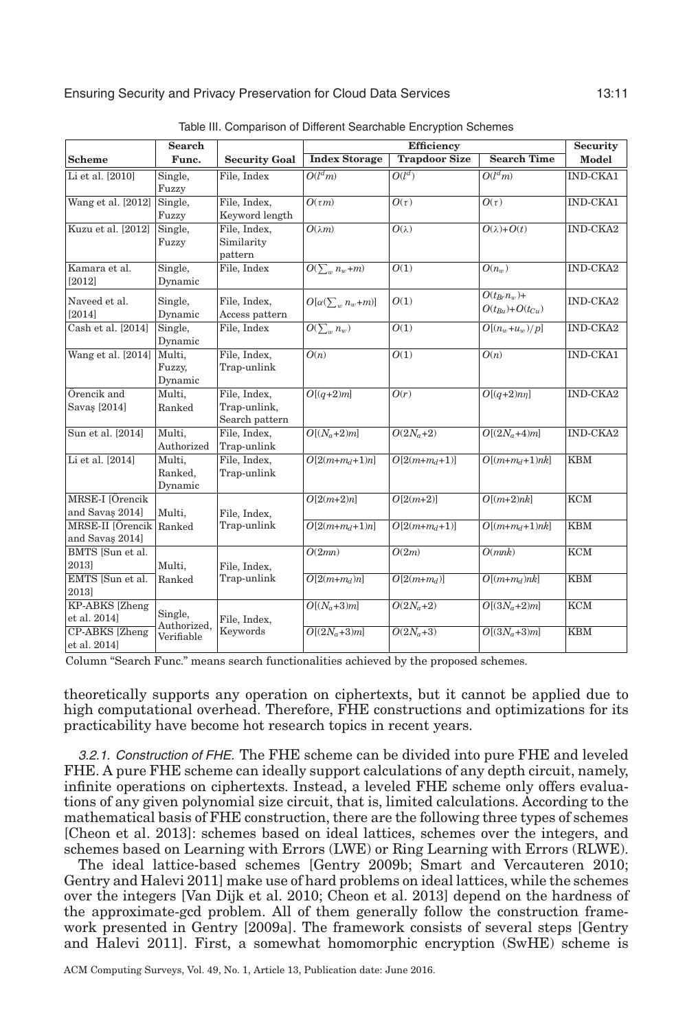Table III. Comparison of Different Searchable Encryption Schemes

| Scheme | Search Func. | Security Goal | Efficiency | | | Security |
|---|---|---|---|---|---|---|
| | | | Index Storage | Trapdoor Size | Search Time | Model |
| Li et al. [2010] | Single, Fuzzy | File, Index | $O(l^d m)$ | $O(l^d)$ | $O(l^d m)$ | IND-CKA1 |
| Wang et al. [2012] | Single, Fuzzy | File, Index, Keyword length | $O(\tau m)$ | $O(\tau)$ | $O(\tau)$ | IND-CKA1 |
| Kuzu et al. [2012] | Single, Fuzzy | File, Index, Similarity pattern | $O(\lambda m)$ | $O(\lambda)$ | $O(\lambda)+O(t)$ | IND-CKA2 |
| Kamara et al. [2012] | Single, Dynamic | File, Index | $O(\sum_w n_w+m)$ | $O(1)$ | $O(n_w)$ | IND-CKA2 |
| Naveed et al. [2014] | Single, Dynamic | File, Index, Access pattern | $O[\alpha(\sum_w n_w+m)]$ | $O(1)$ | $O(t_{Br} n_w)+ O(t_{Bu})+O(t_{Cu})$ | IND-CKA2 |
| Cash et al. [2014] | Single, Dynamic | File, Index | $O(\sum_w n_w)$ | $O(1)$ | $O[(n_w+u_w)/p]$ | IND-CKA2 |
| Wang et al. [2014] | Multi, Fuzzy, Dynamic | File, Index, Trap-unlink | $O(n)$ | $O(1)$ | $O(n)$ | IND-CKA1 |
| Örencik and Savaş [2014] | Multi, Ranked | File, Index, Trap-unlink, Search pattern | $O[(q+2)m]$ | $O(r)$ | $O[(q+2)n\eta]$ | IND-CKA2 |
| Sun et al. [2014] | Multi, Authorized | File, Index, Trap-unlink | $O[(N_a+2)m]$ | $O(2N_a+2)$ | $O[(2N_a+4)m]$ | IND-CKA2 |
| Li et al. [2014] | Multi, Ranked, Dynamic | File, Index, Trap-unlink | $O[2(m+m_d+1)n]$ | $O[2(m+m_d+1)]$ | $O[(m+m_d+1)nk]$ | KBM |
| MRSE-I [Örencik and Savaş 2014] | Multi, Ranked | File, Index, Trap-unlink | $O[2(m+2)n]$ | $O[2(m+2)]$ | $O[(m+2)nk]$ | KCM |
| MRSE-II [Örencik and Savaş 2014] | | | $O[2(m+m_d+1)n]$ | $O[2(m+m_d+1)]$ | $O[(m+m_d+1)nk]$ | KBM |
| BMTS [Sun et al. 2013] | Multi, Ranked | File, Index, Trap-unlink | $O(2mn)$ | $O(2m)$ | $O(mnk)$ | KCM |
| EMTS [Sun et al. 2013] | | | $O[2(m+m_d)n]$ | $O[2(m+m_d)]$ | $O[(m+m_d)nk]$ | KBM |
| KP-ABKS [Zheng et al. 2014] | Single, Authorized, Verifiable | File, Index, Keywords | $O[(N_a+3)m]$ | $O(2N_a+2)$ | $O[(3N_a+2)m]$ | KCM |
| CP-ABKS [Zheng et al. 2014] | | | $O[(2N_a+3)m]$ | $O(2N_a+3)$ | $O[(3N_a+3)m]$ | KBM |

Column "Search Func." means search functionalities achieved by the proposed schemes.

theoretically supports any operation on ciphertexts, but it cannot be applied due to high computational overhead. Therefore, FHE constructions and optimizations for its practicability have become hot research topics in recent years.

*3.2.1. Construction of FHE.* The FHE scheme can be divided into pure FHE and leveled FHE. A pure FHE scheme can ideally support calculations of any depth circuit, namely, infinite operations on ciphertexts. Instead, a leveled FHE scheme only offers evaluations of any given polynomial size circuit, that is, limited calculations. According to the mathematical basis of FHE construction, there are the following three types of schemes [Cheon et al. 2013]: schemes based on ideal lattices, schemes over the integers, and schemes based on Learning with Errors (LWE) or Ring Learning with Errors (RLWE).

The ideal lattice-based schemes [Gentry 2009b; Smart and Vercauteren 2010; Gentry and Halevi 2011] make use of hard problems on ideal lattices, while the schemes over the integers [Van Dijk et al. 2010; Cheon et al. 2013] depend on the hardness of the approximate-gcd problem. All of them generally follow the construction framework presented in Gentry [2009a]. The framework consists of several steps [Gentry and Halevi 2011]. First, a somewhat homomorphic encryption (SwHE) scheme is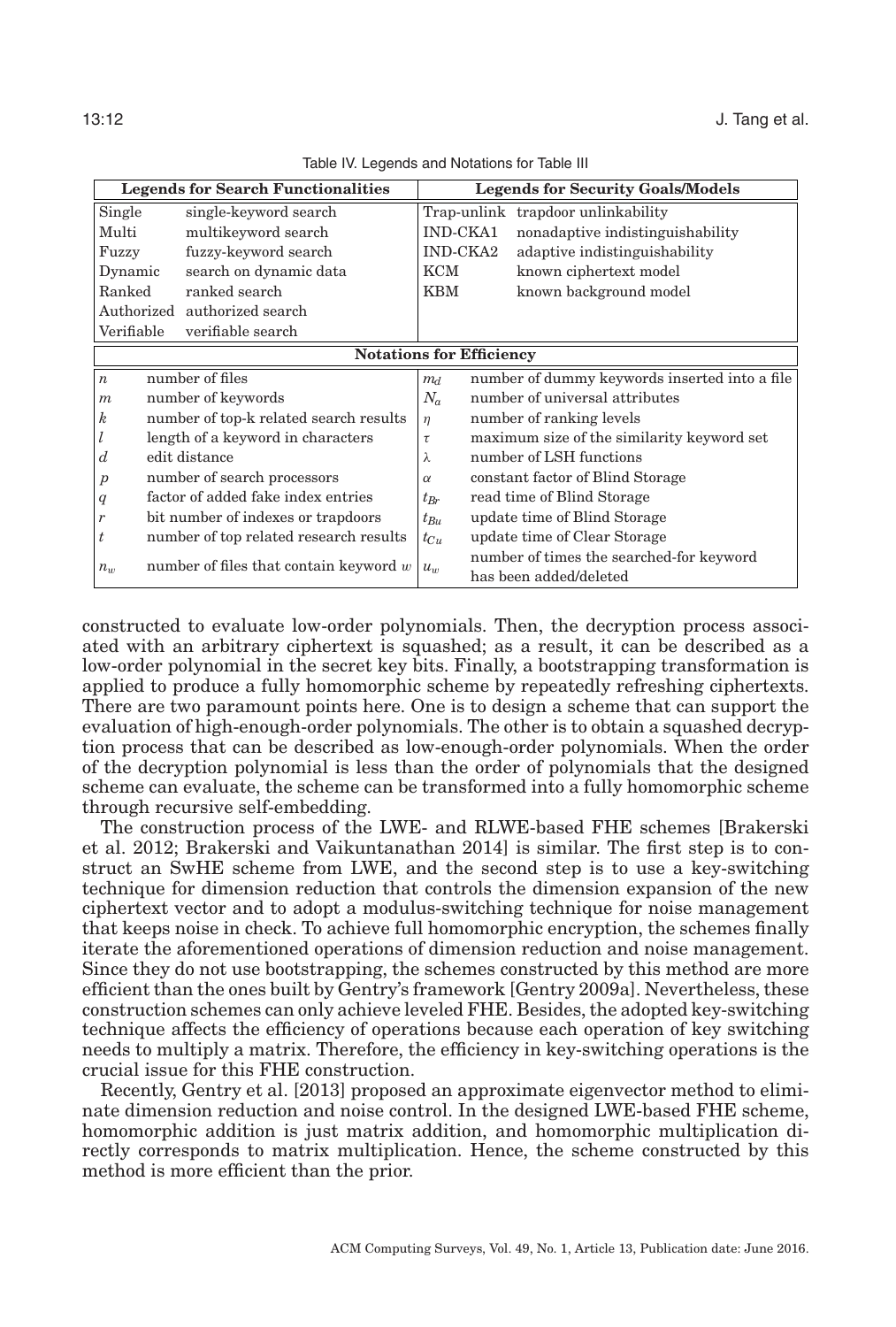Table IV. Legends and Notations for Table III

| Legends for Search Functionalities | | Legends for Security Goals/Models | |
|---|---|---|---|
| Single | single-keyword search | Trap-unlink | trapdoor unlinkability |
| Multi | multikeyword search | IND-CKA1 | nonadaptive indistinguishability |
| Fuzzy | fuzzy-keyword search | IND-CKA2 | adaptive indistinguishability |
| Dynamic | search on dynamic data | KCM | known ciphertext model |
| Ranked | ranked search | KBM | known background model |
| Authorized | authorized search | | |
| Verifiable | verifiable search | | |
| **Notations for Efficiency** | | | |
| $n$ | number of files | $m_d$ | number of dummy keywords inserted into a file |
| $m$ | number of keywords | $N_a$ | number of universal attributes |
| $k$ | number of top-k related search results | $\eta$ | number of ranking levels |
| $l$ | length of a keyword in characters | $\tau$ | maximum size of the similarity keyword set |
| $d$ | edit distance | $\lambda$ | number of LSH functions |
| $p$ | number of search processors | $\alpha$ | constant factor of Blind Storage |
| $q$ | factor of added fake index entries | $t_{Br}$ | read time of Blind Storage |
| $r$ | bit number of indexes or trapdoors | $t_{Bu}$ | update time of Blind Storage |
| $t$ | number of top related research results | $t_{Cu}$ | update time of Clear Storage |
| $n_w$ | number of files that contain keyword $w$ | $u_w$ | number of times the searched-for keyword has been added/deleted |

constructed to evaluate low-order polynomials. Then, the decryption process associated with an arbitrary ciphertext is squashed; as a result, it can be described as a low-order polynomial in the secret key bits. Finally, a bootstrapping transformation is applied to produce a fully homomorphic scheme by repeatedly refreshing ciphertexts. There are two paramount points here. One is to design a scheme that can support the evaluation of high-enough-order polynomials. The other is to obtain a squashed decryption process that can be described as low-enough-order polynomials. When the order of the decryption polynomial is less than the order of polynomials that the designed scheme can evaluate, the scheme can be transformed into a fully homomorphic scheme through recursive self-embedding.

The construction process of the LWE- and RLWE-based FHE schemes [Brakerski et al. 2012; Brakerski and Vaikuntanathan 2014] is similar. The first step is to construct an SwHE scheme from LWE, and the second step is to use a key-switching technique for dimension reduction that controls the dimension expansion of the new ciphertext vector and to adopt a modulus-switching technique for noise management that keeps noise in check. To achieve full homomorphic encryption, the schemes finally iterate the aforementioned operations of dimension reduction and noise management. Since they do not use bootstrapping, the schemes constructed by this method are more efficient than the ones built by Gentry's framework [Gentry 2009a]. Nevertheless, these construction schemes can only achieve leveled FHE. Besides, the adopted key-switching technique affects the efficiency of operations because each operation of key switching needs to multiply a matrix. Therefore, the efficiency in key-switching operations is the crucial issue for this FHE construction.

Recently, Gentry et al. [2013] proposed an approximate eigenvector method to eliminate dimension reduction and noise control. In the designed LWE-based FHE scheme, homomorphic addition is just matrix addition, and homomorphic multiplication directly corresponds to matrix multiplication. Hence, the scheme constructed by this method is more efficient than the prior.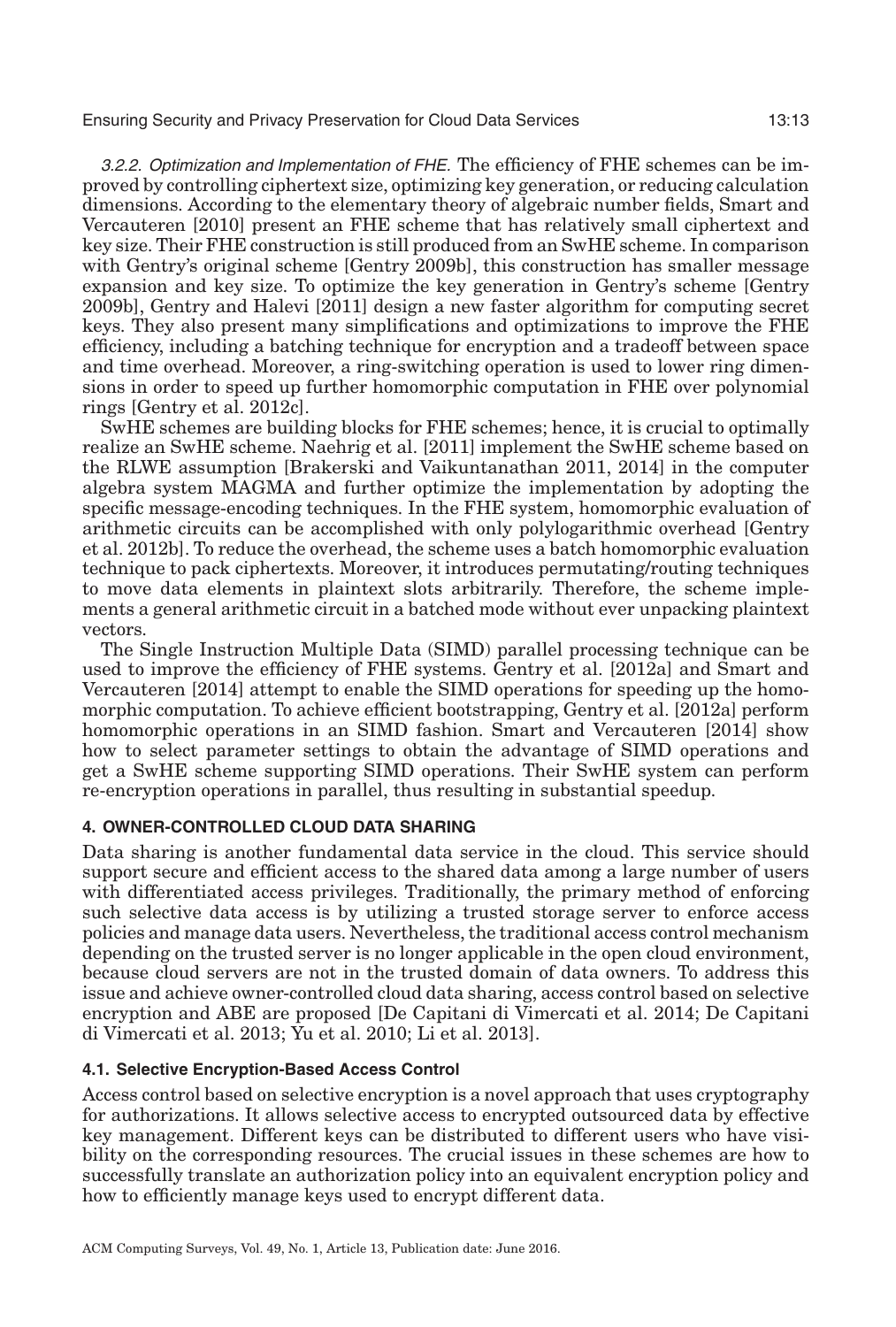*3.2.2. Optimization and Implementation of FHE.* The efficiency of FHE schemes can be improved by controlling ciphertext size, optimizing key generation, or reducing calculation dimensions. According to the elementary theory of algebraic number fields, Smart and Vercauteren [2010] present an FHE scheme that has relatively small ciphertext and key size. Their FHE construction is still produced from an SwHE scheme. In comparison with Gentry's original scheme [Gentry 2009b], this construction has smaller message expansion and key size. To optimize the key generation in Gentry's scheme [Gentry 2009b], Gentry and Halevi [2011] design a new faster algorithm for computing secret keys. They also present many simplifications and optimizations to improve the FHE efficiency, including a batching technique for encryption and a tradeoff between space and time overhead. Moreover, a ring-switching operation is used to lower ring dimensions in order to speed up further homomorphic computation in FHE over polynomial rings [Gentry et al. 2012c].

SwHE schemes are building blocks for FHE schemes; hence, it is crucial to optimally realize an SwHE scheme. Naehrig et al. [2011] implement the SwHE scheme based on the RLWE assumption [Brakerski and Vaikuntanathan 2011, 2014] in the computer algebra system MAGMA and further optimize the implementation by adopting the specific message-encoding techniques. In the FHE system, homomorphic evaluation of arithmetic circuits can be accomplished with only polylogarithmic overhead [Gentry et al. 2012b]. To reduce the overhead, the scheme uses a batch homomorphic evaluation technique to pack ciphertexts. Moreover, it introduces permutating/routing techniques to move data elements in plaintext slots arbitrarily. Therefore, the scheme implements a general arithmetic circuit in a batched mode without ever unpacking plaintext vectors.

The Single Instruction Multiple Data (SIMD) parallel processing technique can be used to improve the efficiency of FHE systems. Gentry et al. [2012a] and Smart and Vercauteren [2014] attempt to enable the SIMD operations for speeding up the homomorphic computation. To achieve efficient bootstrapping, Gentry et al. [2012a] perform homomorphic operations in an SIMD fashion. Smart and Vercauteren [2014] show how to select parameter settings to obtain the advantage of SIMD operations and get a SwHE scheme supporting SIMD operations. Their SwHE system can perform re-encryption operations in parallel, thus resulting in substantial speedup.

## 4. OWNER-CONTROLLED CLOUD DATA SHARING

Data sharing is another fundamental data service in the cloud. This service should support secure and efficient access to the shared data among a large number of users with differentiated access privileges. Traditionally, the primary method of enforcing such selective data access is by utilizing a trusted storage server to enforce access policies and manage data users. Nevertheless, the traditional access control mechanism depending on the trusted server is no longer applicable in the open cloud environment, because cloud servers are not in the trusted domain of data owners. To address this issue and achieve owner-controlled cloud data sharing, access control based on selective encryption and ABE are proposed [De Capitani di Vimercati et al. 2014; De Capitani di Vimercati et al. 2013; Yu et al. 2010; Li et al. 2013].

### 4.1. Selective Encryption-Based Access Control

Access control based on selective encryption is a novel approach that uses cryptography for authorizations. It allows selective access to encrypted outsourced data by effective key management. Different keys can be distributed to different users who have visibility on the corresponding resources. The crucial issues in these schemes are how to successfully translate an authorization policy into an equivalent encryption policy and how to efficiently manage keys used to encrypt different data.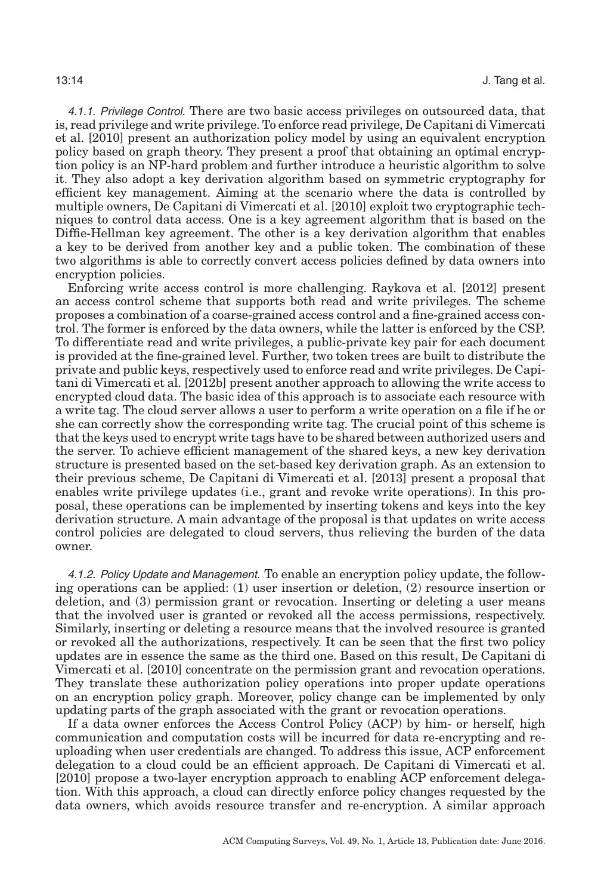#### 4.1.1. *Privilege Control.*

There are two basic access privileges on outsourced data, that is, read privilege and write privilege. To enforce read privilege, De Capitani di Vimercati et al. [2010] present an authorization policy model by using an equivalent encryption policy based on graph theory. They present a proof that obtaining an optimal encryption policy is an NP-hard problem and further introduce a heuristic algorithm to solve it. They also adopt a key derivation algorithm based on symmetric cryptography for efficient key management. Aiming at the scenario where the data is controlled by multiple owners, De Capitani di Vimercati et al. [2010] exploit two cryptographic techniques to control data access. One is a key agreement algorithm that is based on the Diffie-Hellman key agreement. The other is a key derivation algorithm that enables a key to be derived from another key and a public token. The combination of these two algorithms is able to correctly convert access policies defined by data owners into encryption policies.

Enforcing write access control is more challenging. Raykova et al. [2012] present an access control scheme that supports both read and write privileges. The scheme proposes a combination of a coarse-grained access control and a fine-grained access control. The former is enforced by the data owners, while the latter is enforced by the CSP. To differentiate read and write privileges, a public-private key pair for each document is provided at the fine-grained level. Further, two token trees are built to distribute the private and public keys, respectively used to enforce read and write privileges. De Capitani di Vimercati et al. [2012b] present another approach to allowing the write access to encrypted cloud data. The basic idea of this approach is to associate each resource with a write tag. The cloud server allows a user to perform a write operation on a file if he or she can correctly show the corresponding write tag. The crucial point of this scheme is that the keys used to encrypt write tags have to be shared between authorized users and the server. To achieve efficient management of the shared keys, a new key derivation structure is presented based on the set-based key derivation graph. As an extension to their previous scheme, De Capitani di Vimercati et al. [2013] present a proposal that enables write privilege updates (i.e., grant and revoke write operations). In this proposal, these operations can be implemented by inserting tokens and keys into the key derivation structure. A main advantage of the proposal is that updates on write access control policies are delegated to cloud servers, thus relieving the burden of the data owner.

#### 4.1.2. *Policy Update and Management.*

To enable an encryption policy update, the following operations can be applied: (1) user insertion or deletion, (2) resource insertion or deletion, and (3) permission grant or revocation. Inserting or deleting a user means that the involved user is granted or revoked all the access permissions, respectively. Similarly, inserting or deleting a resource means that the involved resource is granted or revoked all the authorizations, respectively. It can be seen that the first two policy updates are in essence the same as the third one. Based on this result, De Capitani di Vimercati et al. [2010] concentrate on the permission grant and revocation operations. They translate these authorization policy operations into proper update operations on an encryption policy graph. Moreover, policy change can be implemented by only updating parts of the graph associated with the grant or revocation operations.

If a data owner enforces the Access Control Policy (ACP) by him- or herself, high communication and computation costs will be incurred for data re-encrypting and re-uploading when user credentials are changed. To address this issue, ACP enforcement delegation to a cloud could be an efficient approach. De Capitani di Vimercati et al. [2010] propose a two-layer encryption approach to enabling ACP enforcement delegation. With this approach, a cloud can directly enforce policy changes requested by the data owners, which avoids resource transfer and re-encryption. A similar approach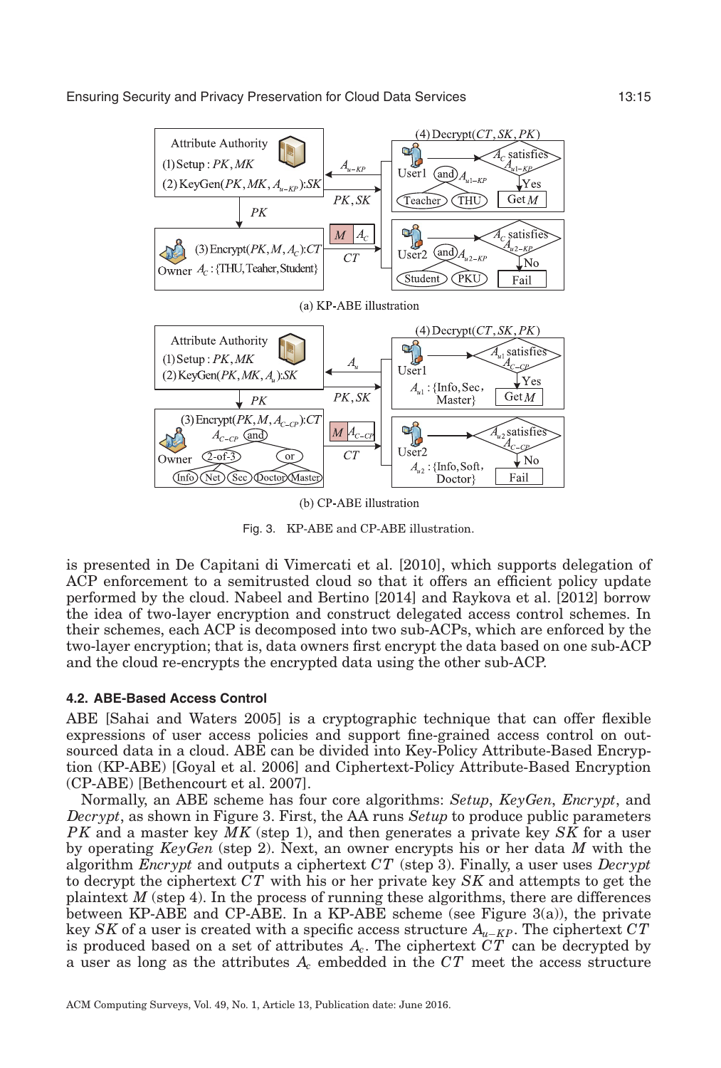(a) KP-ABE illustration

(b) CP-ABE illustration

Fig. 3. KP-ABE and CP-ABE illustration.

is presented in De Capitani di Vimercati et al. [2010], which supports delegation of ACP enforcement to a semitrusted cloud so that it offers an efficient policy update performed by the cloud. Nabeel and Bertino [2014] and Raykova et al. [2012] borrow the idea of two-layer encryption and construct delegated access control schemes. In their schemes, each ACP is decomposed into two sub-ACPs, which are enforced by the two-layer encryption; that is, data owners first encrypt the data based on one sub-ACP and the cloud re-encrypts the encrypted data using the other sub-ACP.

### 4.2. ABE-Based Access Control

ABE [Sahai and Waters 2005] is a cryptographic technique that can offer flexible expressions of user access policies and support fine-grained access control on outsourced data in a cloud. ABE can be divided into Key-Policy Attribute-Based Encryption (KP-ABE) [Goyal et al. 2006] and Ciphertext-Policy Attribute-Based Encryption (CP-ABE) [Bethencourt et al. 2007].

Normally, an ABE scheme has four core algorithms: *Setup*, *KeyGen*, *Encrypt*, and *Decrypt*, as shown in Figure 3. First, the AA runs *Setup* to produce public parameters $PK$ and a master key $MK$ (step 1), and then generates a private key $SK$ for a user by operating *KeyGen* (step 2). Next, an owner encrypts his or her data $M$ with the algorithm *Encrypt* and outputs a ciphertext $CT$ (step 3). Finally, a user uses *Decrypt* to decrypt the ciphertext $CT$ with his or her private key $SK$ and attempts to get the plaintext $M$ (step 4). In the process of running these algorithms, there are differences between KP-ABE and CP-ABE. In a KP-ABE scheme (see Figure 3(a)), the private key $SK$ of a user is created with a specific access structure $A_{u-KP}$. The ciphertext $CT$ is produced based on a set of attributes $A_c$. The ciphertext $CT$ can be decrypted by a user as long as the attributes $A_c$ embedded in the $CT$ meet the access structure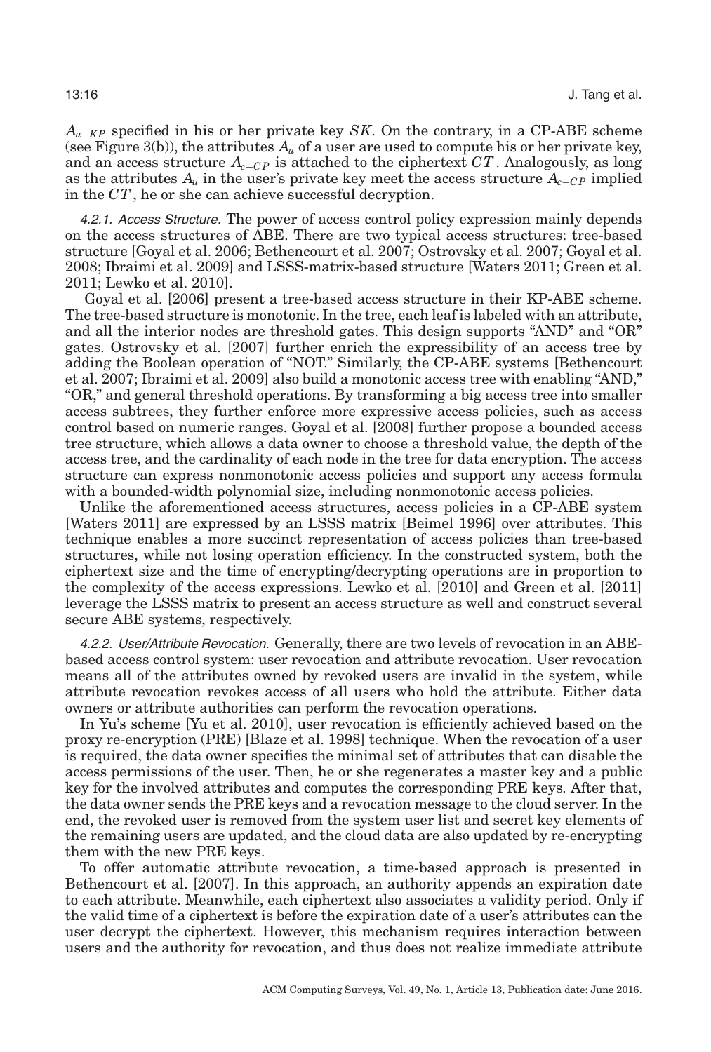$A_{u-KP}$ specified in his or her private key $SK$. On the contrary, in a CP-ABE scheme (see Figure 3(b)), the attributes $A_u$ of a user are used to compute his or her private key, and an access structure $A_{c-CP}$ is attached to the ciphertext $CT$. Analogously, as long as the attributes $A_u$ in the user's private key meet the access structure $A_{c-CP}$ implied in the $CT$, he or she can achieve successful decryption.

#### 4.2.1. Access Structure.

The power of access control policy expression mainly depends on the access structures of ABE. There are two typical access structures: tree-based structure [Goyal et al. 2006; Bethencourt et al. 2007; Ostrovsky et al. 2007; Goyal et al. 2008; Ibraimi et al. 2009] and LSSS-matrix-based structure [Waters 2011; Green et al. 2011; Lewko et al. 2010].

Goyal et al. [2006] present a tree-based access structure in their KP-ABE scheme. The tree-based structure is monotonic. In the tree, each leaf is labeled with an attribute, and all the interior nodes are threshold gates. This design supports "AND" and "OR" gates. Ostrovsky et al. [2007] further enrich the expressibility of an access tree by adding the Boolean operation of "NOT." Similarly, the CP-ABE systems [Bethencourt et al. 2007; Ibraimi et al. 2009] also build a monotonic access tree with enabling "AND," "OR," and general threshold operations. By transforming a big access tree into smaller access subtrees, they further enforce more expressive access policies, such as access control based on numeric ranges. Goyal et al. [2008] further propose a bounded access tree structure, which allows a data owner to choose a threshold value, the depth of the access tree, and the cardinality of each node in the tree for data encryption. The access structure can express nonmonotonic access policies and support any access formula with a bounded-width polynomial size, including nonmonotonic access policies.

Unlike the aforementioned access structures, access policies in a CP-ABE system [Waters 2011] are expressed by an LSSS matrix [Beimel 1996] over attributes. This technique enables a more succinct representation of access policies than tree-based structures, while not losing operation efficiency. In the constructed system, both the ciphertext size and the time of encrypting/decrypting operations are in proportion to the complexity of the access expressions. Lewko et al. [2010] and Green et al. [2011] leverage the LSSS matrix to present an access structure as well and construct several secure ABE systems, respectively.

#### 4.2.2. User/Attribute Revocation.

Generally, there are two levels of revocation in an ABE-based access control system: user revocation and attribute revocation. User revocation means all of the attributes owned by revoked users are invalid in the system, while attribute revocation revokes access of all users who hold the attribute. Either data owners or attribute authorities can perform the revocation operations.

In Yu's scheme [Yu et al. 2010], user revocation is efficiently achieved based on the proxy re-encryption (PRE) [Blaze et al. 1998] technique. When the revocation of a user is required, the data owner specifies the minimal set of attributes that can disable the access permissions of the user. Then, he or she regenerates a master key and a public key for the involved attributes and computes the corresponding PRE keys. After that, the data owner sends the PRE keys and a revocation message to the cloud server. In the end, the revoked user is removed from the system user list and secret key elements of the remaining users are updated, and the cloud data are also updated by re-encrypting them with the new PRE keys.

To offer automatic attribute revocation, a time-based approach is presented in Bethencourt et al. [2007]. In this approach, an authority appends an expiration date to each attribute. Meanwhile, each ciphertext also associates a validity period. Only if the valid time of a ciphertext is before the expiration date of a user's attributes can the user decrypt the ciphertext. However, this mechanism requires interaction between users and the authority for revocation, and thus does not realize immediate attribute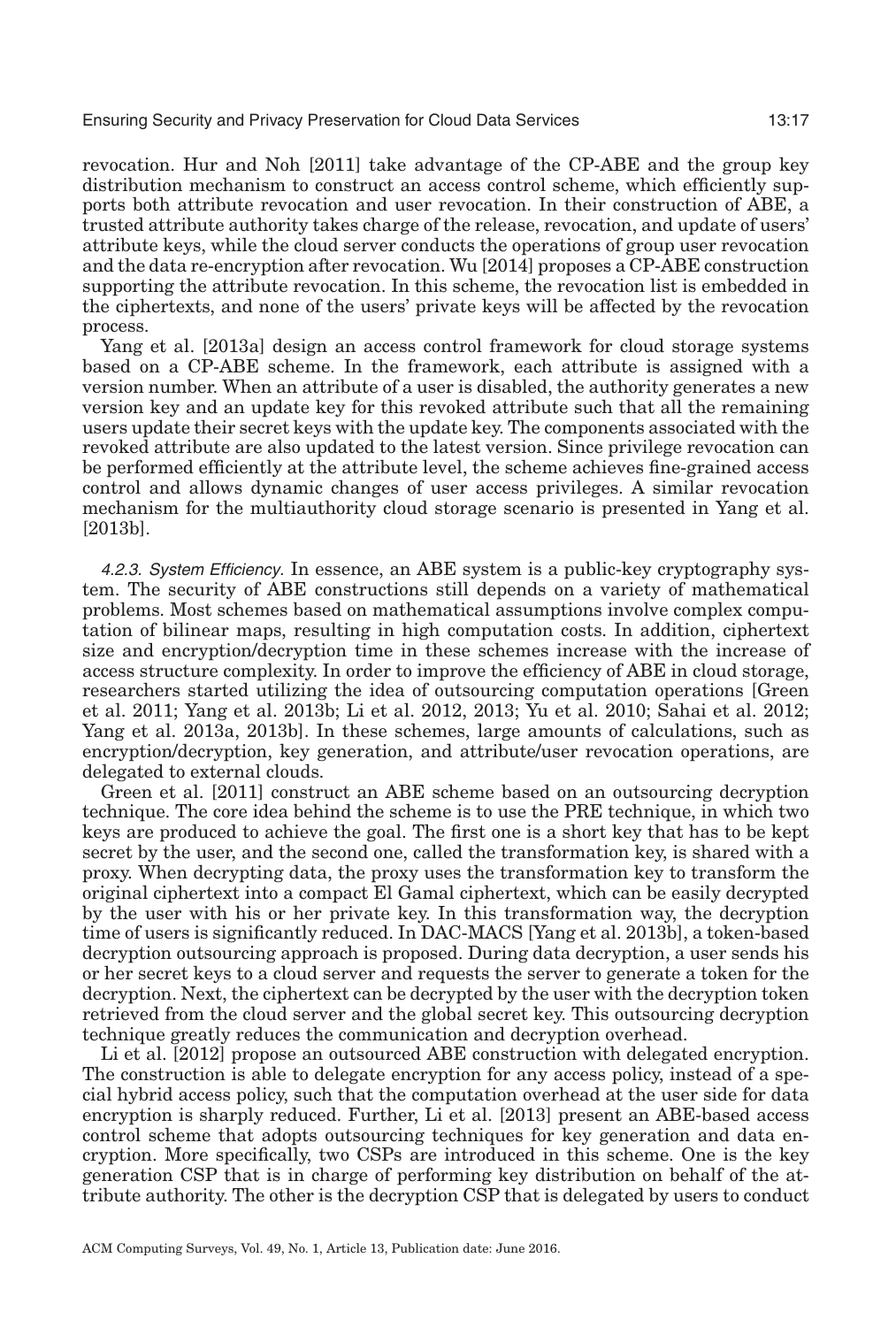revocation. Hur and Noh [2011] take advantage of the CP-ABE and the group key distribution mechanism to construct an access control scheme, which efficiently supports both attribute revocation and user revocation. In their construction of ABE, a trusted attribute authority takes charge of the release, revocation, and update of users' attribute keys, while the cloud server conducts the operations of group user revocation and the data re-encryption after revocation. Wu [2014] proposes a CP-ABE construction supporting the attribute revocation. In this scheme, the revocation list is embedded in the ciphertexts, and none of the users' private keys will be affected by the revocation process.

Yang et al. [2013a] design an access control framework for cloud storage systems based on a CP-ABE scheme. In the framework, each attribute is assigned with a version number. When an attribute of a user is disabled, the authority generates a new version key and an update key for this revoked attribute such that all the remaining users update their secret keys with the update key. The components associated with the revoked attribute are also updated to the latest version. Since privilege revocation can be performed efficiently at the attribute level, the scheme achieves fine-grained access control and allows dynamic changes of user access privileges. A similar revocation mechanism for the multiauthority cloud storage scenario is presented in Yang et al. [2013b].

*4.2.3. System Efficiency.* In essence, an ABE system is a public-key cryptography system. The security of ABE constructions still depends on a variety of mathematical problems. Most schemes based on mathematical assumptions involve complex computation of bilinear maps, resulting in high computation costs. In addition, ciphertext size and encryption/decryption time in these schemes increase with the increase of access structure complexity. In order to improve the efficiency of ABE in cloud storage, researchers started utilizing the idea of outsourcing computation operations [Green et al. 2011; Yang et al. 2013b; Li et al. 2012, 2013; Yu et al. 2010; Sahai et al. 2012; Yang et al. 2013a, 2013b]. In these schemes, large amounts of calculations, such as encryption/decryption, key generation, and attribute/user revocation operations, are delegated to external clouds.

Green et al. [2011] construct an ABE scheme based on an outsourcing decryption technique. The core idea behind the scheme is to use the PRE technique, in which two keys are produced to achieve the goal. The first one is a short key that has to be kept secret by the user, and the second one, called the transformation key, is shared with a proxy. When decrypting data, the proxy uses the transformation key to transform the original ciphertext into a compact El Gamal ciphertext, which can be easily decrypted by the user with his or her private key. In this transformation way, the decryption time of users is significantly reduced. In DAC-MACS [Yang et al. 2013b], a token-based decryption outsourcing approach is proposed. During data decryption, a user sends his or her secret keys to a cloud server and requests the server to generate a token for the decryption. Next, the ciphertext can be decrypted by the user with the decryption token retrieved from the cloud server and the global secret key. This outsourcing decryption technique greatly reduces the communication and decryption overhead.

Li et al. [2012] propose an outsourced ABE construction with delegated encryption. The construction is able to delegate encryption for any access policy, instead of a special hybrid access policy, such that the computation overhead at the user side for data encryption is sharply reduced. Further, Li et al. [2013] present an ABE-based access control scheme that adopts outsourcing techniques for key generation and data encryption. More specifically, two CSPs are introduced in this scheme. One is the key generation CSP that is in charge of performing key distribution on behalf of the attribute authority. The other is the decryption CSP that is delegated by users to conduct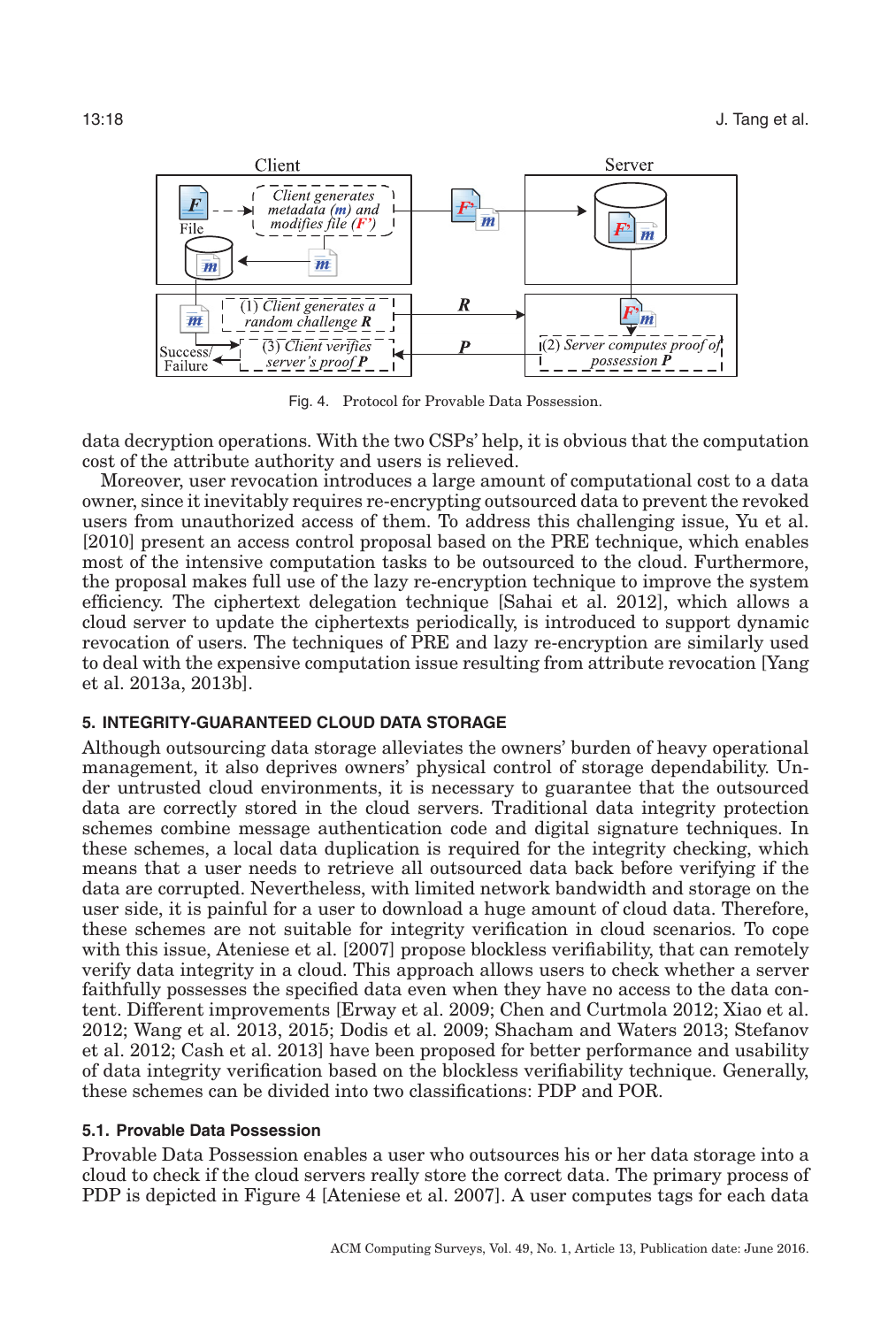Fig. 4. Protocol for Provable Data Possession.

data decryption operations. With the two CSPs' help, it is obvious that the computation cost of the attribute authority and users is relieved.

Moreover, user revocation introduces a large amount of computational cost to a data owner, since it inevitably requires re-encrypting outsourced data to prevent the revoked users from unauthorized access of them. To address this challenging issue, Yu et al. [2010] present an access control proposal based on the PRE technique, which enables most of the intensive computation tasks to be outsourced to the cloud. Furthermore, the proposal makes full use of the lazy re-encryption technique to improve the system efficiency. The ciphertext delegation technique [Sahai et al. 2012], which allows a cloud server to update the ciphertexts periodically, is introduced to support dynamic revocation of users. The techniques of PRE and lazy re-encryption are similarly used to deal with the expensive computation issue resulting from attribute revocation [Yang et al. 2013a, 2013b].

## 5. INTEGRITY-GUARANTEED CLOUD DATA STORAGE

Although outsourcing data storage alleviates the owners' burden of heavy operational management, it also deprives owners' physical control of storage dependability. Under untrusted cloud environments, it is necessary to guarantee that the outsourced data are correctly stored in the cloud servers. Traditional data integrity protection schemes combine message authentication code and digital signature techniques. In these schemes, a local data duplication is required for the integrity checking, which means that a user needs to retrieve all outsourced data back before verifying if the data are corrupted. Nevertheless, with limited network bandwidth and storage on the user side, it is painful for a user to download a huge amount of cloud data. Therefore, these schemes are not suitable for integrity verification in cloud scenarios. To cope with this issue, Ateniese et al. [2007] propose blockless verifiability, that can remotely verify data integrity in a cloud. This approach allows users to check whether a server faithfully possesses the specified data even when they have no access to the data content. Different improvements [Erway et al. 2009; Chen and Curtmola 2012; Xiao et al. 2012; Wang et al. 2013, 2015; Dodis et al. 2009; Shacham and Waters 2013; Stefanov et al. 2012; Cash et al. 2013] have been proposed for better performance and usability of data integrity verification based on the blockless verifiability technique. Generally, these schemes can be divided into two classifications: PDP and POR.

### 5.1. Provable Data Possession

Provable Data Possession enables a user who outsources his or her data storage into a cloud to check if the cloud servers really store the correct data. The primary process of PDP is depicted in Figure 4 [Ateniese et al. 2007]. A user computes tags for each data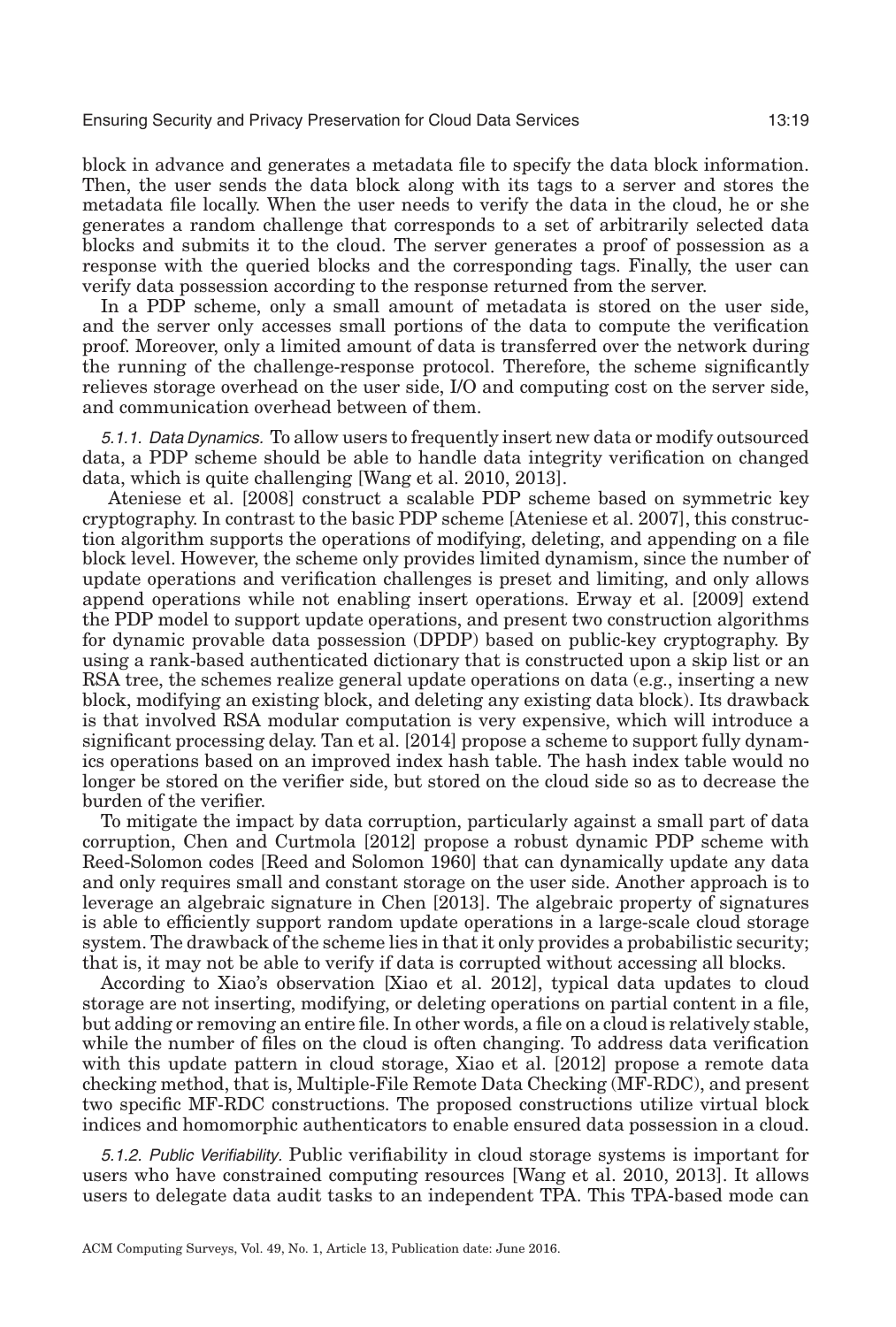block in advance and generates a metadata file to specify the data block information. Then, the user sends the data block along with its tags to a server and stores the metadata file locally. When the user needs to verify the data in the cloud, he or she generates a random challenge that corresponds to a set of arbitrarily selected data blocks and submits it to the cloud. The server generates a proof of possession as a response with the queried blocks and the corresponding tags. Finally, the user can verify data possession according to the response returned from the server.

In a PDP scheme, only a small amount of metadata is stored on the user side, and the server only accesses small portions of the data to compute the verification proof. Moreover, only a limited amount of data is transferred over the network during the running of the challenge-response protocol. Therefore, the scheme significantly relieves storage overhead on the user side, I/O and computing cost on the server side, and communication overhead between of them.

#### *5.1.1. Data Dynamics.*

To allow users to frequently insert new data or modify outsourced data, a PDP scheme should be able to handle data integrity verification on changed data, which is quite challenging [Wang et al. 2010, 2013].

Ateniese et al. [2008] construct a scalable PDP scheme based on symmetric key cryptography. In contrast to the basic PDP scheme [Ateniese et al. 2007], this construction algorithm supports the operations of modifying, deleting, and appending on a file block level. However, the scheme only provides limited dynamism, since the number of update operations and verification challenges is preset and limiting, and only allows append operations while not enabling insert operations. Erway et al. [2009] extend the PDP model to support update operations, and present two construction algorithms for dynamic provable data possession (DPDP) based on public-key cryptography. By using a rank-based authenticated dictionary that is constructed upon a skip list or an RSA tree, the schemes realize general update operations on data (e.g., inserting a new block, modifying an existing block, and deleting any existing data block). Its drawback is that involved RSA modular computation is very expensive, which will introduce a significant processing delay. Tan et al. [2014] propose a scheme to support fully dynamics operations based on an improved index hash table. The hash index table would no longer be stored on the verifier side, but stored on the cloud side so as to decrease the burden of the verifier.

To mitigate the impact by data corruption, particularly against a small part of data corruption, Chen and Curtmola [2012] propose a robust dynamic PDP scheme with Reed-Solomon codes [Reed and Solomon 1960] that can dynamically update any data and only requires small and constant storage on the user side. Another approach is to leverage an algebraic signature in Chen [2013]. The algebraic property of signatures is able to efficiently support random update operations in a large-scale cloud storage system. The drawback of the scheme lies in that it only provides a probabilistic security; that is, it may not be able to verify if data is corrupted without accessing all blocks.

According to Xiao's observation [Xiao et al. 2012], typical data updates to cloud storage are not inserting, modifying, or deleting operations on partial content in a file, but adding or removing an entire file. In other words, a file on a cloud is relatively stable, while the number of files on the cloud is often changing. To address data verification with this update pattern in cloud storage, Xiao et al. [2012] propose a remote data checking method, that is, Multiple-File Remote Data Checking (MF-RDC), and present two specific MF-RDC constructions. The proposed constructions utilize virtual block indices and homomorphic authenticators to enable ensured data possession in a cloud.

#### *5.1.2. Public Verifiability.*

Public verifiability in cloud storage systems is important for users who have constrained computing resources [Wang et al. 2010, 2013]. It allows users to delegate data audit tasks to an independent TPA. This TPA-based mode can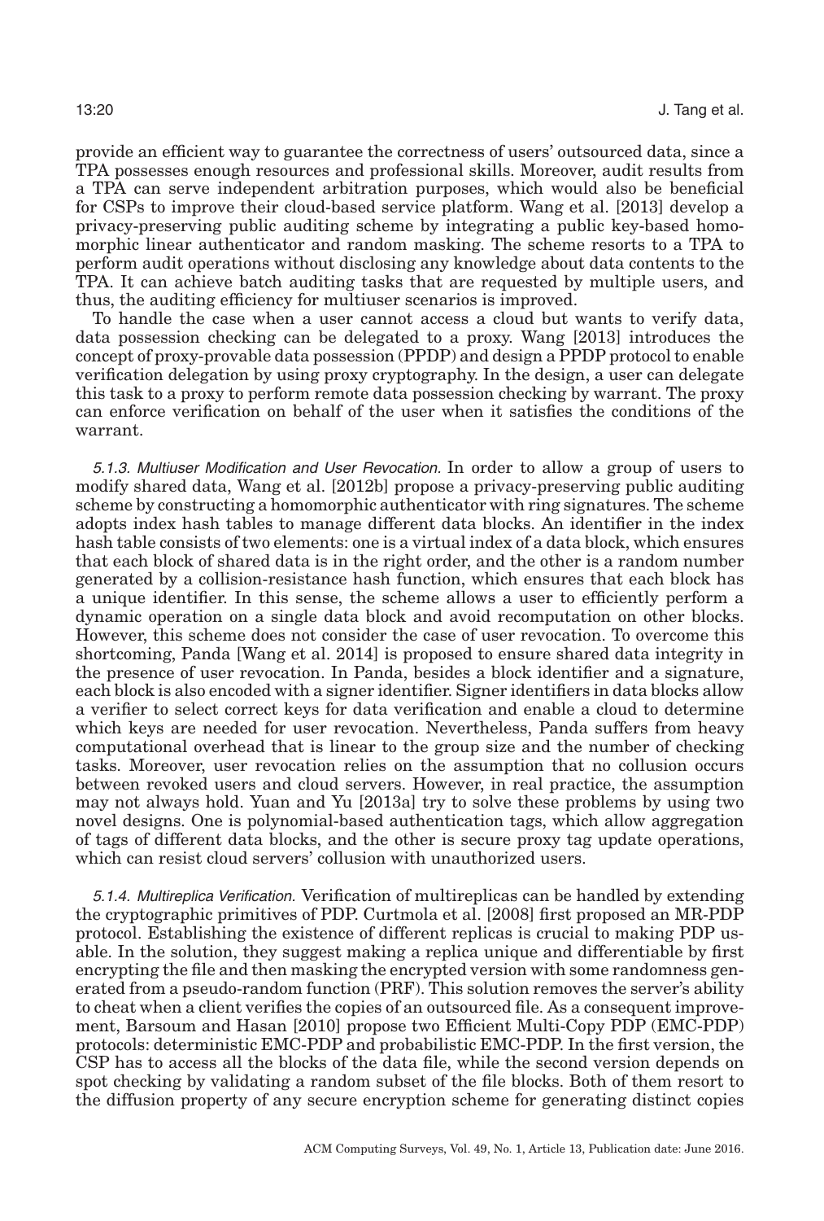provide an efficient way to guarantee the correctness of users' outsourced data, since a TPA possesses enough resources and professional skills. Moreover, audit results from a TPA can serve independent arbitration purposes, which would also be beneficial for CSPs to improve their cloud-based service platform. Wang et al. [2013] develop a privacy-preserving public auditing scheme by integrating a public key-based homomorphic linear authenticator and random masking. The scheme resorts to a TPA to perform audit operations without disclosing any knowledge about data contents to the TPA. It can achieve batch auditing tasks that are requested by multiple users, and thus, the auditing efficiency for multiuser scenarios is improved.

To handle the case when a user cannot access a cloud but wants to verify data, data possession checking can be delegated to a proxy. Wang [2013] introduces the concept of proxy-provable data possession (PPDP) and design a PPDP protocol to enable verification delegation by using proxy cryptography. In the design, a user can delegate this task to a proxy to perform remote data possession checking by warrant. The proxy can enforce verification on behalf of the user when it satisfies the conditions of the warrant.

*5.1.3. Multiuser Modification and User Revocation.* In order to allow a group of users to modify shared data, Wang et al. [2012b] propose a privacy-preserving public auditing scheme by constructing a homomorphic authenticator with ring signatures. The scheme adopts index hash tables to manage different data blocks. An identifier in the index hash table consists of two elements: one is a virtual index of a data block, which ensures that each block of shared data is in the right order, and the other is a random number generated by a collision-resistance hash function, which ensures that each block has a unique identifier. In this sense, the scheme allows a user to efficiently perform a dynamic operation on a single data block and avoid recomputation on other blocks. However, this scheme does not consider the case of user revocation. To overcome this shortcoming, Panda [Wang et al. 2014] is proposed to ensure shared data integrity in the presence of user revocation. In Panda, besides a block identifier and a signature, each block is also encoded with a signer identifier. Signer identifiers in data blocks allow a verifier to select correct keys for data verification and enable a cloud to determine which keys are needed for user revocation. Nevertheless, Panda suffers from heavy computational overhead that is linear to the group size and the number of checking tasks. Moreover, user revocation relies on the assumption that no collusion occurs between revoked users and cloud servers. However, in real practice, the assumption may not always hold. Yuan and Yu [2013a] try to solve these problems by using two novel designs. One is polynomial-based authentication tags, which allow aggregation of tags of different data blocks, and the other is secure proxy tag update operations, which can resist cloud servers' collusion with unauthorized users.

*5.1.4. Multireplica Verification.* Verification of multireplicas can be handled by extending the cryptographic primitives of PDP. Curtmola et al. [2008] first proposed an MR-PDP protocol. Establishing the existence of different replicas is crucial to making PDP usable. In the solution, they suggest making a replica unique and differentiable by first encrypting the file and then masking the encrypted version with some randomness generated from a pseudo-random function (PRF). This solution removes the server's ability to cheat when a client verifies the copies of an outsourced file. As a consequent improvement, Barsoum and Hasan [2010] propose two Efficient Multi-Copy PDP (EMC-PDP) protocols: deterministic EMC-PDP and probabilistic EMC-PDP. In the first version, the CSP has to access all the blocks of the data file, while the second version depends on spot checking by validating a random subset of the file blocks. Both of them resort to the diffusion property of any secure encryption scheme for generating distinct copies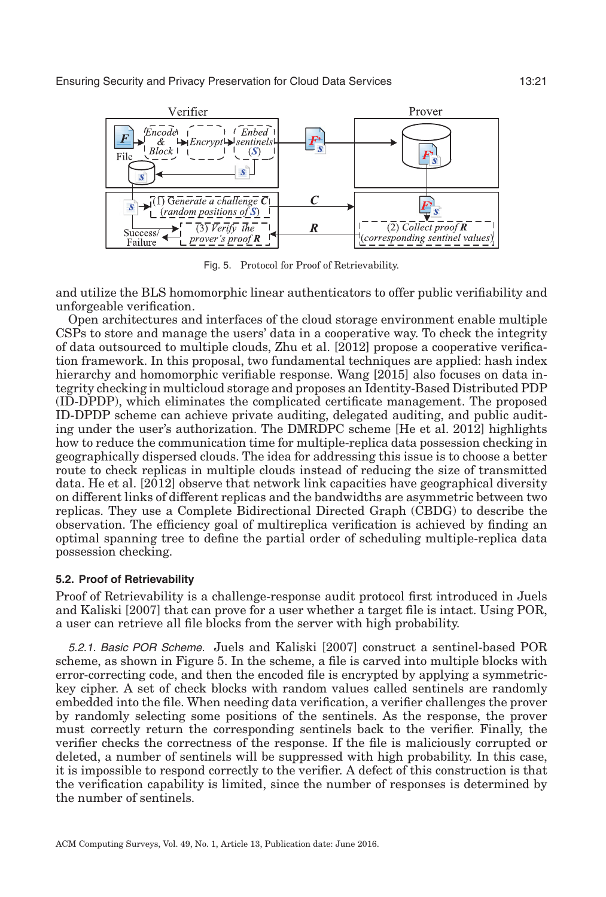Fig. 5. Protocol for Proof of Retrievability.

and utilize the BLS homomorphic linear authenticators to offer public verifiability and unforgeable verification.

Open architectures and interfaces of the cloud storage environment enable multiple CSPs to store and manage the users' data in a cooperative way. To check the integrity of data outsourced to multiple clouds, Zhu et al. [2012] propose a cooperative verification framework. In this proposal, two fundamental techniques are applied: hash index hierarchy and homomorphic verifiable response. Wang [2015] also focuses on data integrity checking in multicloud storage and proposes an Identity-Based Distributed PDP (ID-DPDP), which eliminates the complicated certificate management. The proposed ID-DPDP scheme can achieve private auditing, delegated auditing, and public auditing under the user's authorization. The DMRDPC scheme [He et al. 2012] highlights how to reduce the communication time for multiple-replica data possession checking in geographically dispersed clouds. The idea for addressing this issue is to choose a better route to check replicas in multiple clouds instead of reducing the size of transmitted data. He et al. [2012] observe that network link capacities have geographical diversity on different links of different replicas and the bandwidths are asymmetric between two replicas. They use a Complete Bidirectional Directed Graph (CBDG) to describe the observation. The efficiency goal of multireplica verification is achieved by finding an optimal spanning tree to define the partial order of scheduling multiple-replica data possession checking.

### 5.2. Proof of Retrievability

Proof of Retrievability is a challenge-response audit protocol first introduced in Juels and Kaliski [2007] that can prove for a user whether a target file is intact. Using POR, a user can retrieve all file blocks from the server with high probability.

*5.2.1. Basic POR Scheme.* Juels and Kaliski [2007] construct a sentinel-based POR scheme, as shown in Figure 5. In the scheme, a file is carved into multiple blocks with error-correcting code, and then the encoded file is encrypted by applying a symmetric-key cipher. A set of check blocks with random values called sentinels are randomly embedded into the file. When needing data verification, a verifier challenges the prover by randomly selecting some positions of the sentinels. As the response, the prover must correctly return the corresponding sentinels back to the verifier. Finally, the verifier checks the correctness of the response. If the file is maliciously corrupted or deleted, a number of sentinels will be suppressed with high probability. In this case, it is impossible to respond correctly to the verifier. A defect of this construction is that the verification capability is limited, since the number of responses is determined by the number of sentinels.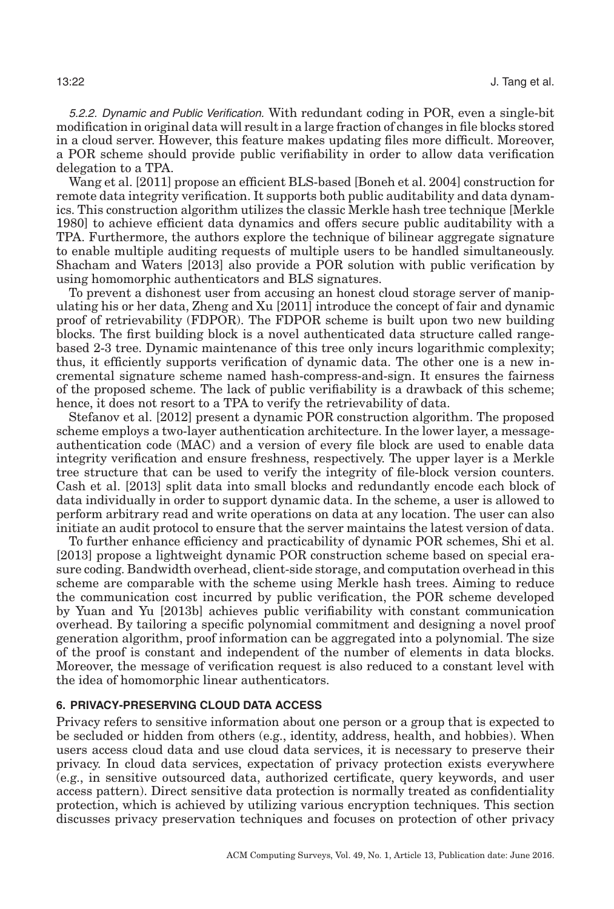*5.2.2. Dynamic and Public Verification.* With redundant coding in POR, even a single-bit modification in original data will result in a large fraction of changes in file blocks stored in a cloud server. However, this feature makes updating files more difficult. Moreover, a POR scheme should provide public verifiability in order to allow data verification delegation to a TPA.

Wang et al. [2011] propose an efficient BLS-based [Boneh et al. 2004] construction for remote data integrity verification. It supports both public auditability and data dynamics. This construction algorithm utilizes the classic Merkle hash tree technique [Merkle 1980] to achieve efficient data dynamics and offers secure public auditability with a TPA. Furthermore, the authors explore the technique of bilinear aggregate signature to enable multiple auditing requests of multiple users to be handled simultaneously. Shacham and Waters [2013] also provide a POR solution with public verification by using homomorphic authenticators and BLS signatures.

To prevent a dishonest user from accusing an honest cloud storage server of manipulating his or her data, Zheng and Xu [2011] introduce the concept of fair and dynamic proof of retrievability (FDPOR). The FDPOR scheme is built upon two new building blocks. The first building block is a novel authenticated data structure called range-based 2-3 tree. Dynamic maintenance of this tree only incurs logarithmic complexity; thus, it efficiently supports verification of dynamic data. The other one is a new incremental signature scheme named hash-compress-and-sign. It ensures the fairness of the proposed scheme. The lack of public verifiability is a drawback of this scheme; hence, it does not resort to a TPA to verify the retrievability of data.

Stefanov et al. [2012] present a dynamic POR construction algorithm. The proposed scheme employs a two-layer authentication architecture. In the lower layer, a message-authentication code (MAC) and a version of every file block are used to enable data integrity verification and ensure freshness, respectively. The upper layer is a Merkle tree structure that can be used to verify the integrity of file-block version counters. Cash et al. [2013] split data into small blocks and redundantly encode each block of data individually in order to support dynamic data. In the scheme, a user is allowed to perform arbitrary read and write operations on data at any location. The user can also initiate an audit protocol to ensure that the server maintains the latest version of data.

To further enhance efficiency and practicability of dynamic POR schemes, Shi et al. [2013] propose a lightweight dynamic POR construction scheme based on special erasure coding. Bandwidth overhead, client-side storage, and computation overhead in this scheme are comparable with the scheme using Merkle hash trees. Aiming to reduce the communication cost incurred by public verification, the POR scheme developed by Yuan and Yu [2013b] achieves public verifiability with constant communication overhead. By tailoring a specific polynomial commitment and designing a novel proof generation algorithm, proof information can be aggregated into a polynomial. The size of the proof is constant and independent of the number of elements in data blocks. Moreover, the message of verification request is also reduced to a constant level with the idea of homomorphic linear authenticators.

## 6. PRIVACY-PRESERVING CLOUD DATA ACCESS

Privacy refers to sensitive information about one person or a group that is expected to be secluded or hidden from others (e.g., identity, address, health, and hobbies). When users access cloud data and use cloud data services, it is necessary to preserve their privacy. In cloud data services, expectation of privacy protection exists everywhere (e.g., in sensitive outsourced data, authorized certificate, query keywords, and user access pattern). Direct sensitive data protection is normally treated as confidentiality protection, which is achieved by utilizing various encryption techniques. This section discusses privacy preservation techniques and focuses on protection of other privacy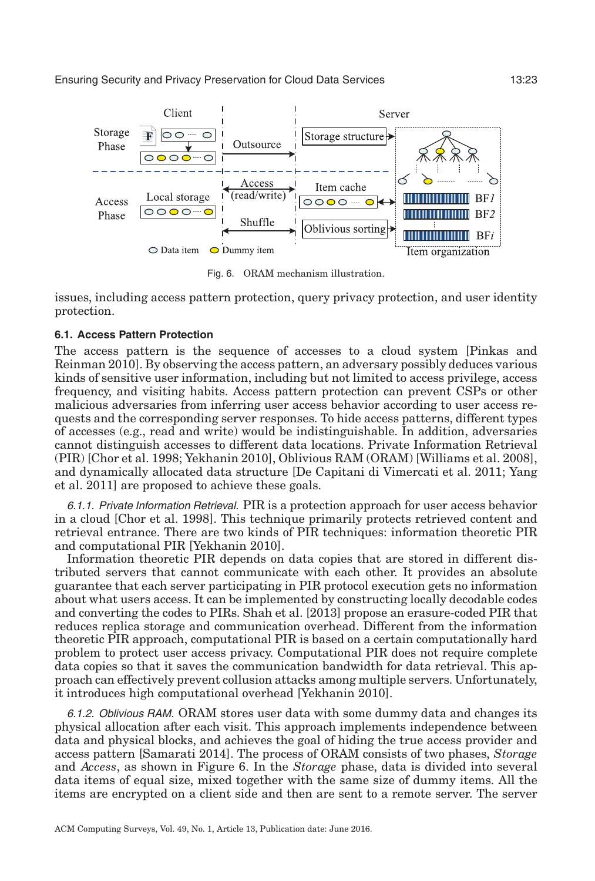Fig. 6. ORAM mechanism illustration.

issues, including access pattern protection, query privacy protection, and user identity protection.

### 6.1. Access Pattern Protection

The access pattern is the sequence of accesses to a cloud system [Pinkas and Reinman 2010]. By observing the access pattern, an adversary possibly deduces various kinds of sensitive user information, including but not limited to access privilege, access frequency, and visiting habits. Access pattern protection can prevent CSPs or other malicious adversaries from inferring user access behavior according to user access requests and the corresponding server responses. To hide access patterns, different types of accesses (e.g., read and write) would be indistinguishable. In addition, adversaries cannot distinguish accesses to different data locations. Private Information Retrieval (PIR) [Chor et al. 1998; Yekhanin 2010], Oblivious RAM (ORAM) [Williams et al. 2008], and dynamically allocated data structure [De Capitani di Vimercati et al. 2011; Yang et al. 2011] are proposed to achieve these goals.

*6.1.1. Private Information Retrieval.* PIR is a protection approach for user access behavior in a cloud [Chor et al. 1998]. This technique primarily protects retrieved content and retrieval entrance. There are two kinds of PIR techniques: information theoretic PIR and computational PIR [Yekhanin 2010].

Information theoretic PIR depends on data copies that are stored in different distributed servers that cannot communicate with each other. It provides an absolute guarantee that each server participating in PIR protocol execution gets no information about what users access. It can be implemented by constructing locally decodable codes and converting the codes to PIRs. Shah et al. [2013] propose an erasure-coded PIR that reduces replica storage and communication overhead. Different from the information theoretic PIR approach, computational PIR is based on a certain computationally hard problem to protect user access privacy. Computational PIR does not require complete data copies so that it saves the communication bandwidth for data retrieval. This approach can effectively prevent collusion attacks among multiple servers. Unfortunately, it introduces high computational overhead [Yekhanin 2010].

*6.1.2. Oblivious RAM.* ORAM stores user data with some dummy data and changes its physical allocation after each visit. This approach implements independence between data and physical blocks, and achieves the goal of hiding the true access provider and access pattern [Samarati 2014]. The process of ORAM consists of two phases, *Storage* and *Access*, as shown in Figure 6. In the *Storage* phase, data is divided into several data items of equal size, mixed together with the same size of dummy items. All the items are encrypted on a client side and then are sent to a remote server. The server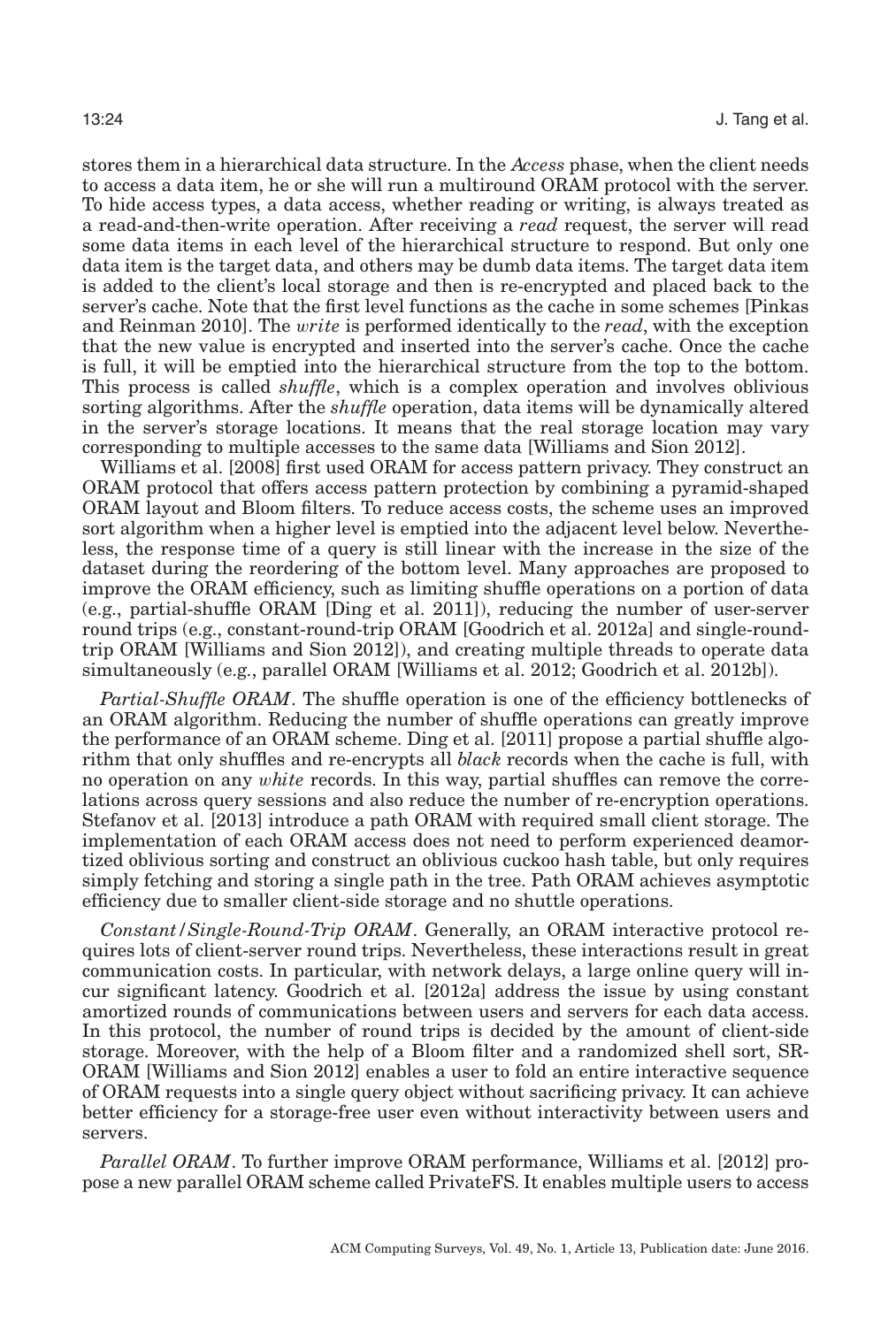stores them in a hierarchical data structure. In the *Access* phase, when the client needs to access a data item, he or she will run a multiround ORAM protocol with the server. To hide access types, a data access, whether reading or writing, is always treated as a read-and-then-write operation. After receiving a *read* request, the server will read some data items in each level of the hierarchical structure to respond. But only one data item is the target data, and others may be dumb data items. The target data item is added to the client's local storage and then is re-encrypted and placed back to the server's cache. Note that the first level functions as the cache in some schemes [Pinkas and Reinman 2010]. The *write* is performed identically to the *read*, with the exception that the new value is encrypted and inserted into the server's cache. Once the cache is full, it will be emptied into the hierarchical structure from the top to the bottom. This process is called *shuffle*, which is a complex operation and involves oblivious sorting algorithms. After the *shuffle* operation, data items will be dynamically altered in the server's storage locations. It means that the real storage location may vary corresponding to multiple accesses to the same data [Williams and Sion 2012].

Williams et al. [2008] first used ORAM for access pattern privacy. They construct an ORAM protocol that offers access pattern protection by combining a pyramid-shaped ORAM layout and Bloom filters. To reduce access costs, the scheme uses an improved sort algorithm when a higher level is emptied into the adjacent level below. Nevertheless, the response time of a query is still linear with the increase in the size of the dataset during the reordering of the bottom level. Many approaches are proposed to improve the ORAM efficiency, such as limiting shuffle operations on a portion of data (e.g., partial-shuffle ORAM [Ding et al. 2011]), reducing the number of user-server round trips (e.g., constant-round-trip ORAM [Goodrich et al. 2012a] and single-round-trip ORAM [Williams and Sion 2012]), and creating multiple threads to operate data simultaneously (e.g., parallel ORAM [Williams et al. 2012; Goodrich et al. 2012b]).

*Partial-Shuffle ORAM*. The shuffle operation is one of the efficiency bottlenecks of an ORAM algorithm. Reducing the number of shuffle operations can greatly improve the performance of an ORAM scheme. Ding et al. [2011] propose a partial shuffle algorithm that only shuffles and re-encrypts all *black* records when the cache is full, with no operation on any *white* records. In this way, partial shuffles can remove the correlations across query sessions and also reduce the number of re-encryption operations. Stefanov et al. [2013] introduce a path ORAM with required small client storage. The implementation of each ORAM access does not need to perform experienced deamortized oblivious sorting and construct an oblivious cuckoo hash table, but only requires simply fetching and storing a single path in the tree. Path ORAM achieves asymptotic efficiency due to smaller client-side storage and no shuttle operations.

*Constant/Single-Round-Trip ORAM*. Generally, an ORAM interactive protocol requires lots of client-server round trips. Nevertheless, these interactions result in great communication costs. In particular, with network delays, a large online query will incur significant latency. Goodrich et al. [2012a] address the issue by using constant amortized rounds of communications between users and servers for each data access. In this protocol, the number of round trips is decided by the amount of client-side storage. Moreover, with the help of a Bloom filter and a randomized shell sort, SR-ORAM [Williams and Sion 2012] enables a user to fold an entire interactive sequence of ORAM requests into a single query object without sacrificing privacy. It can achieve better efficiency for a storage-free user even without interactivity between users and servers.

*Parallel ORAM*. To further improve ORAM performance, Williams et al. [2012] propose a new parallel ORAM scheme called PrivateFS. It enables multiple users to access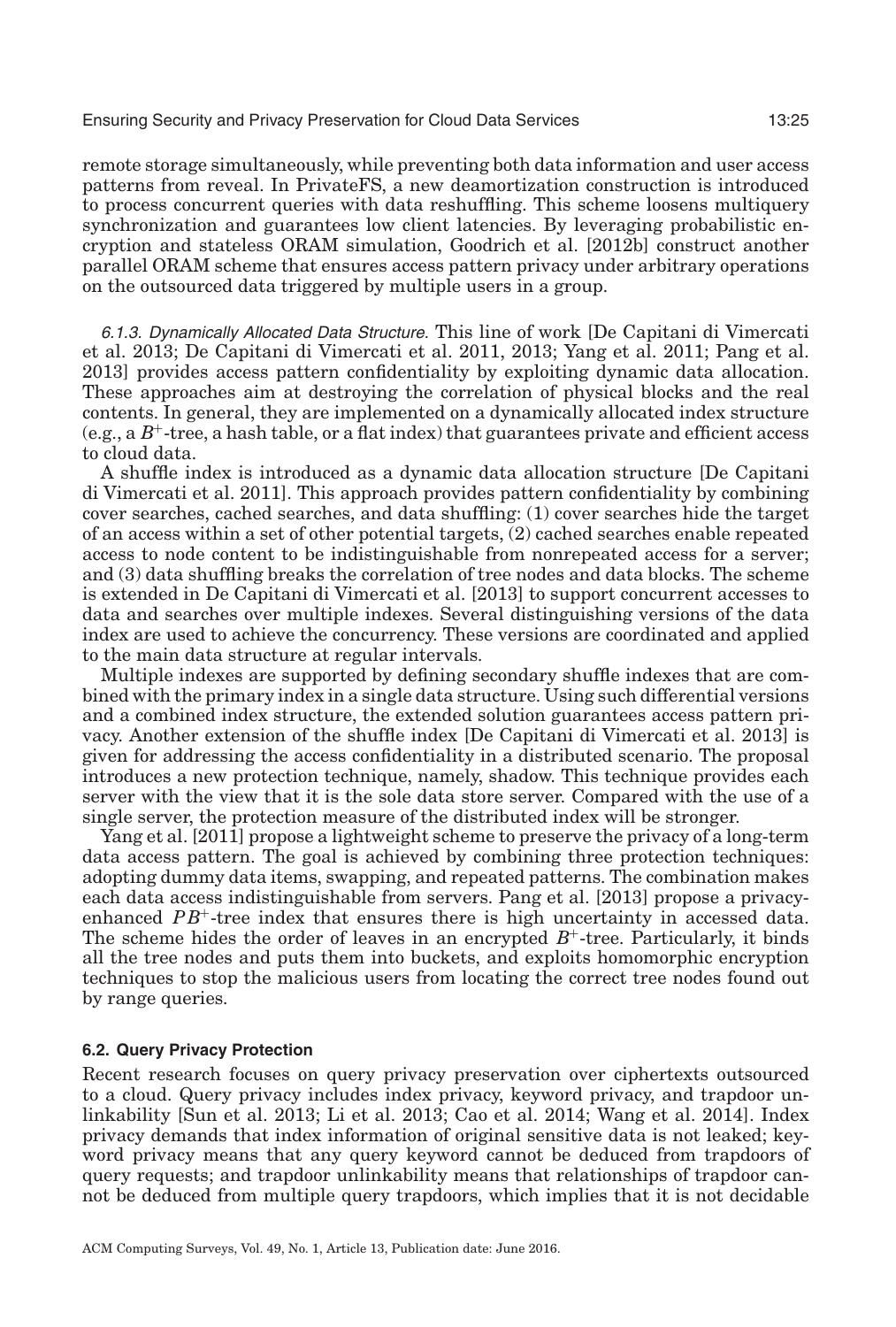remote storage simultaneously, while preventing both data information and user access patterns from reveal. In PrivateFS, a new deamortization construction is introduced to process concurrent queries with data reshuffling. This scheme loosens multiquery synchronization and guarantees low client latencies. By leveraging probabilistic encryption and stateless ORAM simulation, Goodrich et al. [2012b] construct another parallel ORAM scheme that ensures access pattern privacy under arbitrary operations on the outsourced data triggered by multiple users in a group.

*6.1.3. Dynamically Allocated Data Structure.* This line of work [De Capitani di Vimercati et al. 2013; De Capitani di Vimercati et al. 2011, 2013; Yang et al. 2011; Pang et al. 2013] provides access pattern confidentiality by exploiting dynamic data allocation. These approaches aim at destroying the correlation of physical blocks and the real contents. In general, they are implemented on a dynamically allocated index structure (e.g., a $B^{+}$-tree, a hash table, or a flat index) that guarantees private and efficient access to cloud data.

A shuffle index is introduced as a dynamic data allocation structure [De Capitani di Vimercati et al. 2011]. This approach provides pattern confidentiality by combining cover searches, cached searches, and data shuffling: (1) cover searches hide the target of an access within a set of other potential targets, (2) cached searches enable repeated access to node content to be indistinguishable from nonrepeated access for a server; and (3) data shuffling breaks the correlation of tree nodes and data blocks. The scheme is extended in De Capitani di Vimercati et al. [2013] to support concurrent accesses to data and searches over multiple indexes. Several distinguishing versions of the data index are used to achieve the concurrency. These versions are coordinated and applied to the main data structure at regular intervals.

Multiple indexes are supported by defining secondary shuffle indexes that are combined with the primary index in a single data structure. Using such differential versions and a combined index structure, the extended solution guarantees access pattern privacy. Another extension of the shuffle index [De Capitani di Vimercati et al. 2013] is given for addressing the access confidentiality in a distributed scenario. The proposal introduces a new protection technique, namely, shadow. This technique provides each server with the view that it is the sole data store server. Compared with the use of a single server, the protection measure of the distributed index will be stronger.

Yang et al. [2011] propose a lightweight scheme to preserve the privacy of a long-term data access pattern. The goal is achieved by combining three protection techniques: adopting dummy data items, swapping, and repeated patterns. The combination makes each data access indistinguishable from servers. Pang et al. [2013] propose a privacy-enhanced $PB^{+}$-tree index that ensures there is high uncertainty in accessed data. The scheme hides the order of leaves in an encrypted $B^{+}$-tree. Particularly, it binds all the tree nodes and puts them into buckets, and exploits homomorphic encryption techniques to stop the malicious users from locating the correct tree nodes found out by range queries.

### 6.2. Query Privacy Protection

Recent research focuses on query privacy preservation over ciphertexts outsourced to a cloud. Query privacy includes index privacy, keyword privacy, and trapdoor unlinkability [Sun et al. 2013; Li et al. 2013; Cao et al. 2014; Wang et al. 2014]. Index privacy demands that index information of original sensitive data is not leaked; keyword privacy means that any query keyword cannot be deduced from trapdoors of query requests; and trapdoor unlinkability means that relationships of trapdoor cannot be deduced from multiple query trapdoors, which implies that it is not decidable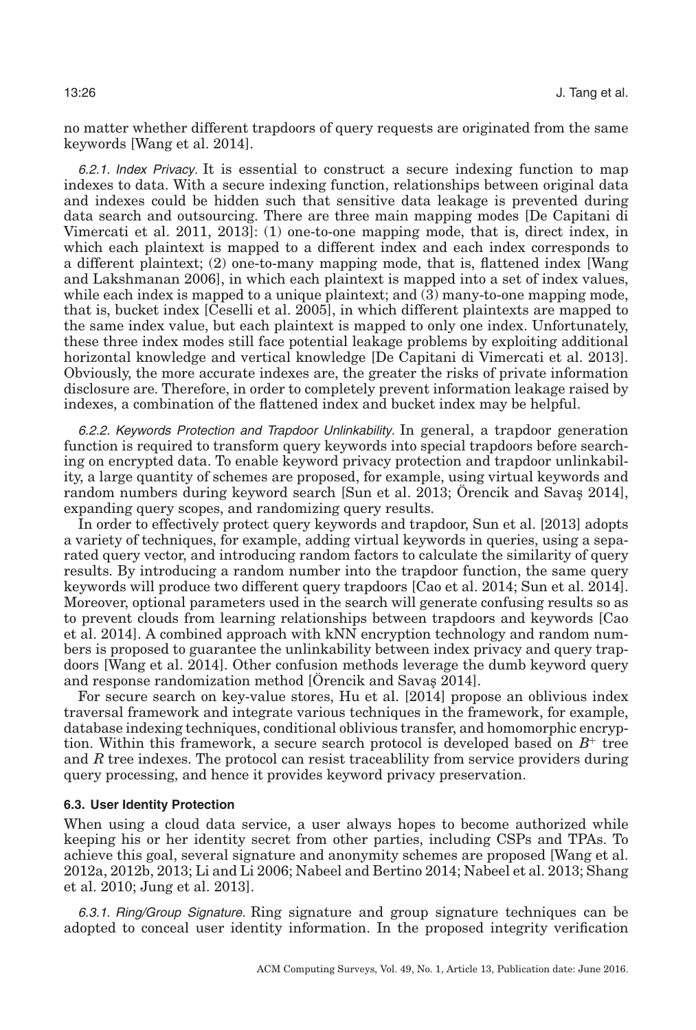no matter whether different trapdoors of query requests are originated from the same keywords [Wang et al. 2014].

*6.2.1. Index Privacy.* It is essential to construct a secure indexing function to map indexes to data. With a secure indexing function, relationships between original data and indexes could be hidden such that sensitive data leakage is prevented during data search and outsourcing. There are three main mapping modes [De Capitani di Vimercati et al. 2011, 2013]: (1) one-to-one mapping mode, that is, direct index, in which each plaintext is mapped to a different index and each index corresponds to a different plaintext; (2) one-to-many mapping mode, that is, flattened index [Wang and Lakshmanan 2006], in which each plaintext is mapped into a set of index values, while each index is mapped to a unique plaintext; and (3) many-to-one mapping mode, that is, bucket index [Ceselli et al. 2005], in which different plaintexts are mapped to the same index value, but each plaintext is mapped to only one index. Unfortunately, these three index modes still face potential leakage problems by exploiting additional horizontal knowledge and vertical knowledge [De Capitani di Vimercati et al. 2013]. Obviously, the more accurate indexes are, the greater the risks of private information disclosure are. Therefore, in order to completely prevent information leakage raised by indexes, a combination of the flattened index and bucket index may be helpful.

*6.2.2. Keywords Protection and Trapdoor Unlinkability.* In general, a trapdoor generation function is required to transform query keywords into special trapdoors before searching on encrypted data. To enable keyword privacy protection and trapdoor unlinkability, a large quantity of schemes are proposed, for example, using virtual keywords and random numbers during keyword search [Sun et al. 2013; Örencik and Savaş 2014], expanding query scopes, and randomizing query results.

In order to effectively protect query keywords and trapdoor, Sun et al. [2013] adopts a variety of techniques, for example, adding virtual keywords in queries, using a separated query vector, and introducing random factors to calculate the similarity of query results. By introducing a random number into the trapdoor function, the same query keywords will produce two different query trapdoors [Cao et al. 2014; Sun et al. 2014]. Moreover, optional parameters used in the search will generate confusing results so as to prevent clouds from learning relationships between trapdoors and keywords [Cao et al. 2014]. A combined approach with kNN encryption technology and random numbers is proposed to guarantee the unlinkability between index privacy and query trapdoors [Wang et al. 2014]. Other confusion methods leverage the dumb keyword query and response randomization method [Örencik and Savaş 2014].

For secure search on key-value stores, Hu et al. [2014] propose an oblivious index traversal framework and integrate various techniques in the framework, for example, database indexing techniques, conditional oblivious transfer, and homomorphic encryption. Within this framework, a secure search protocol is developed based on $B^+$ tree and $R$ tree indexes. The protocol can resist traceablility from service providers during query processing, and hence it provides keyword privacy preservation.

### 6.3. User Identity Protection

When using a cloud data service, a user always hopes to become authorized while keeping his or her identity secret from other parties, including CSPs and TPAs. To achieve this goal, several signature and anonymity schemes are proposed [Wang et al. 2012a, 2012b, 2013; Li and Li 2006; Nabeel and Bertino 2014; Nabeel et al. 2013; Shang et al. 2010; Jung et al. 2013].

*6.3.1. Ring/Group Signature.* Ring signature and group signature techniques can be adopted to conceal user identity information. In the proposed integrity verification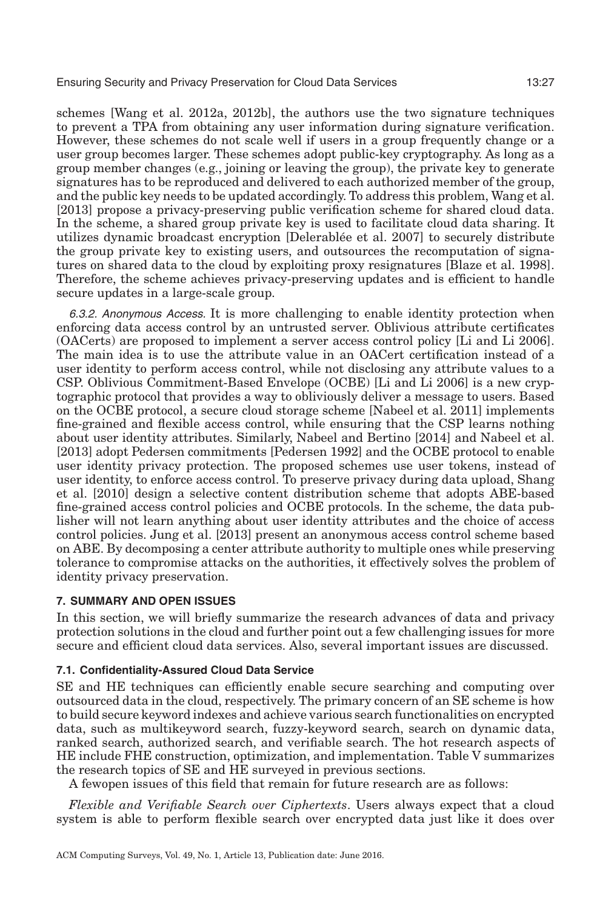schemes [Wang et al. 2012a, 2012b], the authors use the two signature techniques to prevent a TPA from obtaining any user information during signature verification. However, these schemes do not scale well if users in a group frequently change or a user group becomes larger. These schemes adopt public-key cryptography. As long as a group member changes (e.g., joining or leaving the group), the private key to generate signatures has to be reproduced and delivered to each authorized member of the group, and the public key needs to be updated accordingly. To address this problem, Wang et al. [2013] propose a privacy-preserving public verification scheme for shared cloud data. In the scheme, a shared group private key is used to facilitate cloud data sharing. It utilizes dynamic broadcast encryption [Delerablée et al. 2007] to securely distribute the group private key to existing users, and outsources the recomputation of signatures on shared data to the cloud by exploiting proxy resignatures [Blaze et al. 1998]. Therefore, the scheme achieves privacy-preserving updates and is efficient to handle secure updates in a large-scale group.

*6.3.2. Anonymous Access.* It is more challenging to enable identity protection when enforcing data access control by an untrusted server. Oblivious attribute certificates (OACerts) are proposed to implement a server access control policy [Li and Li 2006]. The main idea is to use the attribute value in an OACert certification instead of a user identity to perform access control, while not disclosing any attribute values to a CSP. Oblivious Commitment-Based Envelope (OCBE) [Li and Li 2006] is a new cryptographic protocol that provides a way to obliviously deliver a message to users. Based on the OCBE protocol, a secure cloud storage scheme [Nabeel et al. 2011] implements fine-grained and flexible access control, while ensuring that the CSP learns nothing about user identity attributes. Similarly, Nabeel and Bertino [2014] and Nabeel et al. [2013] adopt Pedersen commitments [Pedersen 1992] and the OCBE protocol to enable user identity privacy protection. The proposed schemes use user tokens, instead of user identity, to enforce access control. To preserve privacy during data upload, Shang et al. [2010] design a selective content distribution scheme that adopts ABE-based fine-grained access control policies and OCBE protocols. In the scheme, the data publisher will not learn anything about user identity attributes and the choice of access control policies. Jung et al. [2013] present an anonymous access control scheme based on ABE. By decomposing a center attribute authority to multiple ones while preserving tolerance to compromise attacks on the authorities, it effectively solves the problem of identity privacy preservation.

## 7. SUMMARY AND OPEN ISSUES

In this section, we will briefly summarize the research advances of data and privacy protection solutions in the cloud and further point out a few challenging issues for more secure and efficient cloud data services. Also, several important issues are discussed.

### 7.1. Confidentiality-Assured Cloud Data Service

SE and HE techniques can efficiently enable secure searching and computing over outsourced data in the cloud, respectively. The primary concern of an SE scheme is how to build secure keyword indexes and achieve various search functionalities on encrypted data, such as multikeyword search, fuzzy-keyword search, search on dynamic data, ranked search, authorized search, and verifiable search. The hot research aspects of HE include FHE construction, optimization, and implementation. Table V summarizes the research topics of SE and HE surveyed in previous sections.

A fewopen issues of this field that remain for future research are as follows:

*Flexible and Verifiable Search over Ciphertexts*. Users always expect that a cloud system is able to perform flexible search over encrypted data just like it does over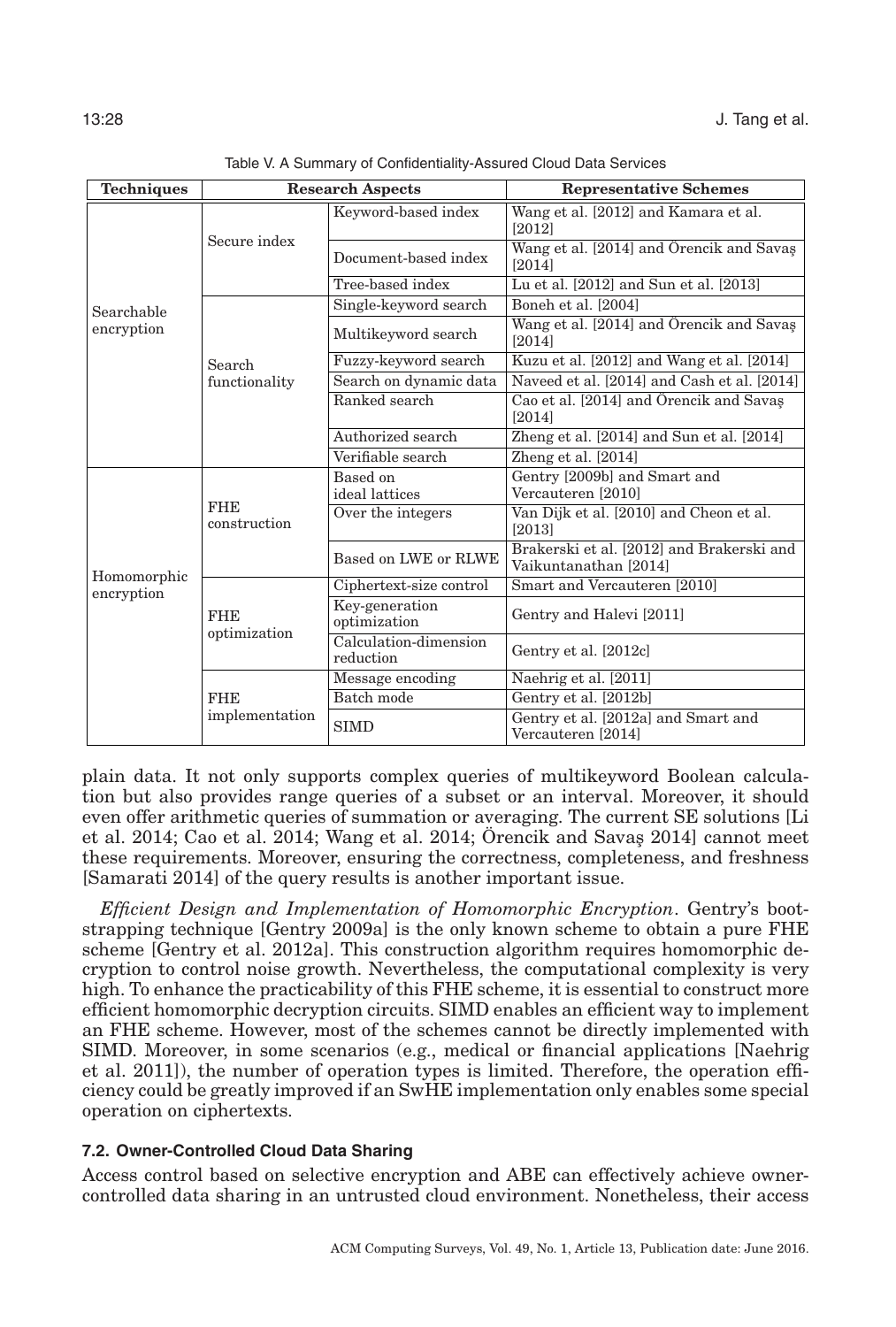Table V. A Summary of Confidentiality-Assured Cloud Data Services

| Techniques | Research Aspects | | Representative Schemes |
|---|---|---|---|
| Searchable encryption | Secure index | Keyword-based index | Wang et al. [2012] and Kamara et al. [2012] |
| | | Document-based index | Wang et al. [2014] and Örencik and Savaş [2014] |
| | | Tree-based index | Lu et al. [2012] and Sun et al. [2013] |
| | Search functionality | Single-keyword search | Boneh et al. [2004] |
| | | Multikeyword search | Wang et al. [2014] and Örencik and Savaş [2014] |
| | | Fuzzy-keyword search | Kuzu et al. [2012] and Wang et al. [2014] |
| | | Search on dynamic data | Naveed et al. [2014] and Cash et al. [2014] |
| | | Ranked search | Cao et al. [2014] and Örencik and Savaş [2014] |
| | | Authorized search | Zheng et al. [2014] and Sun et al. [2014] |
| | | Verifiable search | Zheng et al. [2014] |
| Homomorphic encryption | FHE construction | Based on ideal lattices | Gentry [2009b] and Smart and Vercauteren [2010] |
| | | Over the integers | Van Dijk et al. [2010] and Cheon et al. [2013] |
| | | Based on LWE or RLWE | Brakerski et al. [2012] and Brakerski and Vaikuntanathan [2014] |
| | FHE optimization | Ciphertext-size control | Smart and Vercauteren [2010] |
| | | Key-generation optimization | Gentry and Halevi [2011] |
| | | Calculation-dimension reduction | Gentry et al. [2012c] |
| | FHE implementation | Message encoding | Naehrig et al. [2011] |
| | | Batch mode | Gentry et al. [2012b] |
| | | SIMD | Gentry et al. [2012a] and Smart and Vercauteren [2014] |

plain data. It not only supports complex queries of multikeyword Boolean calculation but also provides range queries of a subset or an interval. Moreover, it should even offer arithmetic queries of summation or averaging. The current SE solutions [Li et al. 2014; Cao et al. 2014; Wang et al. 2014; Örencik and Savaş 2014] cannot meet these requirements. Moreover, ensuring the correctness, completeness, and freshness [Samarati 2014] of the query results is another important issue.

*Efficient Design and Implementation of Homomorphic Encryption*. Gentry's bootstrapping technique [Gentry 2009a] is the only known scheme to obtain a pure FHE scheme [Gentry et al. 2012a]. This construction algorithm requires homomorphic decryption to control noise growth. Nevertheless, the computational complexity is very high. To enhance the practicability of this FHE scheme, it is essential to construct more efficient homomorphic decryption circuits. SIMD enables an efficient way to implement an FHE scheme. However, most of the schemes cannot be directly implemented with SIMD. Moreover, in some scenarios (e.g., medical or financial applications [Naehrig et al. 2011]), the number of operation types is limited. Therefore, the operation efficiency could be greatly improved if an SwHE implementation only enables some special operation on ciphertexts.

### 7.2. Owner-Controlled Cloud Data Sharing

Access control based on selective encryption and ABE can effectively achieve owner-controlled data sharing in an untrusted cloud environment. Nonetheless, their access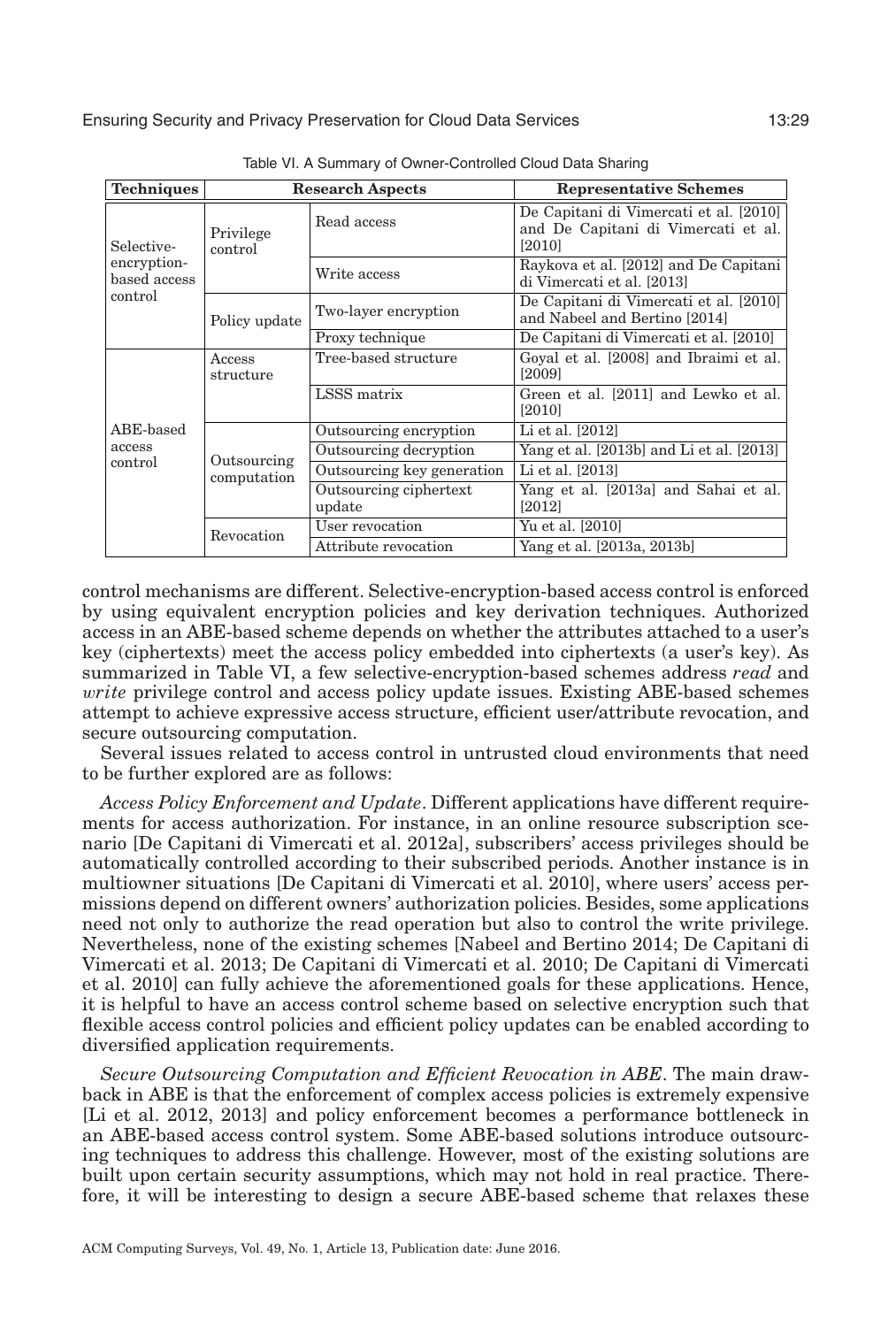Table VI. A Summary of Owner-Controlled Cloud Data Sharing

| Techniques | Research Aspects | | Representative Schemes |
|---|---|---|---|
| Selective-encryption-based access control | Privilege control | Read access | De Capitani di Vimercati et al. [2010] and De Capitani di Vimercati et al. [2010] |
| | | Write access | Raykova et al. [2012] and De Capitani di Vimercati et al. [2013] |
| | Policy update | Two-layer encryption | De Capitani di Vimercati et al. [2010] and Nabeel and Bertino [2014] |
| | | Proxy technique | De Capitani di Vimercati et al. [2010] |
| ABE-based access control | Access structure | Tree-based structure | Goyal et al. [2008] and Ibraimi et al. [2009] |
| | | LSSS matrix | Green et al. [2011] and Lewko et al. [2010] |
| | Outsourcing computation | Outsourcing encryption | Li et al. [2012] |
| | | Outsourcing decryption | Yang et al. [2013b] and Li et al. [2013] |
| | | Outsourcing key generation | Li et al. [2013] |
| | | Outsourcing ciphertext update | Yang et al. [2013a] and Sahai et al. [2012] |
| | Revocation | User revocation | Yu et al. [2010] |
| | | Attribute revocation | Yang et al. [2013a, 2013b] |

control mechanisms are different. Selective-encryption-based access control is enforced by using equivalent encryption policies and key derivation techniques. Authorized access in an ABE-based scheme depends on whether the attributes attached to a user's key (ciphertexts) meet the access policy embedded into ciphertexts (a user's key). As summarized in Table VI, a few selective-encryption-based schemes address *read* and *write* privilege control and access policy update issues. Existing ABE-based schemes attempt to achieve expressive access structure, efficient user/attribute revocation, and secure outsourcing computation.

Several issues related to access control in untrusted cloud environments that need to be further explored are as follows:

*Access Policy Enforcement and Update*. Different applications have different requirements for access authorization. For instance, in an online resource subscription scenario [De Capitani di Vimercati et al. 2012a], subscribers' access privileges should be automatically controlled according to their subscribed periods. Another instance is in multiowner situations [De Capitani di Vimercati et al. 2010], where users' access permissions depend on different owners' authorization policies. Besides, some applications need not only to authorize the read operation but also to control the write privilege. Nevertheless, none of the existing schemes [Nabeel and Bertino 2014; De Capitani di Vimercati et al. 2013; De Capitani di Vimercati et al. 2010; De Capitani di Vimercati et al. 2010] can fully achieve the aforementioned goals for these applications. Hence, it is helpful to have an access control scheme based on selective encryption such that flexible access control policies and efficient policy updates can be enabled according to diversified application requirements.

*Secure Outsourcing Computation and Efficient Revocation in ABE*. The main drawback in ABE is that the enforcement of complex access policies is extremely expensive [Li et al. 2012, 2013] and policy enforcement becomes a performance bottleneck in an ABE-based access control system. Some ABE-based solutions introduce outsourcing techniques to address this challenge. However, most of the existing solutions are built upon certain security assumptions, which may not hold in real practice. Therefore, it will be interesting to design a secure ABE-based scheme that relaxes these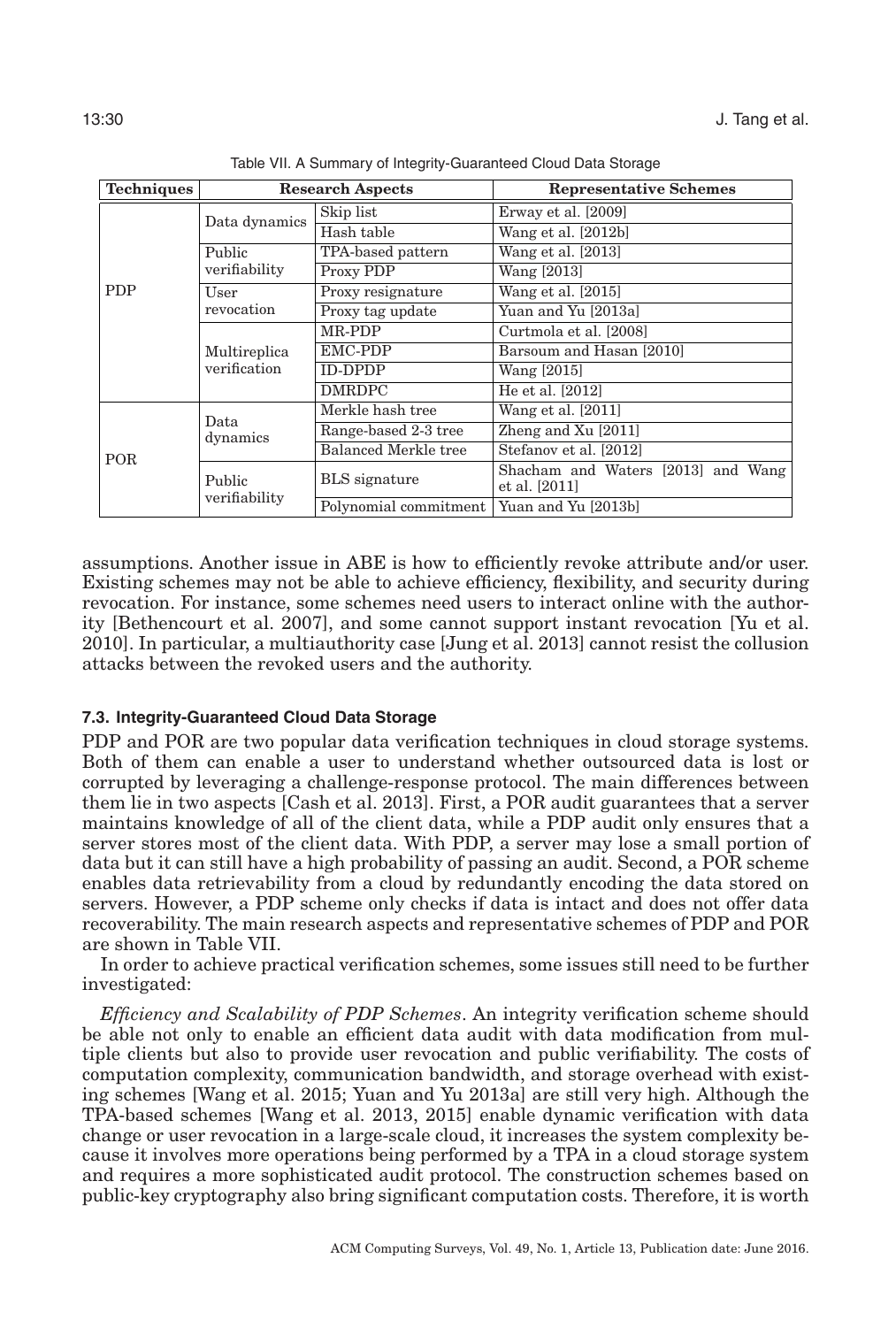Table VII. A Summary of Integrity-Guaranteed Cloud Data Storage

| Techniques | Research Aspects | | Representative Schemes |
|---|---|---|---|
| PDP | Data dynamics | Skip list | Erway et al. [2009] |
| | | Hash table | Wang et al. [2012b] |
| | Public verifiability | TPA-based pattern | Wang et al. [2013] |
| | | Proxy PDP | Wang [2013] |
| | User revocation | Proxy resignature | Wang et al. [2015] |
| | | Proxy tag update | Yuan and Yu [2013a] |
| | Multireplica verification | MR-PDP | Curtmola et al. [2008] |
| | | EMC-PDP | Barsoum and Hasan [2010] |
| | | ID-DPDP | Wang [2015] |
| | | DMRDPC | He et al. [2012] |
| POR | Data dynamics | Merkle hash tree | Wang et al. [2011] |
| | | Range-based 2-3 tree | Zheng and Xu [2011] |
| | | Balanced Merkle tree | Stefanov et al. [2012] |
| | Public verifiability | BLS signature | Shacham and Waters [2013] and Wang et al. [2011] |
| | | Polynomial commitment | Yuan and Yu [2013b] |

assumptions. Another issue in ABE is how to efficiently revoke attribute and/or user. Existing schemes may not be able to achieve efficiency, flexibility, and security during revocation. For instance, some schemes need users to interact online with the authority [Bethencourt et al. 2007], and some cannot support instant revocation [Yu et al. 2010]. In particular, a multiauthority case [Jung et al. 2013] cannot resist the collusion attacks between the revoked users and the authority.

### 7.3. Integrity-Guaranteed Cloud Data Storage

PDP and POR are two popular data verification techniques in cloud storage systems. Both of them can enable a user to understand whether outsourced data is lost or corrupted by leveraging a challenge-response protocol. The main differences between them lie in two aspects [Cash et al. 2013]. First, a POR audit guarantees that a server maintains knowledge of all of the client data, while a PDP audit only ensures that a server stores most of the client data. With PDP, a server may lose a small portion of data but it can still have a high probability of passing an audit. Second, a POR scheme enables data retrievability from a cloud by redundantly encoding the data stored on servers. However, a PDP scheme only checks if data is intact and does not offer data recoverability. The main research aspects and representative schemes of PDP and POR are shown in Table VII.

In order to achieve practical verification schemes, some issues still need to be further investigated:

*Efficiency and Scalability of PDP Schemes*. An integrity verification scheme should be able not only to enable an efficient data audit with data modification from multiple clients but also to provide user revocation and public verifiability. The costs of computation complexity, communication bandwidth, and storage overhead with existing schemes [Wang et al. 2015; Yuan and Yu 2013a] are still very high. Although the TPA-based schemes [Wang et al. 2013, 2015] enable dynamic verification with data change or user revocation in a large-scale cloud, it increases the system complexity because it involves more operations being performed by a TPA in a cloud storage system and requires a more sophisticated audit protocol. The construction schemes based on public-key cryptography also bring significant computation costs. Therefore, it is worth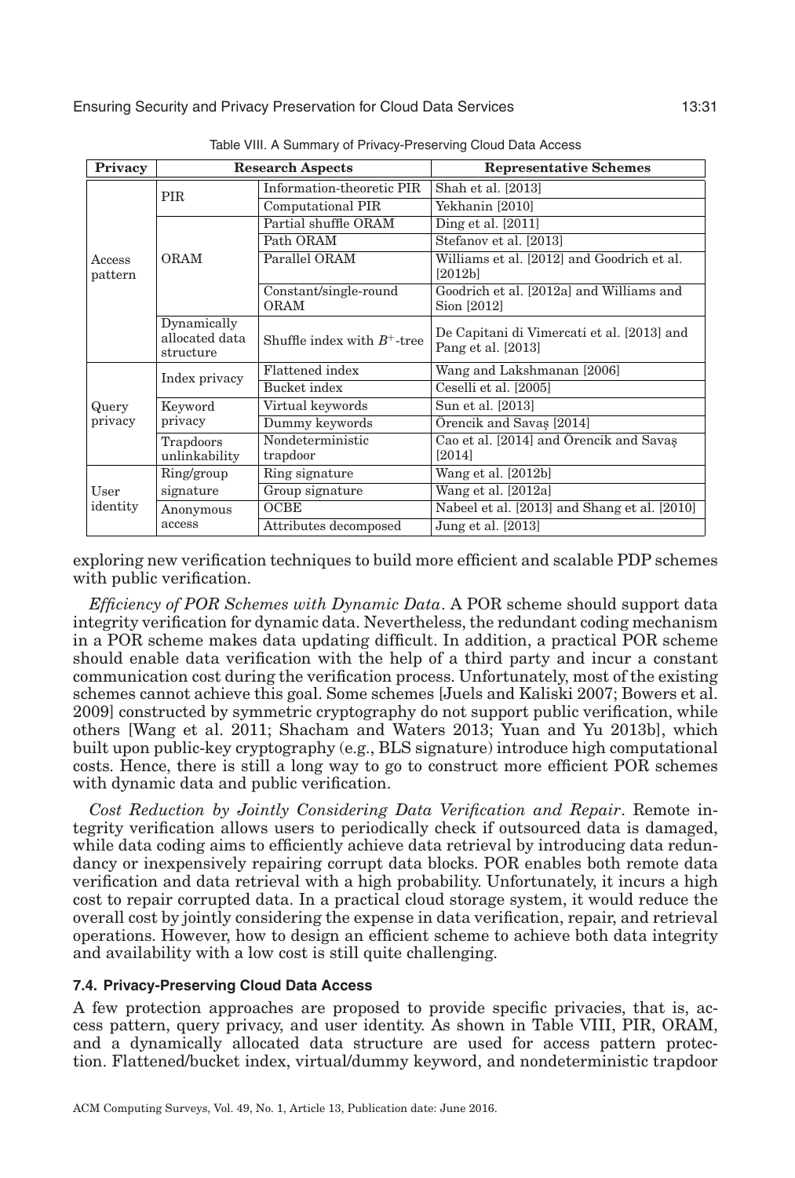Table VIII. A Summary of Privacy-Preserving Cloud Data Access

| Privacy | Research Aspects | | Representative Schemes |
|---|---|---|---|
| Access pattern | PIR | Information-theoretic PIR | Shah et al. [2013] |
| | | Computational PIR | Yekhanin [2010] |
| | ORAM | Partial shuffle ORAM | Ding et al. [2011] |
| | | Path ORAM | Stefanov et al. [2013] |
| | | Parallel ORAM | Williams et al. [2012] and Goodrich et al. [2012b] |
| | | Constant/single-round ORAM | Goodrich et al. [2012a] and Williams and Sion [2012] |
| | Dynamically allocated data structure | Shuffle index with $B^+$-tree | De Capitani di Vimercati et al. [2013] and Pang et al. [2013] |
| Query privacy | Index privacy | Flattened index | Wang and Lakshmanan [2006] |
| | | Bucket index | Ceselli et al. [2005] |
| | Keyword privacy | Virtual keywords | Sun et al. [2013] |
| | | Dummy keywords | Örencik and Savaş [2014] |
| | Trapdoors unlinkability | Nondeterministic trapdoor | Cao et al. [2014] and Örencik and Savaş [2014] |
| User identity | Ring/group signature | Ring signature | Wang et al. [2012b] |
| | | Group signature | Wang et al. [2012a] |
| | Anonymous access | OCBE | Nabeel et al. [2013] and Shang et al. [2010] |
| | | Attributes decomposed | Jung et al. [2013] |

exploring new verification techniques to build more efficient and scalable PDP schemes with public verification.

*Efficiency of POR Schemes with Dynamic Data*. A POR scheme should support data integrity verification for dynamic data. Nevertheless, the redundant coding mechanism in a POR scheme makes data updating difficult. In addition, a practical POR scheme should enable data verification with the help of a third party and incur a constant communication cost during the verification process. Unfortunately, most of the existing schemes cannot achieve this goal. Some schemes [Juels and Kaliski 2007; Bowers et al. 2009] constructed by symmetric cryptography do not support public verification, while others [Wang et al. 2011; Shacham and Waters 2013; Yuan and Yu 2013b], which built upon public-key cryptography (e.g., BLS signature) introduce high computational costs. Hence, there is still a long way to go to construct more efficient POR schemes with dynamic data and public verification.

*Cost Reduction by Jointly Considering Data Verification and Repair*. Remote integrity verification allows users to periodically check if outsourced data is damaged, while data coding aims to efficiently achieve data retrieval by introducing data redundancy or inexpensively repairing corrupt data blocks. POR enables both remote data verification and data retrieval with a high probability. Unfortunately, it incurs a high cost to repair corrupted data. In a practical cloud storage system, it would reduce the overall cost by jointly considering the expense in data verification, repair, and retrieval operations. However, how to design an efficient scheme to achieve both data integrity and availability with a low cost is still quite challenging.

### 7.4. Privacy-Preserving Cloud Data Access

A few protection approaches are proposed to provide specific privacies, that is, access pattern, query privacy, and user identity. As shown in Table VIII, PIR, ORAM, and a dynamically allocated data structure are used for access pattern protection. Flattened/bucket index, virtual/dummy keyword, and nondeterministic trapdoor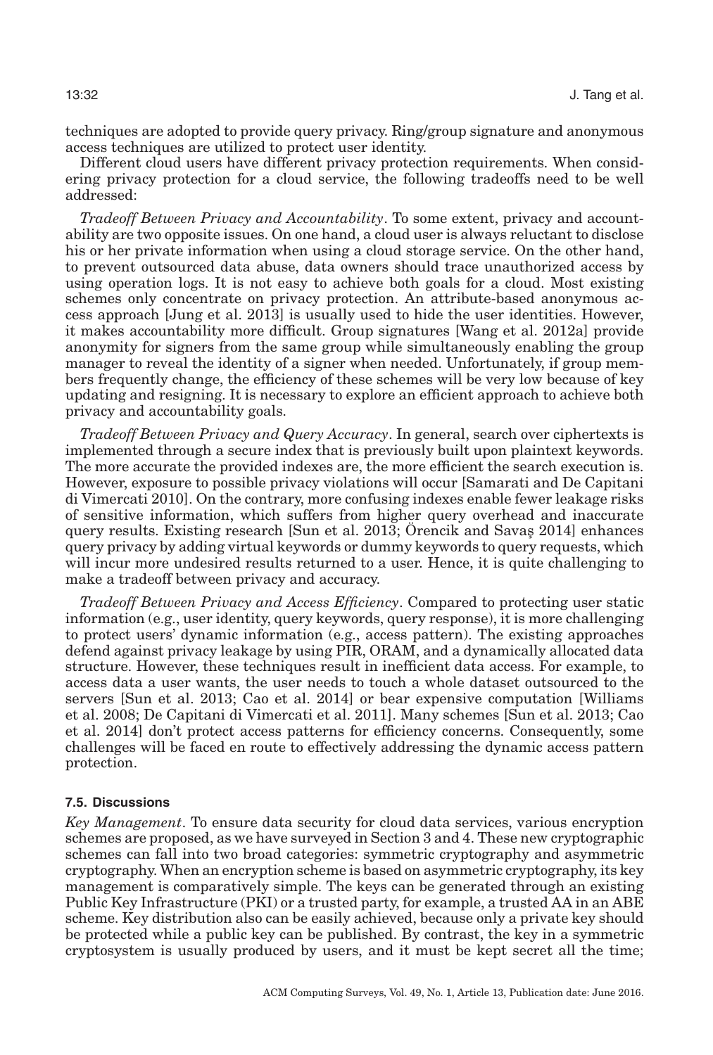techniques are adopted to provide query privacy. Ring/group signature and anonymous access techniques are utilized to protect user identity.

Different cloud users have different privacy protection requirements. When considering privacy protection for a cloud service, the following tradeoffs need to be well addressed:

*Tradeoff Between Privacy and Accountability*. To some extent, privacy and accountability are two opposite issues. On one hand, a cloud user is always reluctant to disclose his or her private information when using a cloud storage service. On the other hand, to prevent outsourced data abuse, data owners should trace unauthorized access by using operation logs. It is not easy to achieve both goals for a cloud. Most existing schemes only concentrate on privacy protection. An attribute-based anonymous access approach [Jung et al. 2013] is usually used to hide the user identities. However, it makes accountability more difficult. Group signatures [Wang et al. 2012a] provide anonymity for signers from the same group while simultaneously enabling the group manager to reveal the identity of a signer when needed. Unfortunately, if group members frequently change, the efficiency of these schemes will be very low because of key updating and resigning. It is necessary to explore an efficient approach to achieve both privacy and accountability goals.

*Tradeoff Between Privacy and Query Accuracy*. In general, search over ciphertexts is implemented through a secure index that is previously built upon plaintext keywords. The more accurate the provided indexes are, the more efficient the search execution is. However, exposure to possible privacy violations will occur [Samarati and De Capitani di Vimercati 2010]. On the contrary, more confusing indexes enable fewer leakage risks of sensitive information, which suffers from higher query overhead and inaccurate query results. Existing research [Sun et al. 2013; Örencik and Savaş 2014] enhances query privacy by adding virtual keywords or dummy keywords to query requests, which will incur more undesired results returned to a user. Hence, it is quite challenging to make a tradeoff between privacy and accuracy.

*Tradeoff Between Privacy and Access Efficiency*. Compared to protecting user static information (e.g., user identity, query keywords, query response), it is more challenging to protect users' dynamic information (e.g., access pattern). The existing approaches defend against privacy leakage by using PIR, ORAM, and a dynamically allocated data structure. However, these techniques result in inefficient data access. For example, to access data a user wants, the user needs to touch a whole dataset outsourced to the servers [Sun et al. 2013; Cao et al. 2014] or bear expensive computation [Williams et al. 2008; De Capitani di Vimercati et al. 2011]. Many schemes [Sun et al. 2013; Cao et al. 2014] don't protect access patterns for efficiency concerns. Consequently, some challenges will be faced en route to effectively addressing the dynamic access pattern protection.

### 7.5. Discussions

*Key Management*. To ensure data security for cloud data services, various encryption schemes are proposed, as we have surveyed in Section 3 and 4. These new cryptographic schemes can fall into two broad categories: symmetric cryptography and asymmetric cryptography. When an encryption scheme is based on asymmetric cryptography, its key management is comparatively simple. The keys can be generated through an existing Public Key Infrastructure (PKI) or a trusted party, for example, a trusted AA in an ABE scheme. Key distribution also can be easily achieved, because only a private key should be protected while a public key can be published. By contrast, the key in a symmetric cryptosystem is usually produced by users, and it must be kept secret all the time;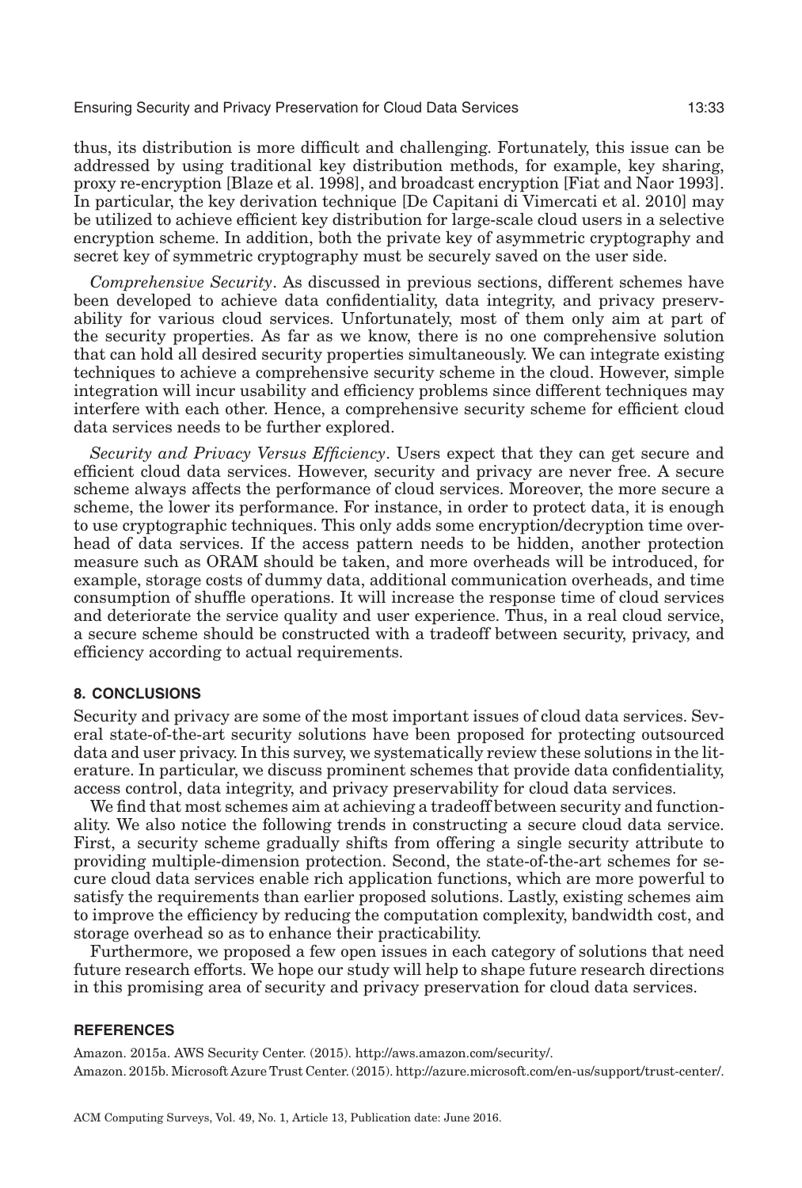thus, its distribution is more difficult and challenging. Fortunately, this issue can be addressed by using traditional key distribution methods, for example, key sharing, proxy re-encryption [Blaze et al. 1998], and broadcast encryption [Fiat and Naor 1993]. In particular, the key derivation technique [De Capitani di Vimercati et al. 2010] may be utilized to achieve efficient key distribution for large-scale cloud users in a selective encryption scheme. In addition, both the private key of asymmetric cryptography and secret key of symmetric cryptography must be securely saved on the user side.

*Comprehensive Security*. As discussed in previous sections, different schemes have been developed to achieve data confidentiality, data integrity, and privacy preservability for various cloud services. Unfortunately, most of them only aim at part of the security properties. As far as we know, there is no one comprehensive solution that can hold all desired security properties simultaneously. We can integrate existing techniques to achieve a comprehensive security scheme in the cloud. However, simple integration will incur usability and efficiency problems since different techniques may interfere with each other. Hence, a comprehensive security scheme for efficient cloud data services needs to be further explored.

*Security and Privacy Versus Efficiency*. Users expect that they can get secure and efficient cloud data services. However, security and privacy are never free. A secure scheme always affects the performance of cloud services. Moreover, the more secure a scheme, the lower its performance. For instance, in order to protect data, it is enough to use cryptographic techniques. This only adds some encryption/decryption time overhead of data services. If the access pattern needs to be hidden, another protection measure such as ORAM should be taken, and more overheads will be introduced, for example, storage costs of dummy data, additional communication overheads, and time consumption of shuffle operations. It will increase the response time of cloud services and deteriorate the service quality and user experience. Thus, in a real cloud service, a secure scheme should be constructed with a tradeoff between security, privacy, and efficiency according to actual requirements.

## 8. CONCLUSIONS

Security and privacy are some of the most important issues of cloud data services. Several state-of-the-art security solutions have been proposed for protecting outsourced data and user privacy. In this survey, we systematically review these solutions in the literature. In particular, we discuss prominent schemes that provide data confidentiality, access control, data integrity, and privacy preservability for cloud data services.

We find that most schemes aim at achieving a tradeoff between security and functionality. We also notice the following trends in constructing a secure cloud data service. First, a security scheme gradually shifts from offering a single security attribute to providing multiple-dimension protection. Second, the state-of-the-art schemes for secure cloud data services enable rich application functions, which are more powerful to satisfy the requirements than earlier proposed solutions. Lastly, existing schemes aim to improve the efficiency by reducing the computation complexity, bandwidth cost, and storage overhead so as to enhance their practicability.

Furthermore, we proposed a few open issues in each category of solutions that need future research efforts. We hope our study will help to shape future research directions in this promising area of security and privacy preservation for cloud data services.

## REFERENCES

Amazon. 2015a. AWS Security Center. (2015). http://aws.amazon.com/security/.

Amazon. 2015b. Microsoft Azure Trust Center. (2015). http://azure.microsoft.com/en-us/support/trust-center/.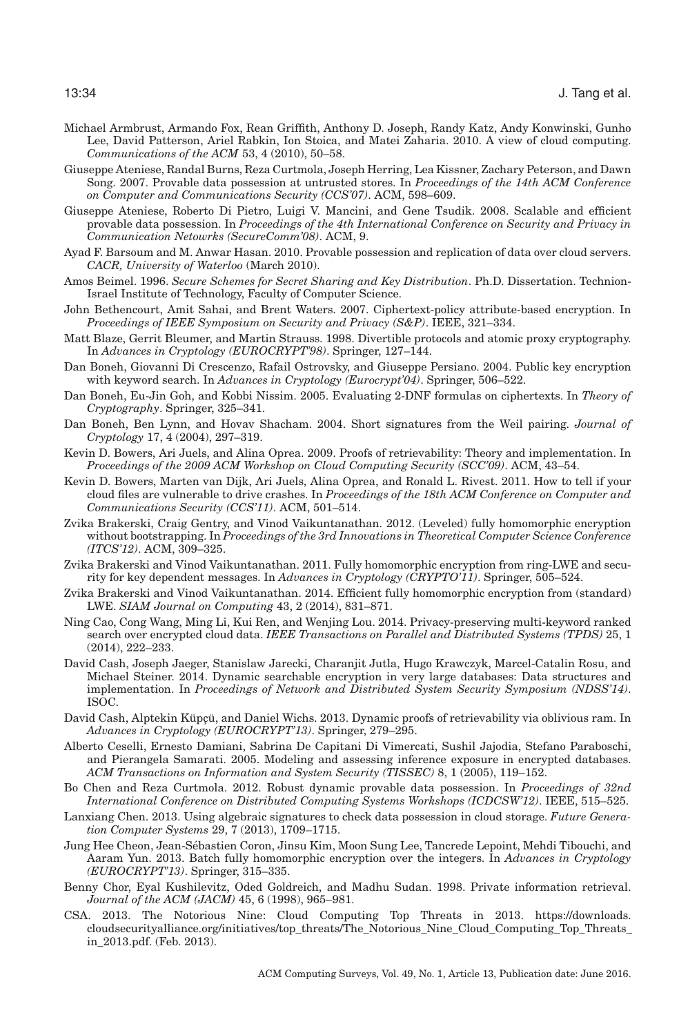Michael Armbrust, Armando Fox, Rean Griffith, Anthony D. Joseph, Randy Katz, Andy Konwinski, Gunho Lee, David Patterson, Ariel Rabkin, Ion Stoica, and Matei Zaharia. 2010. A view of cloud computing. *Communications of the ACM* 53, 4 (2010), 50–58.

Giuseppe Ateniese, Randal Burns, Reza Curtmola, Joseph Herring, Lea Kissner, Zachary Peterson, and Dawn Song. 2007. Provable data possession at untrusted stores. In *Proceedings of the 14th ACM Conference on Computer and Communications Security (CCS'07)*. ACM, 598–609.

Giuseppe Ateniese, Roberto Di Pietro, Luigi V. Mancini, and Gene Tsudik. 2008. Scalable and efficient provable data possession. In *Proceedings of the 4th International Conference on Security and Privacy in Communication Netowrks (SecureComm'08)*. ACM, 9.

Ayad F. Barsoum and M. Anwar Hasan. 2010. Provable possession and replication of data over cloud servers. *CACR, University of Waterloo* (March 2010).

Amos Beimel. 1996. *Secure Schemes for Secret Sharing and Key Distribution*. Ph.D. Dissertation. Technion-Israel Institute of Technology, Faculty of Computer Science.

John Bethencourt, Amit Sahai, and Brent Waters. 2007. Ciphertext-policy attribute-based encryption. In *Proceedings of IEEE Symposium on Security and Privacy (S&P)*. IEEE, 321–334.

Matt Blaze, Gerrit Bleumer, and Martin Strauss. 1998. Divertible protocols and atomic proxy cryptography. In *Advances in Cryptology (EUROCRYPT'98)*. Springer, 127–144.

Dan Boneh, Giovanni Di Crescenzo, Rafail Ostrovsky, and Giuseppe Persiano. 2004. Public key encryption with keyword search. In *Advances in Cryptology (Eurocrypt'04)*. Springer, 506–522.

Dan Boneh, Eu-Jin Goh, and Kobbi Nissim. 2005. Evaluating 2-DNF formulas on ciphertexts. In *Theory of Cryptography*. Springer, 325–341.

Dan Boneh, Ben Lynn, and Hovav Shacham. 2004. Short signatures from the Weil pairing. *Journal of Cryptology* 17, 4 (2004), 297–319.

Kevin D. Bowers, Ari Juels, and Alina Oprea. 2009. Proofs of retrievability: Theory and implementation. In *Proceedings of the 2009 ACM Workshop on Cloud Computing Security (SCC'09)*. ACM, 43–54.

Kevin D. Bowers, Marten van Dijk, Ari Juels, Alina Oprea, and Ronald L. Rivest. 2011. How to tell if your cloud files are vulnerable to drive crashes. In *Proceedings of the 18th ACM Conference on Computer and Communications Security (CCS'11)*. ACM, 501–514.

Zvika Brakerski, Craig Gentry, and Vinod Vaikuntanathan. 2012. (Leveled) fully homomorphic encryption without bootstrapping. In *Proceedings of the 3rd Innovations in Theoretical Computer Science Conference (ITCS'12)*. ACM, 309–325.

Zvika Brakerski and Vinod Vaikuntanathan. 2011. Fully homomorphic encryption from ring-LWE and security for key dependent messages. In *Advances in Cryptology (CRYPTO'11)*. Springer, 505–524.

Zvika Brakerski and Vinod Vaikuntanathan. 2014. Efficient fully homomorphic encryption from (standard) LWE. *SIAM Journal on Computing* 43, 2 (2014), 831–871.

Ning Cao, Cong Wang, Ming Li, Kui Ren, and Wenjing Lou. 2014. Privacy-preserving multi-keyword ranked search over encrypted cloud data. *IEEE Transactions on Parallel and Distributed Systems (TPDS)* 25, 1 (2014), 222–233.

David Cash, Joseph Jaeger, Stanislaw Jarecki, Charanjit Jutla, Hugo Krawczyk, Marcel-Catalin Rosu, and Michael Steiner. 2014. Dynamic searchable encryption in very large databases: Data structures and implementation. In *Proceedings of Network and Distributed System Security Symposium (NDSS'14)*. ISOC.

David Cash, Alptekin Küpçü, and Daniel Wichs. 2013. Dynamic proofs of retrievability via oblivious ram. In *Advances in Cryptology (EUROCRYPT'13)*. Springer, 279–295.

Alberto Ceselli, Ernesto Damiani, Sabrina De Capitani Di Vimercati, Sushil Jajodia, Stefano Paraboschi, and Pierangela Samarati. 2005. Modeling and assessing inference exposure in encrypted databases. *ACM Transactions on Information and System Security (TISSEC)* 8, 1 (2005), 119–152.

Bo Chen and Reza Curtmola. 2012. Robust dynamic provable data possession. In *Proceedings of 32nd International Conference on Distributed Computing Systems Workshops (ICDCSW'12)*. IEEE, 515–525.

Lanxiang Chen. 2013. Using algebraic signatures to check data possession in cloud storage. *Future Generation Computer Systems* 29, 7 (2013), 1709–1715.

Jung Hee Cheon, Jean-Sébastien Coron, Jinsu Kim, Moon Sung Lee, Tancrede Lepoint, Mehdi Tibouchi, and Aaram Yun. 2013. Batch fully homomorphic encryption over the integers. In *Advances in Cryptology (EUROCRYPT'13)*. Springer, 315–335.

Benny Chor, Eyal Kushilevitz, Oded Goldreich, and Madhu Sudan. 1998. Private information retrieval. *Journal of the ACM (JACM)* 45, 6 (1998), 965–981.

CSA. 2013. The Notorious Nine: Cloud Computing Top Threats in 2013. https://downloads.cloudsecurityalliance.org/initiatives/top_threats/The_Notorious_Nine_Cloud_Computing_Top_Threats_in_2013.pdf. (Feb. 2013).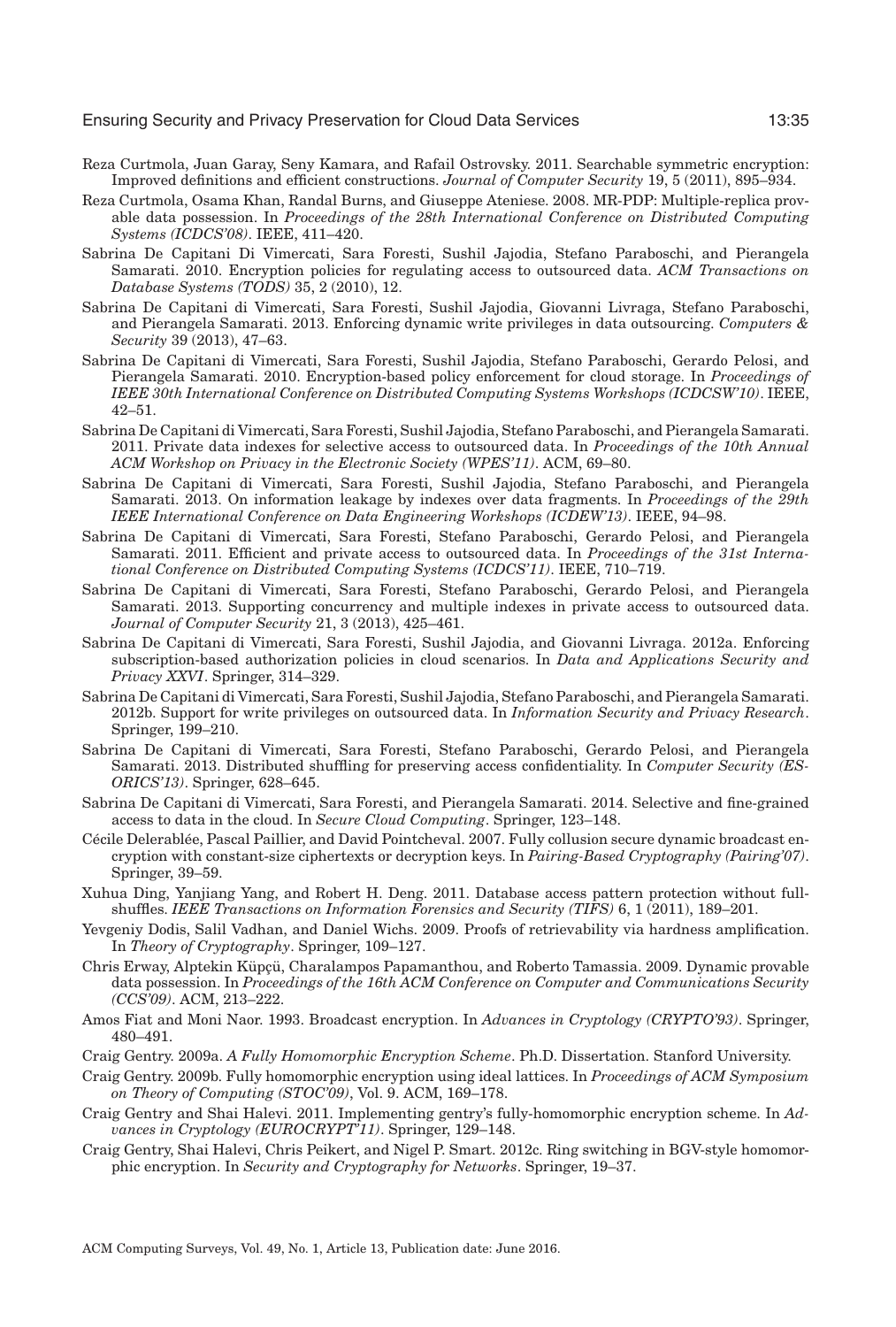Reza Curtmola, Juan Garay, Seny Kamara, and Rafail Ostrovsky. 2011. Searchable symmetric encryption: Improved definitions and efficient constructions. *Journal of Computer Security* 19, 5 (2011), 895–934.

Reza Curtmola, Osama Khan, Randal Burns, and Giuseppe Ateniese. 2008. MR-PDP: Multiple-replica provable data possession. In *Proceedings of the 28th International Conference on Distributed Computing Systems (ICDCS'08)*. IEEE, 411–420.

Sabrina De Capitani Di Vimercati, Sara Foresti, Sushil Jajodia, Stefano Paraboschi, and Pierangela Samarati. 2010. Encryption policies for regulating access to outsourced data. *ACM Transactions on Database Systems (TODS)* 35, 2 (2010), 12.

Sabrina De Capitani di Vimercati, Sara Foresti, Sushil Jajodia, Giovanni Livraga, Stefano Paraboschi, and Pierangela Samarati. 2013. Enforcing dynamic write privileges in data outsourcing. *Computers & Security* 39 (2013), 47–63.

Sabrina De Capitani di Vimercati, Sara Foresti, Sushil Jajodia, Stefano Paraboschi, Gerardo Pelosi, and Pierangela Samarati. 2010. Encryption-based policy enforcement for cloud storage. In *Proceedings of IEEE 30th International Conference on Distributed Computing Systems Workshops (ICDCSW'10)*. IEEE, 42–51.

Sabrina De Capitani di Vimercati, Sara Foresti, Sushil Jajodia, Stefano Paraboschi, and Pierangela Samarati. 2011. Private data indexes for selective access to outsourced data. In *Proceedings of the 10th Annual ACM Workshop on Privacy in the Electronic Society (WPES'11)*. ACM, 69–80.

Sabrina De Capitani di Vimercati, Sara Foresti, Sushil Jajodia, Stefano Paraboschi, and Pierangela Samarati. 2013. On information leakage by indexes over data fragments. In *Proceedings of the 29th IEEE International Conference on Data Engineering Workshops (ICDEW'13)*. IEEE, 94–98.

Sabrina De Capitani di Vimercati, Sara Foresti, Stefano Paraboschi, Gerardo Pelosi, and Pierangela Samarati. 2011. Efficient and private access to outsourced data. In *Proceedings of the 31st International Conference on Distributed Computing Systems (ICDCS'11)*. IEEE, 710–719.

Sabrina De Capitani di Vimercati, Sara Foresti, Stefano Paraboschi, Gerardo Pelosi, and Pierangela Samarati. 2013. Supporting concurrency and multiple indexes in private access to outsourced data. *Journal of Computer Security* 21, 3 (2013), 425–461.

Sabrina De Capitani di Vimercati, Sara Foresti, Sushil Jajodia, and Giovanni Livraga. 2012a. Enforcing subscription-based authorization policies in cloud scenarios. In *Data and Applications Security and Privacy XXVI*. Springer, 314–329.

Sabrina De Capitani di Vimercati, Sara Foresti, Sushil Jajodia, Stefano Paraboschi, and Pierangela Samarati. 2012b. Support for write privileges on outsourced data. In *Information Security and Privacy Research*. Springer, 199–210.

Sabrina De Capitani di Vimercati, Sara Foresti, Stefano Paraboschi, Gerardo Pelosi, and Pierangela Samarati. 2013. Distributed shuffling for preserving access confidentiality. In *Computer Security (ESORICS'13)*. Springer, 628–645.

Sabrina De Capitani di Vimercati, Sara Foresti, and Pierangela Samarati. 2014. Selective and fine-grained access to data in the cloud. In *Secure Cloud Computing*. Springer, 123–148.

Cécile Delerablée, Pascal Paillier, and David Pointcheval. 2007. Fully collusion secure dynamic broadcast encryption with constant-size ciphertexts or decryption keys. In *Pairing-Based Cryptography (Pairing'07)*. Springer, 39–59.

Xuhua Ding, Yanjiang Yang, and Robert H. Deng. 2011. Database access pattern protection without full-shuffles. *IEEE Transactions on Information Forensics and Security (TIFS)* 6, 1 (2011), 189–201.

Yevgeniy Dodis, Salil Vadhan, and Daniel Wichs. 2009. Proofs of retrievability via hardness amplification. In *Theory of Cryptography*. Springer, 109–127.

Chris Erway, Alptekin Küpçü, Charalampos Papamanthou, and Roberto Tamassia. 2009. Dynamic provable data possession. In *Proceedings of the 16th ACM Conference on Computer and Communications Security (CCS'09)*. ACM, 213–222.

Amos Fiat and Moni Naor. 1993. Broadcast encryption. In *Advances in Cryptology (CRYPTO'93)*. Springer, 480–491.

Craig Gentry. 2009a. *A Fully Homomorphic Encryption Scheme*. Ph.D. Dissertation. Stanford University.

Craig Gentry. 2009b. Fully homomorphic encryption using ideal lattices. In *Proceedings of ACM Symposium on Theory of Computing (STOC'09)*, Vol. 9. ACM, 169–178.

Craig Gentry and Shai Halevi. 2011. Implementing gentry's fully-homomorphic encryption scheme. In *Advances in Cryptology (EUROCRYPT'11)*. Springer, 129–148.

Craig Gentry, Shai Halevi, Chris Peikert, and Nigel P. Smart. 2012c. Ring switching in BGV-style homomorphic encryption. In *Security and Cryptography for Networks*. Springer, 19–37.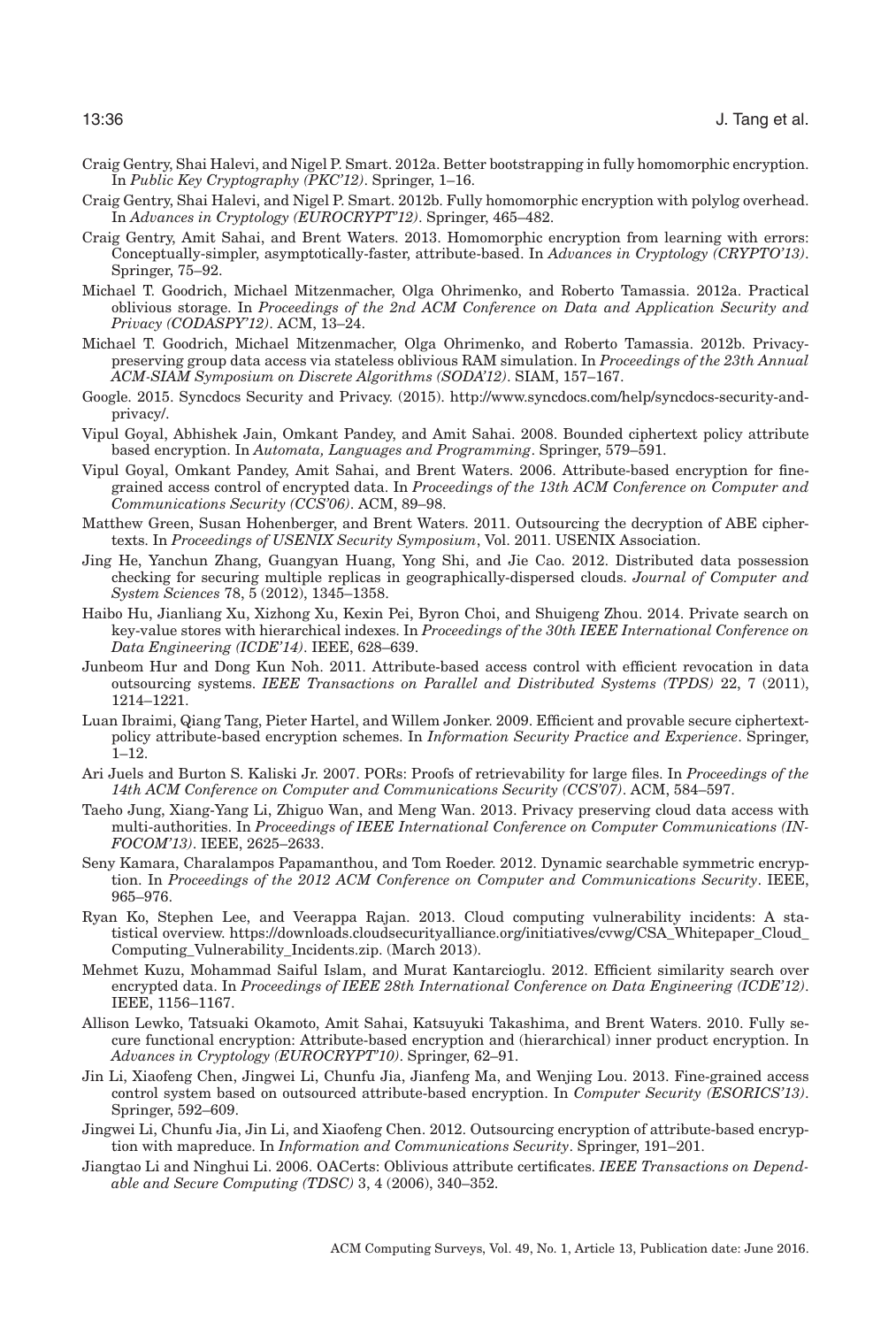Craig Gentry, Shai Halevi, and Nigel P. Smart. 2012a. Better bootstrapping in fully homomorphic encryption. In *Public Key Cryptography (PKC'12)*. Springer, 1–16.

Craig Gentry, Shai Halevi, and Nigel P. Smart. 2012b. Fully homomorphic encryption with polylog overhead. In *Advances in Cryptology (EUROCRYPT'12)*. Springer, 465–482.

Craig Gentry, Amit Sahai, and Brent Waters. 2013. Homomorphic encryption from learning with errors: Conceptually-simpler, asymptotically-faster, attribute-based. In *Advances in Cryptology (CRYPTO'13)*. Springer, 75–92.

Michael T. Goodrich, Michael Mitzenmacher, Olga Ohrimenko, and Roberto Tamassia. 2012a. Practical oblivious storage. In *Proceedings of the 2nd ACM Conference on Data and Application Security and Privacy (CODASPY'12)*. ACM, 13–24.

Michael T. Goodrich, Michael Mitzenmacher, Olga Ohrimenko, and Roberto Tamassia. 2012b. Privacy-preserving group data access via stateless oblivious RAM simulation. In *Proceedings of the 23th Annual ACM-SIAM Symposium on Discrete Algorithms (SODA'12)*. SIAM, 157–167.

Google. 2015. Syncdocs Security and Privacy. (2015). http://www.syncdocs.com/help/syncdocs-security-and-privacy/.

Vipul Goyal, Abhishek Jain, Omkant Pandey, and Amit Sahai. 2008. Bounded ciphertext policy attribute based encryption. In *Automata, Languages and Programming*. Springer, 579–591.

Vipul Goyal, Omkant Pandey, Amit Sahai, and Brent Waters. 2006. Attribute-based encryption for fine-grained access control of encrypted data. In *Proceedings of the 13th ACM Conference on Computer and Communications Security (CCS'06)*. ACM, 89–98.

Matthew Green, Susan Hohenberger, and Brent Waters. 2011. Outsourcing the decryption of ABE ciphertexts. In *Proceedings of USENIX Security Symposium*, Vol. 2011. USENIX Association.

Jing He, Yanchun Zhang, Guangyan Huang, Yong Shi, and Jie Cao. 2012. Distributed data possession checking for securing multiple replicas in geographically-dispersed clouds. *Journal of Computer and System Sciences* 78, 5 (2012), 1345–1358.

Haibo Hu, Jianliang Xu, Xizhong Xu, Kexin Pei, Byron Choi, and Shuigeng Zhou. 2014. Private search on key-value stores with hierarchical indexes. In *Proceedings of the 30th IEEE International Conference on Data Engineering (ICDE'14)*. IEEE, 628–639.

Junbeom Hur and Dong Kun Noh. 2011. Attribute-based access control with efficient revocation in data outsourcing systems. *IEEE Transactions on Parallel and Distributed Systems (TPDS)* 22, 7 (2011), 1214–1221.

Luan Ibraimi, Qiang Tang, Pieter Hartel, and Willem Jonker. 2009. Efficient and provable secure ciphertext-policy attribute-based encryption schemes. In *Information Security Practice and Experience*. Springer, 1–12.

Ari Juels and Burton S. Kaliski Jr. 2007. PORs: Proofs of retrievability for large files. In *Proceedings of the 14th ACM Conference on Computer and Communications Security (CCS'07)*. ACM, 584–597.

Taeho Jung, Xiang-Yang Li, Zhiguo Wan, and Meng Wan. 2013. Privacy preserving cloud data access with multi-authorities. In *Proceedings of IEEE International Conference on Computer Communications (INFOCOM'13)*. IEEE, 2625–2633.

Seny Kamara, Charalampos Papamanthou, and Tom Roeder. 2012. Dynamic searchable symmetric encryption. In *Proceedings of the 2012 ACM Conference on Computer and Communications Security*. IEEE, 965–976.

Ryan Ko, Stephen Lee, and Veerappa Rajan. 2013. Cloud computing vulnerability incidents: A statistical overview. https://downloads.cloudsecurityalliance.org/initiatives/cvwg/CSA_Whitepaper_Cloud_Computing_Vulnerability_Incidents.zip. (March 2013).

Mehmet Kuzu, Mohammad Saiful Islam, and Murat Kantarcioglu. 2012. Efficient similarity search over encrypted data. In *Proceedings of IEEE 28th International Conference on Data Engineering (ICDE'12)*. IEEE, 1156–1167.

Allison Lewko, Tatsuaki Okamoto, Amit Sahai, Katsuyuki Takashima, and Brent Waters. 2010. Fully secure functional encryption: Attribute-based encryption and (hierarchical) inner product encryption. In *Advances in Cryptology (EUROCRYPT'10)*. Springer, 62–91.

Jin Li, Xiaofeng Chen, Jingwei Li, Chunfu Jia, Jianfeng Ma, and Wenjing Lou. 2013. Fine-grained access control system based on outsourced attribute-based encryption. In *Computer Security (ESORICS'13)*. Springer, 592–609.

Jingwei Li, Chunfu Jia, Jin Li, and Xiaofeng Chen. 2012. Outsourcing encryption of attribute-based encryption with mapreduce. In *Information and Communications Security*. Springer, 191–201.

Jiangtao Li and Ninghui Li. 2006. OACerts: Oblivious attribute certificates. *IEEE Transactions on Dependable and Secure Computing (TDSC)* 3, 4 (2006), 340–352.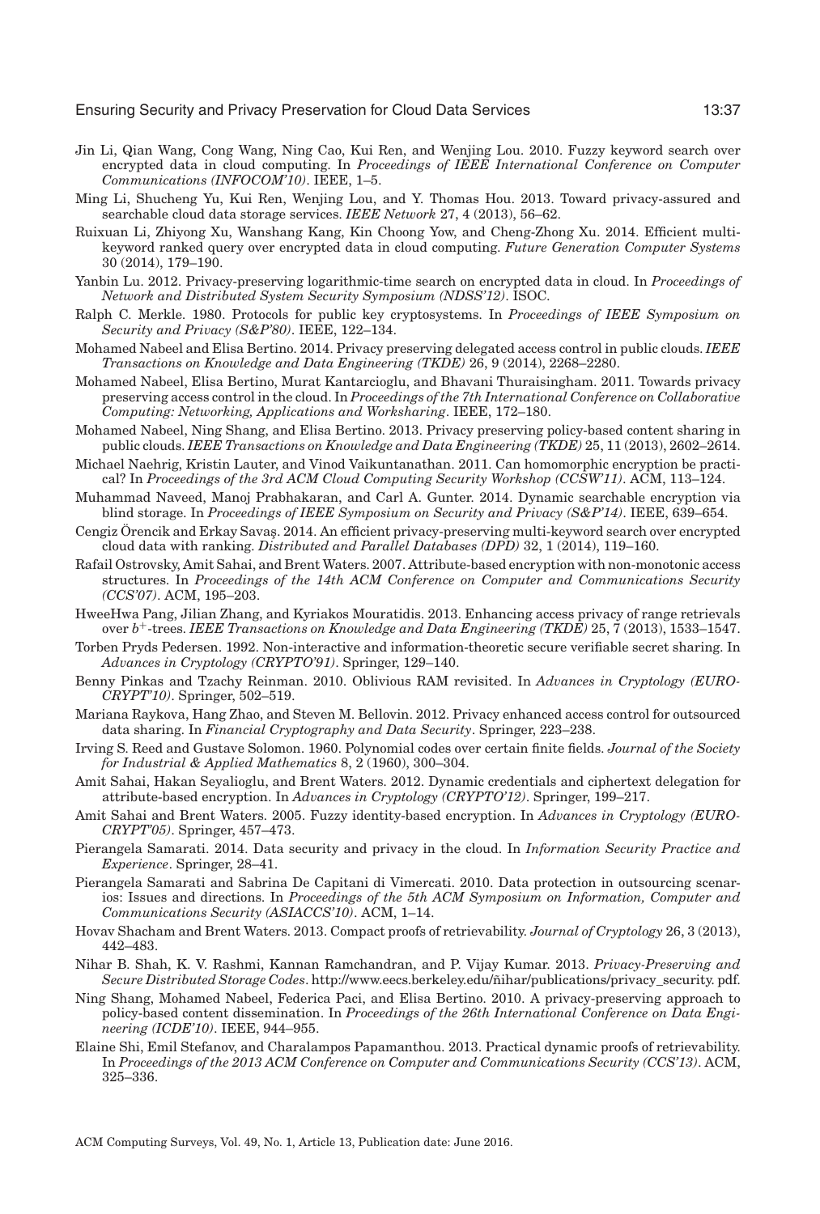Jin Li, Qian Wang, Cong Wang, Ning Cao, Kui Ren, and Wenjing Lou. 2010. Fuzzy keyword search over encrypted data in cloud computing. In *Proceedings of IEEE International Conference on Computer Communications (INFOCOM'10)*. IEEE, 1–5.

Ming Li, Shucheng Yu, Kui Ren, Wenjing Lou, and Y. Thomas Hou. 2013. Toward privacy-assured and searchable cloud data storage services. *IEEE Network* 27, 4 (2013), 56–62.

Ruixuan Li, Zhiyong Xu, Wanshang Kang, Kin Choong Yow, and Cheng-Zhong Xu. 2014. Efficient multi-keyword ranked query over encrypted data in cloud computing. *Future Generation Computer Systems* 30 (2014), 179–190.

Yanbin Lu. 2012. Privacy-preserving logarithmic-time search on encrypted data in cloud. In *Proceedings of Network and Distributed System Security Symposium (NDSS'12)*. ISOC.

Ralph C. Merkle. 1980. Protocols for public key cryptosystems. In *Proceedings of IEEE Symposium on Security and Privacy (S&P'80)*. IEEE, 122–134.

Mohamed Nabeel and Elisa Bertino. 2014. Privacy preserving delegated access control in public clouds. *IEEE Transactions on Knowledge and Data Engineering (TKDE)* 26, 9 (2014), 2268–2280.

Mohamed Nabeel, Elisa Bertino, Murat Kantarcioglu, and Bhavani Thuraisingham. 2011. Towards privacy preserving access control in the cloud. In *Proceedings of the 7th International Conference on Collaborative Computing: Networking, Applications and Worksharing*. IEEE, 172–180.

Mohamed Nabeel, Ning Shang, and Elisa Bertino. 2013. Privacy preserving policy-based content sharing in public clouds. *IEEE Transactions on Knowledge and Data Engineering (TKDE)* 25, 11 (2013), 2602–2614.

Michael Naehrig, Kristin Lauter, and Vinod Vaikuntanathan. 2011. Can homomorphic encryption be practical? In *Proceedings of the 3rd ACM Cloud Computing Security Workshop (CCSW'11)*. ACM, 113–124.

Muhammad Naveed, Manoj Prabhakaran, and Carl A. Gunter. 2014. Dynamic searchable encryption via blind storage. In *Proceedings of IEEE Symposium on Security and Privacy (S&P'14)*. IEEE, 639–654.

Cengiz Örencik and Erkay Savaş. 2014. An efficient privacy-preserving multi-keyword search over encrypted cloud data with ranking. *Distributed and Parallel Databases (DPD)* 32, 1 (2014), 119–160.

Rafail Ostrovsky, Amit Sahai, and Brent Waters. 2007. Attribute-based encryption with non-monotonic access structures. In *Proceedings of the 14th ACM Conference on Computer and Communications Security (CCS'07)*. ACM, 195–203.

HweeHwa Pang, Jilian Zhang, and Kyriakos Mouratidis. 2013. Enhancing access privacy of range retrievals over $b^+$-trees. *IEEE Transactions on Knowledge and Data Engineering (TKDE)* 25, 7 (2013), 1533–1547.

Torben Pryds Pedersen. 1992. Non-interactive and information-theoretic secure verifiable secret sharing. In *Advances in Cryptology (CRYPTO'91)*. Springer, 129–140.

Benny Pinkas and Tzachy Reinman. 2010. Oblivious RAM revisited. In *Advances in Cryptology (EUROCRYPT'10)*. Springer, 502–519.

Mariana Raykova, Hang Zhao, and Steven M. Bellovin. 2012. Privacy enhanced access control for outsourced data sharing. In *Financial Cryptography and Data Security*. Springer, 223–238.

Irving S. Reed and Gustave Solomon. 1960. Polynomial codes over certain finite fields. *Journal of the Society for Industrial & Applied Mathematics* 8, 2 (1960), 300–304.

Amit Sahai, Hakan Seyalioglu, and Brent Waters. 2012. Dynamic credentials and ciphertext delegation for attribute-based encryption. In *Advances in Cryptology (CRYPTO'12)*. Springer, 199–217.

Amit Sahai and Brent Waters. 2005. Fuzzy identity-based encryption. In *Advances in Cryptology (EUROCRYPT'05)*. Springer, 457–473.

Pierangela Samarati. 2014. Data security and privacy in the cloud. In *Information Security Practice and Experience*. Springer, 28–41.

Pierangela Samarati and Sabrina De Capitani di Vimercati. 2010. Data protection in outsourcing scenarios: Issues and directions. In *Proceedings of the 5th ACM Symposium on Information, Computer and Communications Security (ASIACCS'10)*. ACM, 1–14.

Hovav Shacham and Brent Waters. 2013. Compact proofs of retrievability. *Journal of Cryptology* 26, 3 (2013), 442–483.

Nihar B. Shah, K. V. Rashmi, Kannan Ramchandran, and P. Vijay Kumar. 2013. *Privacy-Preserving and Secure Distributed Storage Codes*. http://www.eecs.berkeley.edu/~nihar/publications/privacy_security.pdf.

Ning Shang, Mohamed Nabeel, Federica Paci, and Elisa Bertino. 2010. A privacy-preserving approach to policy-based content dissemination. In *Proceedings of the 26th International Conference on Data Engineering (ICDE'10)*. IEEE, 944–955.

Elaine Shi, Emil Stefanov, and Charalampos Papamanthou. 2013. Practical dynamic proofs of retrievability. In *Proceedings of the 2013 ACM Conference on Computer and Communications Security (CCS'13)*. ACM, 325–336.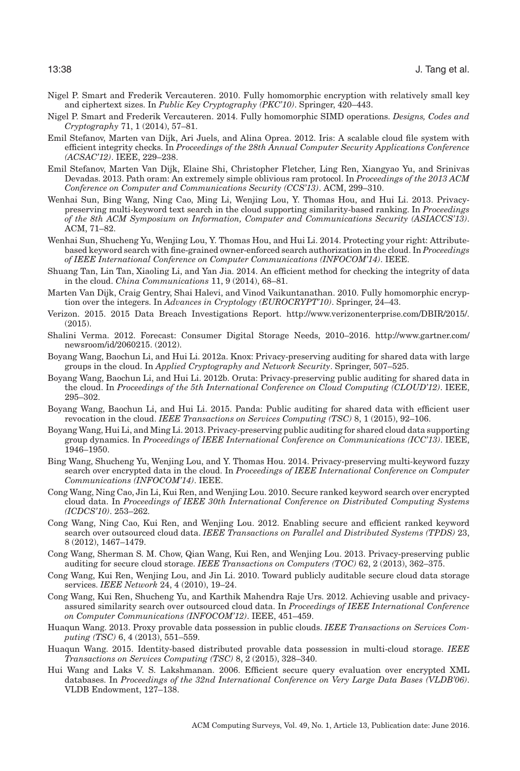Nigel P. Smart and Frederik Vercauteren. 2010. Fully homomorphic encryption with relatively small key and ciphertext sizes. In *Public Key Cryptography (PKC'10)*. Springer, 420–443.

Nigel P. Smart and Frederik Vercauteren. 2014. Fully homomorphic SIMD operations. *Designs, Codes and Cryptography* 71, 1 (2014), 57–81.

Emil Stefanov, Marten van Dijk, Ari Juels, and Alina Oprea. 2012. Iris: A scalable cloud file system with efficient integrity checks. In *Proceedings of the 28th Annual Computer Security Applications Conference (ACSAC'12)*. IEEE, 229–238.

Emil Stefanov, Marten Van Dijk, Elaine Shi, Christopher Fletcher, Ling Ren, Xiangyao Yu, and Srinivas Devadas. 2013. Path oram: An extremely simple oblivious ram protocol. In *Proceedings of the 2013 ACM Conference on Computer and Communications Security (CCS'13)*. ACM, 299–310.

Wenhai Sun, Bing Wang, Ning Cao, Ming Li, Wenjing Lou, Y. Thomas Hou, and Hui Li. 2013. Privacy-preserving multi-keyword text search in the cloud supporting similarity-based ranking. In *Proceedings of the 8th ACM Symposium on Information, Computer and Communications Security (ASIACCS'13)*. ACM, 71–82.

Wenhai Sun, Shucheng Yu, Wenjing Lou, Y. Thomas Hou, and Hui Li. 2014. Protecting your right: Attribute-based keyword search with fine-grained owner-enforced search authorization in the cloud. In *Proceedings of IEEE International Conference on Computer Communications (INFOCOM'14)*. IEEE.

Shuang Tan, Lin Tan, Xiaoling Li, and Yan Jia. 2014. An efficient method for checking the integrity of data in the cloud. *China Communications* 11, 9 (2014), 68–81.

Marten Van Dijk, Craig Gentry, Shai Halevi, and Vinod Vaikuntanathan. 2010. Fully homomorphic encryption over the integers. In *Advances in Cryptology (EUROCRYPT'10)*. Springer, 24–43.

Verizon. 2015. 2015 Data Breach Investigations Report. http://www.verizonenterprise.com/DBIR/2015/. (2015).

Shalini Verma. 2012. Forecast: Consumer Digital Storage Needs, 2010–2016. http://www.gartner.com/newsroom/id/2060215. (2012).

Boyang Wang, Baochun Li, and Hui Li. 2012a. Knox: Privacy-preserving auditing for shared data with large groups in the cloud. In *Applied Cryptography and Network Security*. Springer, 507–525.

Boyang Wang, Baochun Li, and Hui Li. 2012b. Oruta: Privacy-preserving public auditing for shared data in the cloud. In *Proceedings of the 5th International Conference on Cloud Computing (CLOUD'12)*. IEEE, 295–302.

Boyang Wang, Baochun Li, and Hui Li. 2015. Panda: Public auditing for shared data with efficient user revocation in the cloud. *IEEE Transactions on Services Computing (TSC)* 8, 1 (2015), 92–106.

Boyang Wang, Hui Li, and Ming Li. 2013. Privacy-preserving public auditing for shared cloud data supporting group dynamics. In *Proceedings of IEEE International Conference on Communications (ICC'13)*. IEEE, 1946–1950.

Bing Wang, Shucheng Yu, Wenjing Lou, and Y. Thomas Hou. 2014. Privacy-preserving multi-keyword fuzzy search over encrypted data in the cloud. In *Proceedings of IEEE International Conference on Computer Communications (INFOCOM'14)*. IEEE.

Cong Wang, Ning Cao, Jin Li, Kui Ren, and Wenjing Lou. 2010. Secure ranked keyword search over encrypted cloud data. In *Proceedings of IEEE 30th International Conference on Distributed Computing Systems (ICDCS'10)*. 253–262.

Cong Wang, Ning Cao, Kui Ren, and Wenjing Lou. 2012. Enabling secure and efficient ranked keyword search over outsourced cloud data. *IEEE Transactions on Parallel and Distributed Systems (TPDS)* 23, 8 (2012), 1467–1479.

Cong Wang, Sherman S. M. Chow, Qian Wang, Kui Ren, and Wenjing Lou. 2013. Privacy-preserving public auditing for secure cloud storage. *IEEE Transactions on Computers (TOC)* 62, 2 (2013), 362–375.

Cong Wang, Kui Ren, Wenjing Lou, and Jin Li. 2010. Toward publicly auditable secure cloud data storage services. *IEEE Network* 24, 4 (2010), 19–24.

Cong Wang, Kui Ren, Shucheng Yu, and Karthik Mahendra Raje Urs. 2012. Achieving usable and privacy-assured similarity search over outsourced cloud data. In *Proceedings of IEEE International Conference on Computer Communications (INFOCOM'12)*. IEEE, 451–459.

Huaqun Wang. 2013. Proxy provable data possession in public clouds. *IEEE Transactions on Services Computing (TSC)* 6, 4 (2013), 551–559.

Huaqun Wang. 2015. Identity-based distributed provable data possession in multi-cloud storage. *IEEE Transactions on Services Computing (TSC)* 8, 2 (2015), 328–340.

Hui Wang and Laks V. S. Lakshmanan. 2006. Efficient secure query evaluation over encrypted XML databases. In *Proceedings of the 32nd International Conference on Very Large Data Bases (VLDB'06)*. VLDB Endowment, 127–138.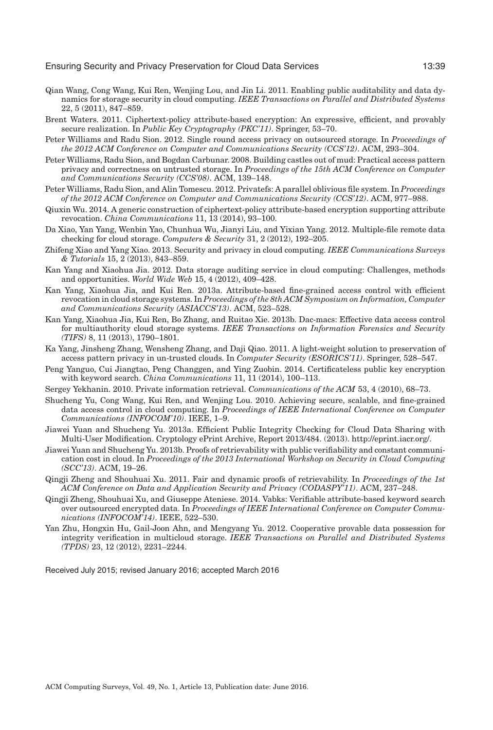Qian Wang, Cong Wang, Kui Ren, Wenjing Lou, and Jin Li. 2011. Enabling public auditability and data dynamics for storage security in cloud computing. *IEEE Transactions on Parallel and Distributed Systems* 22, 5 (2011), 847–859.

Brent Waters. 2011. Ciphertext-policy attribute-based encryption: An expressive, efficient, and provably secure realization. In *Public Key Cryptography (PKC'11)*. Springer, 53–70.

Peter Williams and Radu Sion. 2012. Single round access privacy on outsourced storage. In *Proceedings of the 2012 ACM Conference on Computer and Communications Security (CCS'12)*. ACM, 293–304.

Peter Williams, Radu Sion, and Bogdan Carbunar. 2008. Building castles out of mud: Practical access pattern privacy and correctness on untrusted storage. In *Proceedings of the 15th ACM Conference on Computer and Communications Security (CCS'08)*. ACM, 139–148.

Peter Williams, Radu Sion, and Alin Tomescu. 2012. Privatefs: A parallel oblivious file system. In *Proceedings of the 2012 ACM Conference on Computer and Communications Security (CCS'12)*. ACM, 977–988.

Qiuxin Wu. 2014. A generic construction of ciphertext-policy attribute-based encryption supporting attribute revocation. *China Communications* 11, 13 (2014), 93–100.

Da Xiao, Yan Yang, Wenbin Yao, Chunhua Wu, Jianyi Liu, and Yixian Yang. 2012. Multiple-file remote data checking for cloud storage. *Computers & Security* 31, 2 (2012), 192–205.

Zhifeng Xiao and Yang Xiao. 2013. Security and privacy in cloud computing. *IEEE Communications Surveys & Tutorials* 15, 2 (2013), 843–859.

Kan Yang and Xiaohua Jia. 2012. Data storage auditing service in cloud computing: Challenges, methods and opportunities. *World Wide Web* 15, 4 (2012), 409–428.

Kan Yang, Xiaohua Jia, and Kui Ren. 2013a. Attribute-based fine-grained access control with efficient revocation in cloud storage systems. In *Proceedings of the 8th ACM Symposium on Information, Computer and Communications Security (ASIACCS'13)*. ACM, 523–528.

Kan Yang, Xiaohua Jia, Kui Ren, Bo Zhang, and Ruitao Xie. 2013b. Dac-macs: Effective data access control for multiauthority cloud storage systems. *IEEE Transactions on Information Forensics and Security (TIFS)* 8, 11 (2013), 1790–1801.

Ka Yang, Jinsheng Zhang, Wensheng Zhang, and Daji Qiao. 2011. A light-weight solution to preservation of access pattern privacy in un-trusted clouds. In *Computer Security (ESORICS'11)*. Springer, 528–547.

Peng Yanguo, Cui Jiangtao, Peng Changgen, and Ying Zuobin. 2014. Certificateless public key encryption with keyword search. *China Communications* 11, 11 (2014), 100–113.

Sergey Yekhanin. 2010. Private information retrieval. *Communications of the ACM* 53, 4 (2010), 68–73.

Shucheng Yu, Cong Wang, Kui Ren, and Wenjing Lou. 2010. Achieving secure, scalable, and fine-grained data access control in cloud computing. In *Proceedings of IEEE International Conference on Computer Communications (INFOCOM'10)*. IEEE, 1–9.

Jiawei Yuan and Shucheng Yu. 2013a. Efficient Public Integrity Checking for Cloud Data Sharing with Multi-User Modification. Cryptology ePrint Archive, Report 2013/484. (2013). http://eprint.iacr.org/.

Jiawei Yuan and Shucheng Yu. 2013b. Proofs of retrievability with public verifiability and constant communication cost in cloud. In *Proceedings of the 2013 International Workshop on Security in Cloud Computing (SCC'13)*. ACM, 19–26.

Qingji Zheng and Shouhuai Xu. 2011. Fair and dynamic proofs of retrievability. In *Proceedings of the 1st ACM Conference on Data and Application Security and Privacy (CODASPY'11)*. ACM, 237–248.

Qingji Zheng, Shouhuai Xu, and Giuseppe Ateniese. 2014. Vabks: Verifiable attribute-based keyword search over outsourced encrypted data. In *Proceedings of IEEE International Conference on Computer Communications (INFOCOM'14)*. IEEE, 522–530.

Yan Zhu, Hongxin Hu, Gail-Joon Ahn, and Mengyang Yu. 2012. Cooperative provable data possession for integrity verification in multicloud storage. *IEEE Transactions on Parallel and Distributed Systems (TPDS)* 23, 12 (2012), 2231–2244.

Received July 2015; revised January 2016; accepted March 2016